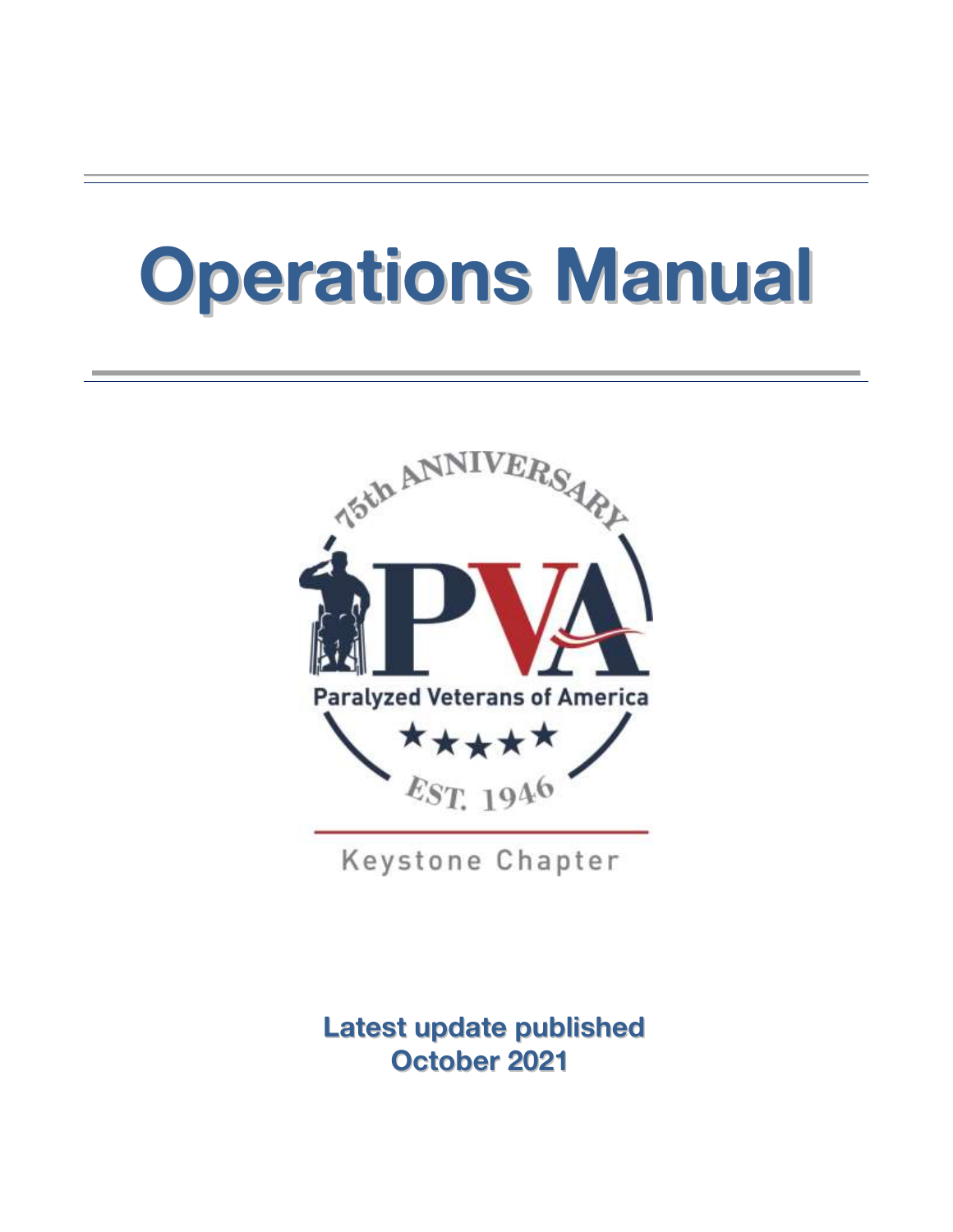# Operations Manual

75th ANNIVERSARY

PVA

Paralyzed Veterans of America

★★★★★

EST. 1946

Keystone Chapter

**Latest update published**
**October 2021**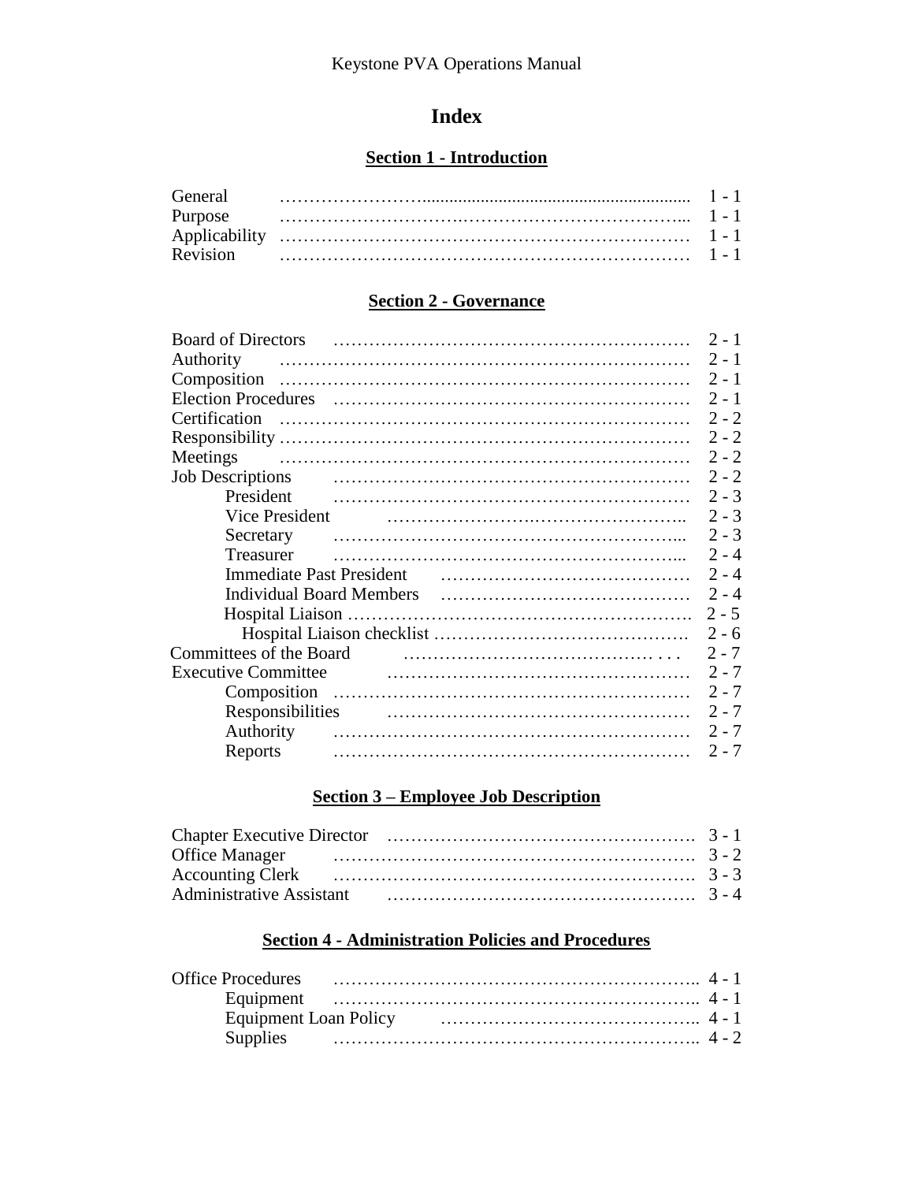# Index

## Section 1 - Introduction

| | |
|---|---|
| General | 1 - 1 |
| Purpose | 1 - 1 |
| Applicability | 1 - 1 |
| Revision | 1 - 1 |

## Section 2 - Governance

| | |
|---|---|
| Board of Directors | 2 - 1 |
| Authority | 2 - 1 |
| Composition | 2 - 1 |
| Election Procedures | 2 - 1 |
| Certification | 2 - 2 |
| Responsibility | 2 - 2 |
| Meetings | 2 - 2 |
| Job Descriptions | 2 - 2 |
| President | 2 - 3 |
| Vice President | 2 - 3 |
| Secretary | 2 - 3 |
| Treasurer | 2 - 4 |
| Immediate Past President | 2 - 4 |
| Individual Board Members | 2 - 4 |
| Hospital Liaison | 2 - 5 |
| Hospital Liaison checklist | 2 - 6 |
| Committees of the Board | 2 - 7 |
| Executive Committee | 2 - 7 |
| Composition | 2 - 7 |
| Responsibilities | 2 - 7 |
| Authority | 2 - 7 |
| Reports | 2 - 7 |

## Section 3 – Employee Job Description

| | |
|---|---|
| Chapter Executive Director | 3 - 1 |
| Office Manager | 3 - 2 |
| Accounting Clerk | 3 - 3 |
| Administrative Assistant | 3 - 4 |

## Section 4 - Administration Policies and Procedures

| | |
|---|---|
| Office Procedures | 4 - 1 |
| Equipment | 4 - 1 |
| Equipment Loan Policy | 4 - 1 |
| Supplies | 4 - 2 |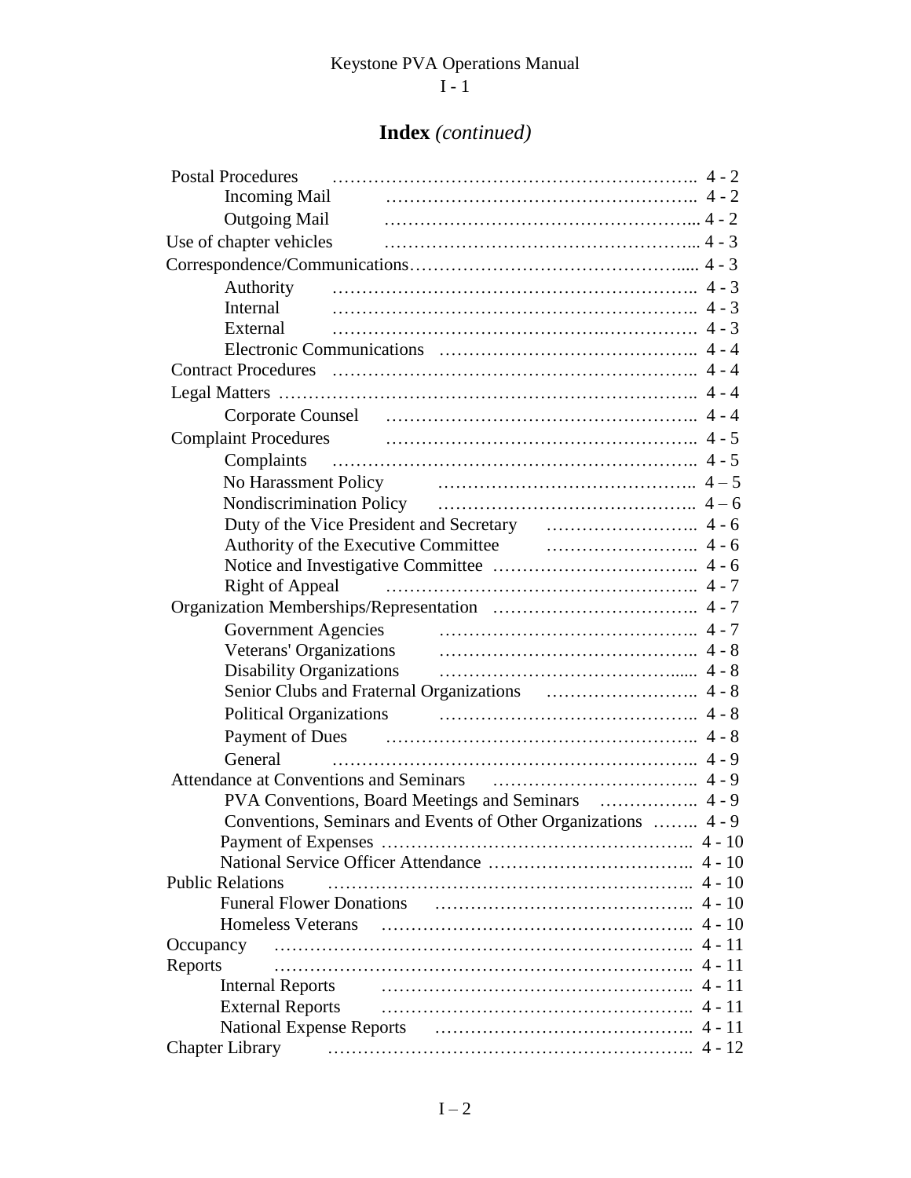# **Index** *(continued)*

| | |
|---|---|
| Postal Procedures | 4 - 2 |
| Incoming Mail | 4 - 2 |
| Outgoing Mail | 4 - 2 |
| Use of chapter vehicles | 4 - 3 |
| Correspondence/Communications | 4 - 3 |
| Authority | 4 - 3 |
| Internal | 4 - 3 |
| External | 4 - 3 |
| Electronic Communications | 4 - 4 |
| Contract Procedures | 4 - 4 |
| Legal Matters | 4 - 4 |
| Corporate Counsel | 4 - 4 |
| Complaint Procedures | 4 - 5 |
| Complaints | 4 - 5 |
| No Harassment Policy | 4 – 5 |
| Nondiscrimination Policy | 4 – 6 |
| Duty of the Vice President and Secretary | 4 - 6 |
| Authority of the Executive Committee | 4 - 6 |
| Notice and Investigative Committee | 4 - 6 |
| Right of Appeal | 4 - 7 |
| Organization Memberships/Representation | 4 - 7 |
| Government Agencies | 4 - 7 |
| Veterans' Organizations | 4 - 8 |
| Disability Organizations | 4 - 8 |
| Senior Clubs and Fraternal Organizations | 4 - 8 |
| Political Organizations | 4 - 8 |
| Payment of Dues | 4 - 8 |
| General | 4 - 9 |
| Attendance at Conventions and Seminars | 4 - 9 |
| PVA Conventions, Board Meetings and Seminars | 4 - 9 |
| Conventions, Seminars and Events of Other Organizations | 4 - 9 |
| Payment of Expenses | 4 - 10 |
| National Service Officer Attendance | 4 - 10 |
| Public Relations | 4 - 10 |
| Funeral Flower Donations | 4 - 10 |
| Homeless Veterans | 4 - 10 |
| Occupancy | 4 - 11 |
| Reports | 4 - 11 |
| Internal Reports | 4 - 11 |
| External Reports | 4 - 11 |
| National Expense Reports | 4 - 11 |
| Chapter Library | 4 - 12 |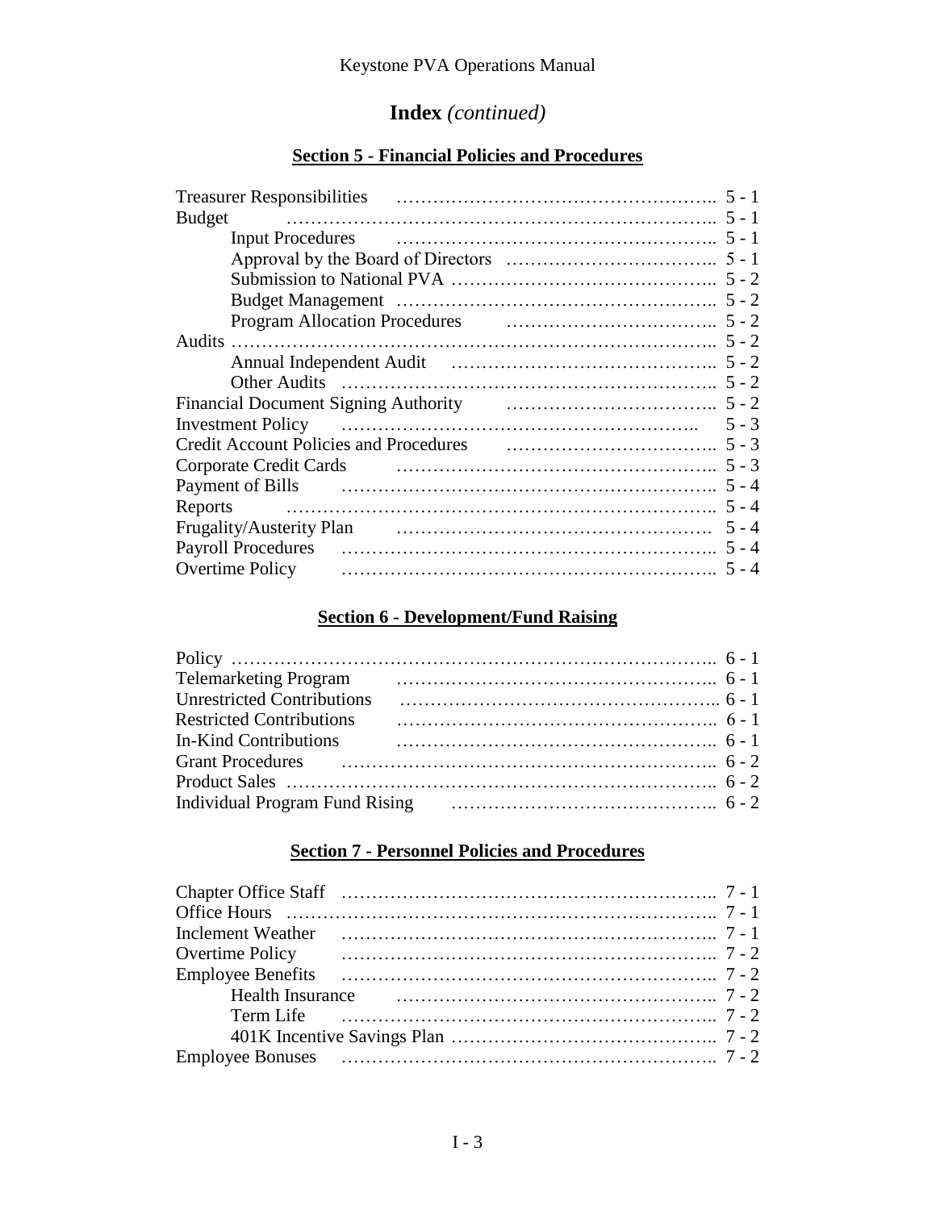# Index *(continued)*

## Section 5 - Financial Policies and Procedures

| | |
|---|---|
| Treasurer Responsibilities | 5 - 1 |
| Budget | 5 - 1 |
| &nbsp;&nbsp;&nbsp;&nbsp;Input Procedures | 5 - 1 |
| &nbsp;&nbsp;&nbsp;&nbsp;Approval by the Board of Directors | 5 - 1 |
| &nbsp;&nbsp;&nbsp;&nbsp;Submission to National PVA | 5 - 2 |
| &nbsp;&nbsp;&nbsp;&nbsp;Budget Management | 5 - 2 |
| &nbsp;&nbsp;&nbsp;&nbsp;Program Allocation Procedures | 5 - 2 |
| Audits | 5 - 2 |
| &nbsp;&nbsp;&nbsp;&nbsp;Annual Independent Audit | 5 - 2 |
| &nbsp;&nbsp;&nbsp;&nbsp;Other Audits | 5 - 2 |
| Financial Document Signing Authority | 5 - 2 |
| Investment Policy | 5 - 3 |
| Credit Account Policies and Procedures | 5 - 3 |
| Corporate Credit Cards | 5 - 3 |
| Payment of Bills | 5 - 4 |
| Reports | 5 - 4 |
| Frugality/Austerity Plan | 5 - 4 |
| Payroll Procedures | 5 - 4 |
| Overtime Policy | 5 - 4 |

## Section 6 - Development/Fund Raising

| | |
|---|---|
| Policy | 6 - 1 |
| Telemarketing Program | 6 - 1 |
| Unrestricted Contributions | 6 - 1 |
| Restricted Contributions | 6 - 1 |
| In-Kind Contributions | 6 - 1 |
| Grant Procedures | 6 - 2 |
| Product Sales | 6 - 2 |
| Individual Program Fund Rising | 6 - 2 |

## Section 7 - Personnel Policies and Procedures

| | |
|---|---|
| Chapter Office Staff | 7 - 1 |
| Office Hours | 7 - 1 |
| Inclement Weather | 7 - 1 |
| Overtime Policy | 7 - 2 |
| Employee Benefits | 7 - 2 |
| &nbsp;&nbsp;&nbsp;&nbsp;Health Insurance | 7 - 2 |
| &nbsp;&nbsp;&nbsp;&nbsp;Term Life | 7 - 2 |
| &nbsp;&nbsp;&nbsp;&nbsp;401K Incentive Savings Plan | 7 - 2 |
| Employee Bonuses | 7 - 2 |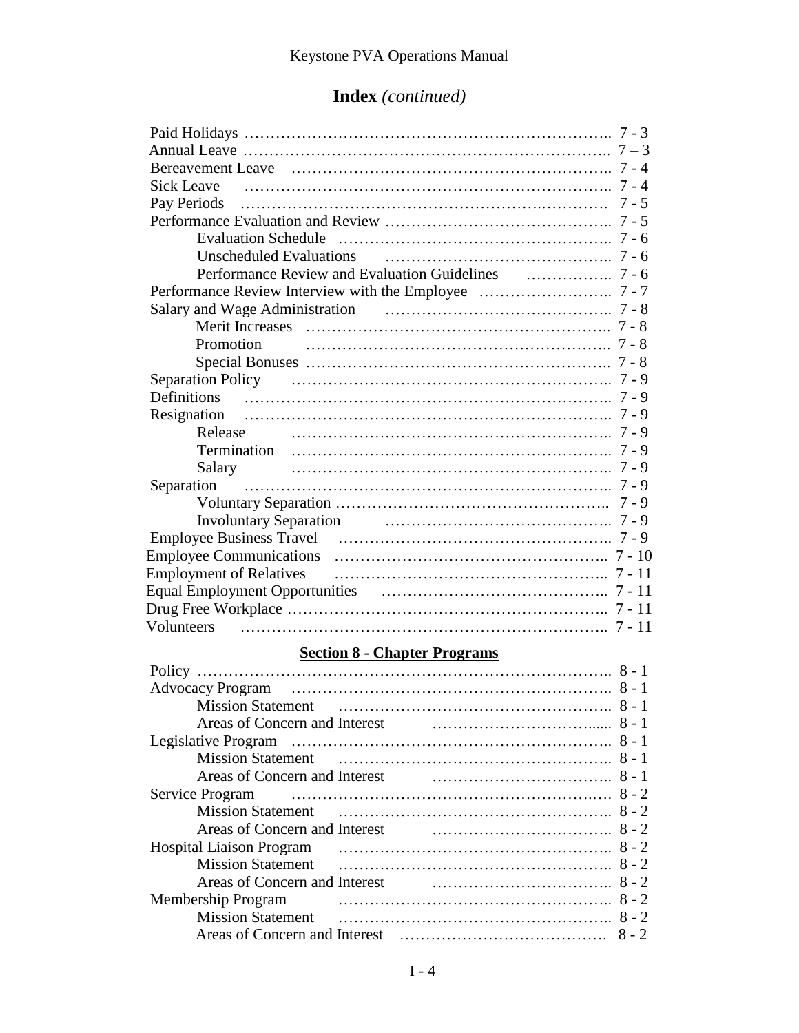# Index *(continued)*

| | |
|---|---|
| Paid Holidays | 7 - 3 |
| Annual Leave | 7 – 3 |
| Bereavement Leave | 7 - 4 |
| Sick Leave | 7 - 4 |
| Pay Periods | 7 - 5 |
| Performance Evaluation and Review | 7 - 5 |
| &nbsp;&nbsp;&nbsp;&nbsp;Evaluation Schedule | 7 - 6 |
| &nbsp;&nbsp;&nbsp;&nbsp;Unscheduled Evaluations | 7 - 6 |
| &nbsp;&nbsp;&nbsp;&nbsp;Performance Review and Evaluation Guidelines | 7 - 6 |
| Performance Review Interview with the Employee | 7 - 7 |
| Salary and Wage Administration | 7 - 8 |
| &nbsp;&nbsp;&nbsp;&nbsp;Merit Increases | 7 - 8 |
| &nbsp;&nbsp;&nbsp;&nbsp;Promotion | 7 - 8 |
| &nbsp;&nbsp;&nbsp;&nbsp;Special Bonuses | 7 - 8 |
| Separation Policy | 7 - 9 |
| Definitions | 7 - 9 |
| Resignation | 7 - 9 |
| &nbsp;&nbsp;&nbsp;&nbsp;Release | 7 - 9 |
| &nbsp;&nbsp;&nbsp;&nbsp;Termination | 7 - 9 |
| &nbsp;&nbsp;&nbsp;&nbsp;Salary | 7 - 9 |
| Separation | 7 - 9 |
| &nbsp;&nbsp;&nbsp;&nbsp;Voluntary Separation | 7 - 9 |
| &nbsp;&nbsp;&nbsp;&nbsp;Involuntary Separation | 7 - 9 |
| Employee Business Travel | 7 - 9 |
| Employee Communications | 7 - 10 |
| Employment of Relatives | 7 - 11 |
| Equal Employment Opportunities | 7 - 11 |
| Drug Free Workplace | 7 - 11 |
| Volunteers | 7 - 11 |

## Section 8 - Chapter Programs

| | |
|---|---|
| Policy | 8 - 1 |
| Advocacy Program | 8 - 1 |
| &nbsp;&nbsp;&nbsp;&nbsp;Mission Statement | 8 - 1 |
| &nbsp;&nbsp;&nbsp;&nbsp;Areas of Concern and Interest | 8 - 1 |
| Legislative Program | 8 - 1 |
| &nbsp;&nbsp;&nbsp;&nbsp;Mission Statement | 8 - 1 |
| &nbsp;&nbsp;&nbsp;&nbsp;Areas of Concern and Interest | 8 - 1 |
| Service Program | 8 - 2 |
| &nbsp;&nbsp;&nbsp;&nbsp;Mission Statement | 8 - 2 |
| &nbsp;&nbsp;&nbsp;&nbsp;Areas of Concern and Interest | 8 - 2 |
| Hospital Liaison Program | 8 - 2 |
| &nbsp;&nbsp;&nbsp;&nbsp;Mission Statement | 8 - 2 |
| &nbsp;&nbsp;&nbsp;&nbsp;Areas of Concern and Interest | 8 - 2 |
| Membership Program | 8 - 2 |
| &nbsp;&nbsp;&nbsp;&nbsp;Mission Statement | 8 - 2 |
| &nbsp;&nbsp;&nbsp;&nbsp;Areas of Concern and Interest | 8 - 2 |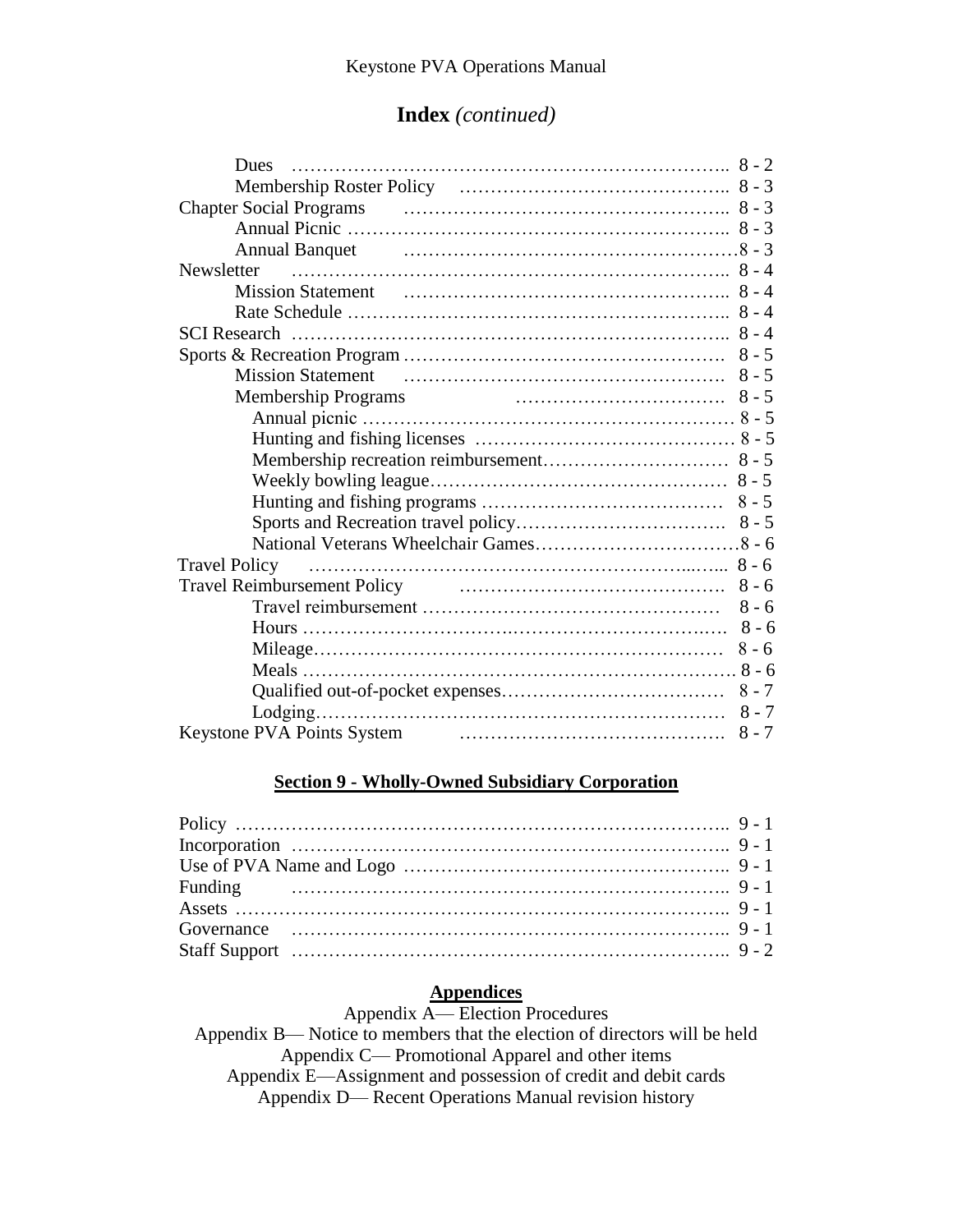# Index *(continued)*

| | |
|---|---|
| Dues | 8 - 2 |
| Membership Roster Policy | 8 - 3 |
| Chapter Social Programs | 8 - 3 |
| Annual Picnic | 8 - 3 |
| Annual Banquet | 8 - 3 |
| Newsletter | 8 - 4 |
| Mission Statement | 8 - 4 |
| Rate Schedule | 8 - 4 |
| SCI Research | 8 - 4 |
| Sports & Recreation Program | 8 - 5 |
| Mission Statement | 8 - 5 |
| Membership Programs | 8 - 5 |
| Annual picnic | 8 - 5 |
| Hunting and fishing licenses | 8 - 5 |
| Membership recreation reimbursement | 8 - 5 |
| Weekly bowling league | 8 - 5 |
| Hunting and fishing programs | 8 - 5 |
| Sports and Recreation travel policy | 8 - 5 |
| National Veterans Wheelchair Games | 8 - 6 |
| Travel Policy | 8 - 6 |
| Travel Reimbursement Policy | 8 - 6 |
| Travel reimbursement | 8 - 6 |
| Hours | 8 - 6 |
| Mileage | 8 - 6 |
| Meals | 8 - 6 |
| Qualified out-of-pocket expenses | 8 - 7 |
| Lodging | 8 - 7 |
| Keystone PVA Points System | 8 - 7 |

## Section 9 - Wholly-Owned Subsidiary Corporation

| | |
|---|---|
| Policy | 9 - 1 |
| Incorporation | 9 - 1 |
| Use of PVA Name and Logo | 9 - 1 |
| Funding | 9 - 1 |
| Assets | 9 - 1 |
| Governance | 9 - 1 |
| Staff Support | 9 - 2 |

## Appendices

Appendix A— Election Procedures

Appendix B— Notice to members that the election of directors will be held

Appendix C— Promotional Apparel and other items

Appendix E—Assignment and possession of credit and debit cards

Appendix D— Recent Operations Manual revision history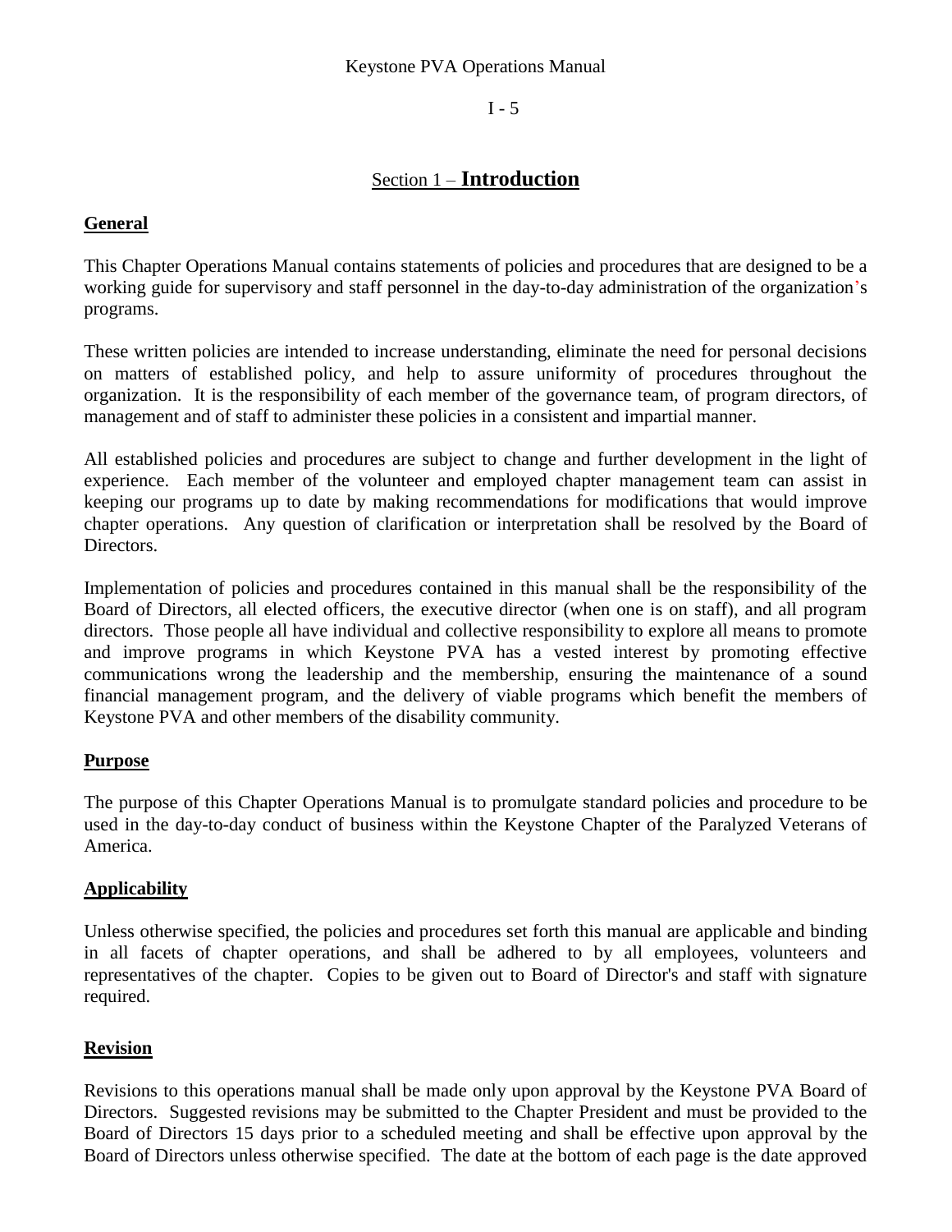# Section 1 – **Introduction**

## General

This Chapter Operations Manual contains statements of policies and procedures that are designed to be a working guide for supervisory and staff personnel in the day-to-day administration of the organization's programs.

These written policies are intended to increase understanding, eliminate the need for personal decisions on matters of established policy, and help to assure uniformity of procedures throughout the organization. It is the responsibility of each member of the governance team, of program directors, of management and of staff to administer these policies in a consistent and impartial manner.

All established policies and procedures are subject to change and further development in the light of experience. Each member of the volunteer and employed chapter management team can assist in keeping our programs up to date by making recommendations for modifications that would improve chapter operations. Any question of clarification or interpretation shall be resolved by the Board of Directors.

Implementation of policies and procedures contained in this manual shall be the responsibility of the Board of Directors, all elected officers, the executive director (when one is on staff), and all program directors. Those people all have individual and collective responsibility to explore all means to promote and improve programs in which Keystone PVA has a vested interest by promoting effective communications wrong the leadership and the membership, ensuring the maintenance of a sound financial management program, and the delivery of viable programs which benefit the members of Keystone PVA and other members of the disability community.

## Purpose

The purpose of this Chapter Operations Manual is to promulgate standard policies and procedure to be used in the day-to-day conduct of business within the Keystone Chapter of the Paralyzed Veterans of America.

## Applicability

Unless otherwise specified, the policies and procedures set forth this manual are applicable and binding in all facets of chapter operations, and shall be adhered to by all employees, volunteers and representatives of the chapter. Copies to be given out to Board of Director's and staff with signature required.

## Revision

Revisions to this operations manual shall be made only upon approval by the Keystone PVA Board of Directors. Suggested revisions may be submitted to the Chapter President and must be provided to the Board of Directors 15 days prior to a scheduled meeting and shall be effective upon approval by the Board of Directors unless otherwise specified. The date at the bottom of each page is the date approved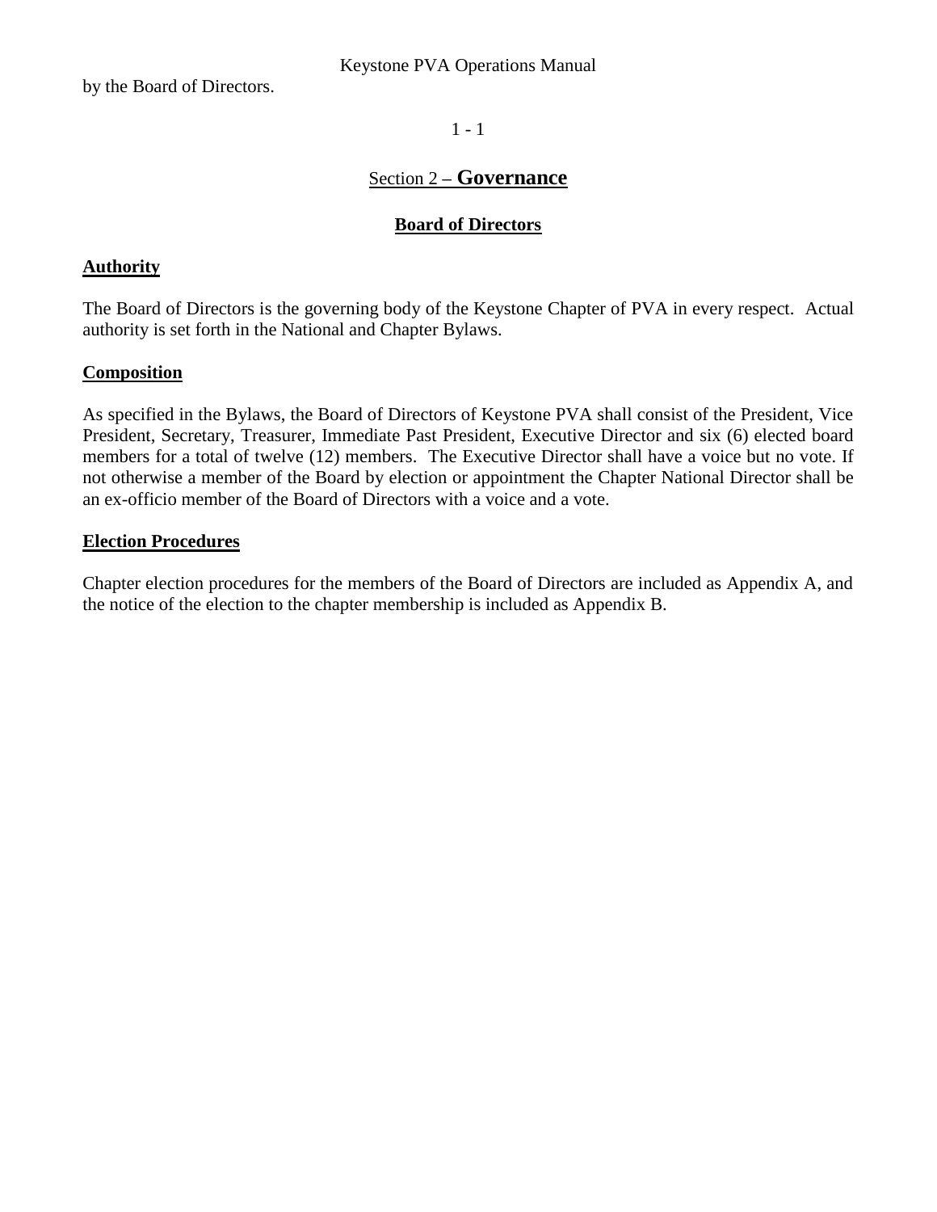by the Board of Directors.

## Section 2 – Governance

### Board of Directors

**Authority**

The Board of Directors is the governing body of the Keystone Chapter of PVA in every respect. Actual authority is set forth in the National and Chapter Bylaws.

**Composition**

As specified in the Bylaws, the Board of Directors of Keystone PVA shall consist of the President, Vice President, Secretary, Treasurer, Immediate Past President, Executive Director and six (6) elected board members for a total of twelve (12) members. The Executive Director shall have a voice but no vote. If not otherwise a member of the Board by election or appointment the Chapter National Director shall be an ex-officio member of the Board of Directors with a voice and a vote.

**Election Procedures**

Chapter election procedures for the members of the Board of Directors are included as Appendix A, and the notice of the election to the chapter membership is included as Appendix B.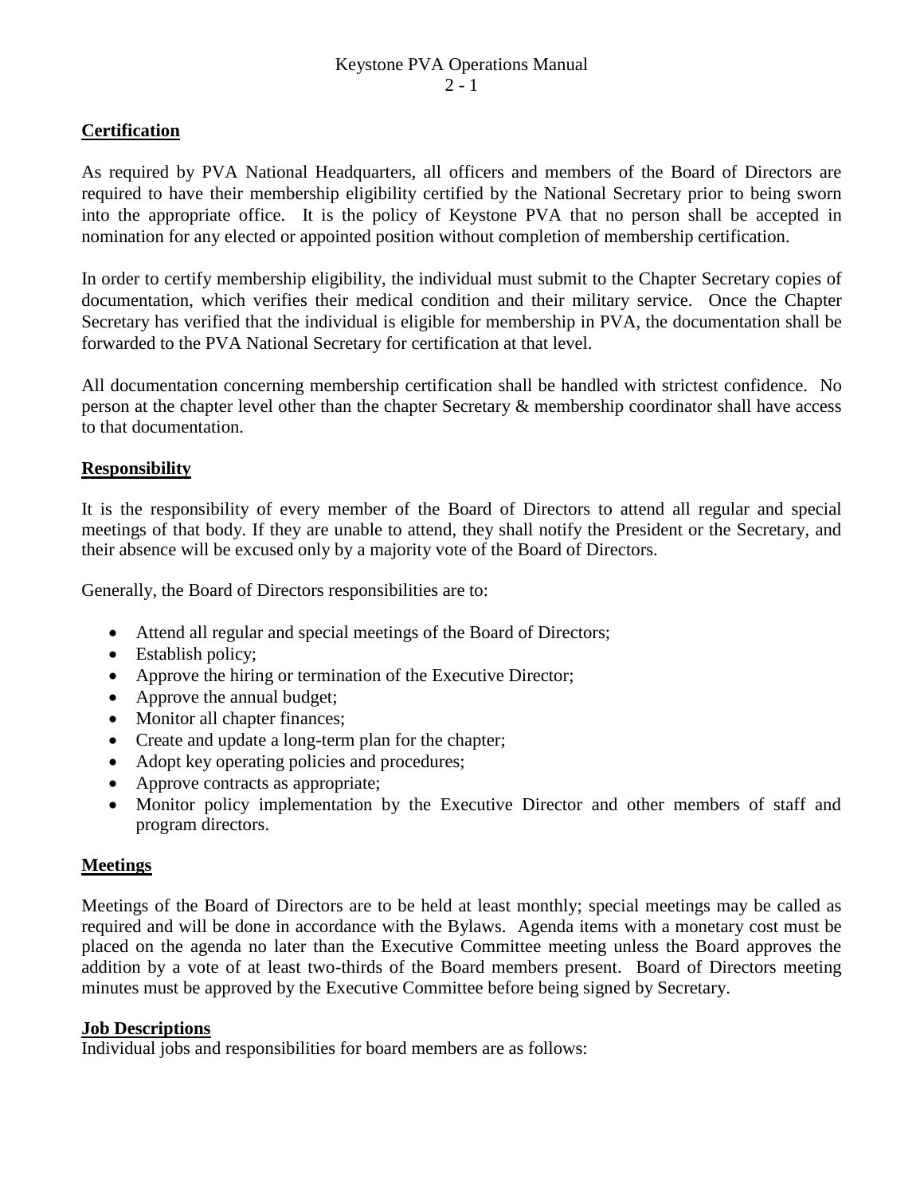**Certification**

As required by PVA National Headquarters, all officers and members of the Board of Directors are required to have their membership eligibility certified by the National Secretary prior to being sworn into the appropriate office. It is the policy of Keystone PVA that no person shall be accepted in nomination for any elected or appointed position without completion of membership certification.

In order to certify membership eligibility, the individual must submit to the Chapter Secretary copies of documentation, which verifies their medical condition and their military service. Once the Chapter Secretary has verified that the individual is eligible for membership in PVA, the documentation shall be forwarded to the PVA National Secretary for certification at that level.

All documentation concerning membership certification shall be handled with strictest confidence. No person at the chapter level other than the chapter Secretary & membership coordinator shall have access to that documentation.

**Responsibility**

It is the responsibility of every member of the Board of Directors to attend all regular and special meetings of that body. If they are unable to attend, they shall notify the President or the Secretary, and their absence will be excused only by a majority vote of the Board of Directors.

Generally, the Board of Directors responsibilities are to:

- Attend all regular and special meetings of the Board of Directors;
- Establish policy;
- Approve the hiring or termination of the Executive Director;
- Approve the annual budget;
- Monitor all chapter finances;
- Create and update a long-term plan for the chapter;
- Adopt key operating policies and procedures;
- Approve contracts as appropriate;
- Monitor policy implementation by the Executive Director and other members of staff and program directors.

**Meetings**

Meetings of the Board of Directors are to be held at least monthly; special meetings may be called as required and will be done in accordance with the Bylaws. Agenda items with a monetary cost must be placed on the agenda no later than the Executive Committee meeting unless the Board approves the addition by a vote of at least two-thirds of the Board members present. Board of Directors meeting minutes must be approved by the Executive Committee before being signed by Secretary.

**Job Descriptions**

Individual jobs and responsibilities for board members are as follows: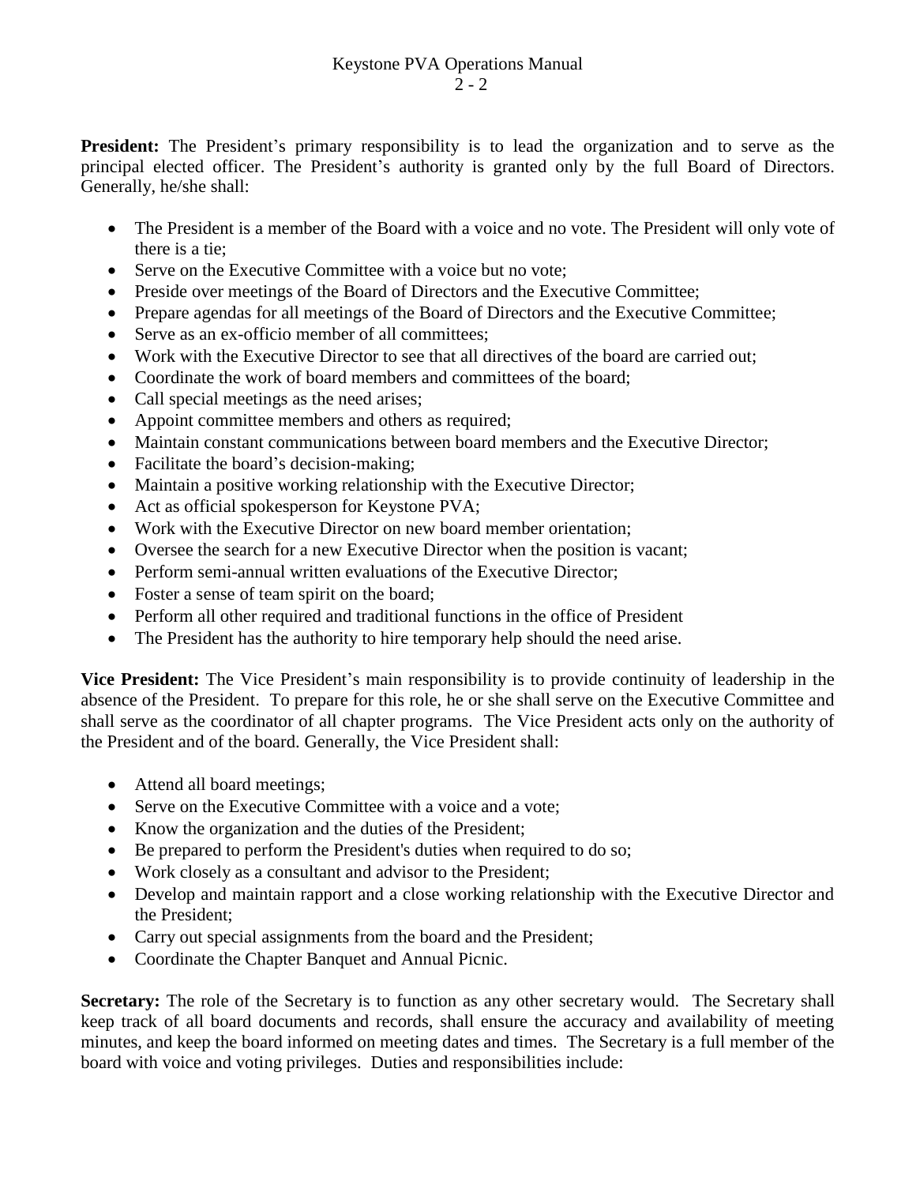**President:** The President's primary responsibility is to lead the organization and to serve as the principal elected officer. The President's authority is granted only by the full Board of Directors. Generally, he/she shall:

- The President is a member of the Board with a voice and no vote. The President will only vote of there is a tie;
- Serve on the Executive Committee with a voice but no vote;
- Preside over meetings of the Board of Directors and the Executive Committee;
- Prepare agendas for all meetings of the Board of Directors and the Executive Committee;
- Serve as an ex-officio member of all committees;
- Work with the Executive Director to see that all directives of the board are carried out;
- Coordinate the work of board members and committees of the board;
- Call special meetings as the need arises;
- Appoint committee members and others as required;
- Maintain constant communications between board members and the Executive Director;
- Facilitate the board's decision-making;
- Maintain a positive working relationship with the Executive Director;
- Act as official spokesperson for Keystone PVA;
- Work with the Executive Director on new board member orientation;
- Oversee the search for a new Executive Director when the position is vacant;
- Perform semi-annual written evaluations of the Executive Director;
- Foster a sense of team spirit on the board;
- Perform all other required and traditional functions in the office of President
- The President has the authority to hire temporary help should the need arise.

**Vice President:** The Vice President's main responsibility is to provide continuity of leadership in the absence of the President. To prepare for this role, he or she shall serve on the Executive Committee and shall serve as the coordinator of all chapter programs. The Vice President acts only on the authority of the President and of the board. Generally, the Vice President shall:

- Attend all board meetings;
- Serve on the Executive Committee with a voice and a vote;
- Know the organization and the duties of the President;
- Be prepared to perform the President's duties when required to do so;
- Work closely as a consultant and advisor to the President;
- Develop and maintain rapport and a close working relationship with the Executive Director and the President;
- Carry out special assignments from the board and the President;
- Coordinate the Chapter Banquet and Annual Picnic.

**Secretary:** The role of the Secretary is to function as any other secretary would. The Secretary shall keep track of all board documents and records, shall ensure the accuracy and availability of meeting minutes, and keep the board informed on meeting dates and times. The Secretary is a full member of the board with voice and voting privileges. Duties and responsibilities include: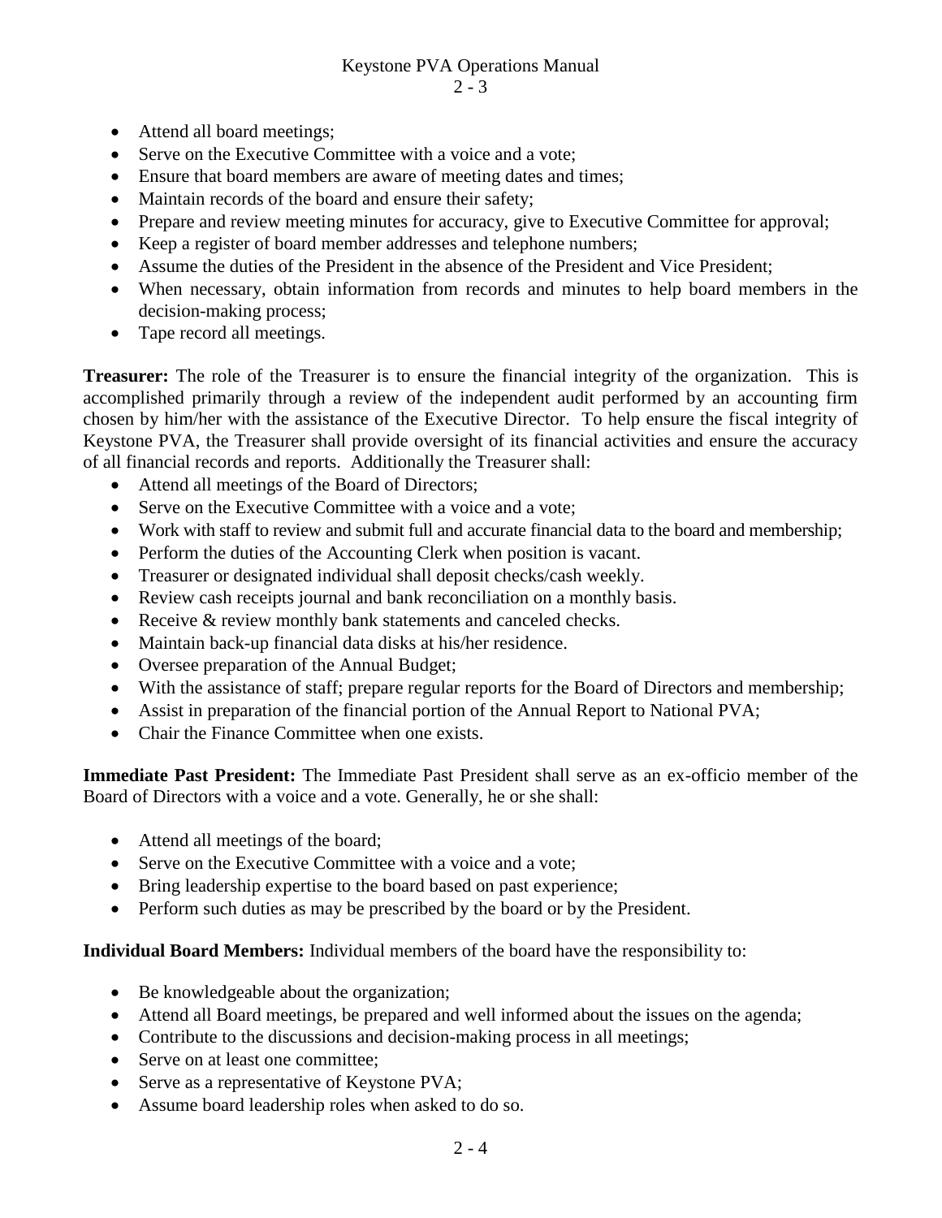- Attend all board meetings;
- Serve on the Executive Committee with a voice and a vote;
- Ensure that board members are aware of meeting dates and times;
- Maintain records of the board and ensure their safety;
- Prepare and review meeting minutes for accuracy, give to Executive Committee for approval;
- Keep a register of board member addresses and telephone numbers;
- Assume the duties of the President in the absence of the President and Vice President;
- When necessary, obtain information from records and minutes to help board members in the decision-making process;
- Tape record all meetings.

**Treasurer:** The role of the Treasurer is to ensure the financial integrity of the organization. This is accomplished primarily through a review of the independent audit performed by an accounting firm chosen by him/her with the assistance of the Executive Director. To help ensure the fiscal integrity of Keystone PVA, the Treasurer shall provide oversight of its financial activities and ensure the accuracy of all financial records and reports. Additionally the Treasurer shall:

- Attend all meetings of the Board of Directors;
- Serve on the Executive Committee with a voice and a vote;
- Work with staff to review and submit full and accurate financial data to the board and membership;
- Perform the duties of the Accounting Clerk when position is vacant.
- Treasurer or designated individual shall deposit checks/cash weekly.
- Review cash receipts journal and bank reconciliation on a monthly basis.
- Receive & review monthly bank statements and canceled checks.
- Maintain back-up financial data disks at his/her residence.
- Oversee preparation of the Annual Budget;
- With the assistance of staff; prepare regular reports for the Board of Directors and membership;
- Assist in preparation of the financial portion of the Annual Report to National PVA;
- Chair the Finance Committee when one exists.

**Immediate Past President:** The Immediate Past President shall serve as an ex-officio member of the Board of Directors with a voice and a vote. Generally, he or she shall:

- Attend all meetings of the board;
- Serve on the Executive Committee with a voice and a vote;
- Bring leadership expertise to the board based on past experience;
- Perform such duties as may be prescribed by the board or by the President.

**Individual Board Members:** Individual members of the board have the responsibility to:

- Be knowledgeable about the organization;
- Attend all Board meetings, be prepared and well informed about the issues on the agenda;
- Contribute to the discussions and decision-making process in all meetings;
- Serve on at least one committee;
- Serve as a representative of Keystone PVA;
- Assume board leadership roles when asked to do so.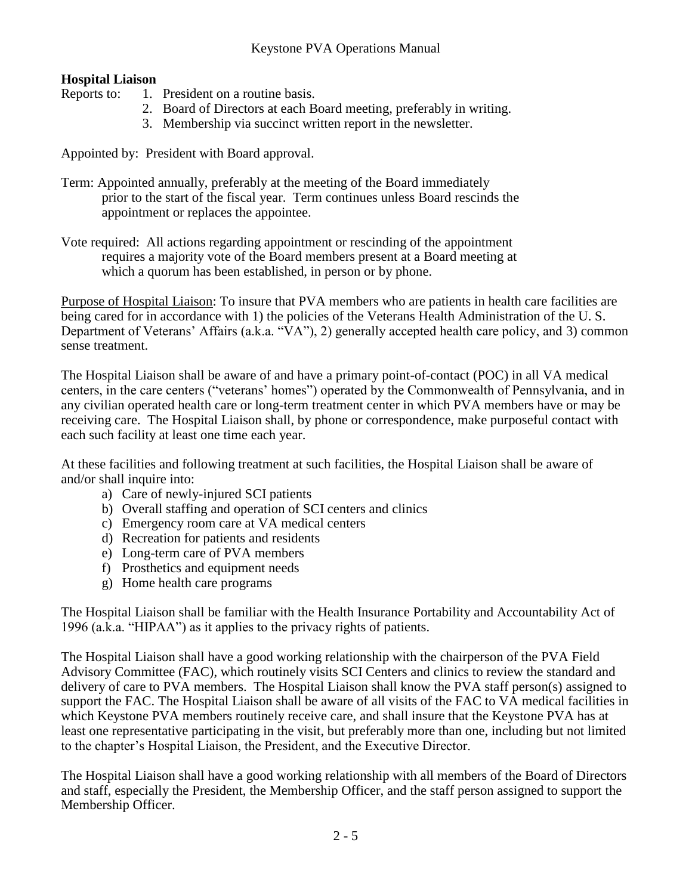## Hospital Liaison

Reports to:
1. President on a routine basis.
2. Board of Directors at each Board meeting, preferably in writing.
3. Membership via succinct written report in the newsletter.

Appointed by: President with Board approval.

Term: Appointed annually, preferably at the meeting of the Board immediately prior to the start of the fiscal year. Term continues unless Board rescinds the appointment or replaces the appointee.

Vote required: All actions regarding appointment or rescinding of the appointment requires a majority vote of the Board members present at a Board meeting at which a quorum has been established, in person or by phone.

Purpose of Hospital Liaison: To insure that PVA members who are patients in health care facilities are being cared for in accordance with 1) the policies of the Veterans Health Administration of the U. S. Department of Veterans' Affairs (a.k.a. "VA"), 2) generally accepted health care policy, and 3) common sense treatment.

The Hospital Liaison shall be aware of and have a primary point-of-contact (POC) in all VA medical centers, in the care centers ("veterans' homes") operated by the Commonwealth of Pennsylvania, and in any civilian operated health care or long-term treatment center in which PVA members have or may be receiving care. The Hospital Liaison shall, by phone or correspondence, make purposeful contact with each such facility at least one time each year.

At these facilities and following treatment at such facilities, the Hospital Liaison shall be aware of and/or shall inquire into:

a) Care of newly-injured SCI patients
b) Overall staffing and operation of SCI centers and clinics
c) Emergency room care at VA medical centers
d) Recreation for patients and residents
e) Long-term care of PVA members
f) Prosthetics and equipment needs
g) Home health care programs

The Hospital Liaison shall be familiar with the Health Insurance Portability and Accountability Act of 1996 (a.k.a. "HIPAA") as it applies to the privacy rights of patients.

The Hospital Liaison shall have a good working relationship with the chairperson of the PVA Field Advisory Committee (FAC), which routinely visits SCI Centers and clinics to review the standard and delivery of care to PVA members. The Hospital Liaison shall know the PVA staff person(s) assigned to support the FAC. The Hospital Liaison shall be aware of all visits of the FAC to VA medical facilities in which Keystone PVA members routinely receive care, and shall insure that the Keystone PVA has at least one representative participating in the visit, but preferably more than one, including but not limited to the chapter's Hospital Liaison, the President, and the Executive Director.

The Hospital Liaison shall have a good working relationship with all members of the Board of Directors and staff, especially the President, the Membership Officer, and the staff person assigned to support the Membership Officer.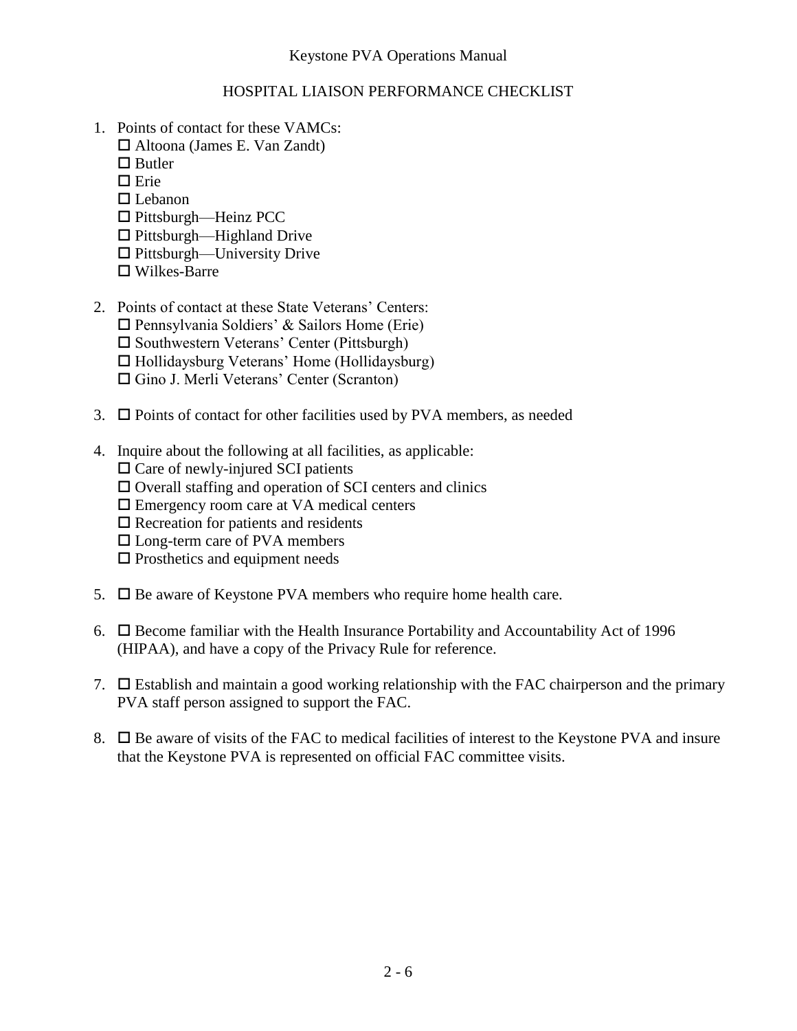## HOSPITAL LIAISON PERFORMANCE CHECKLIST

1. Points of contact for these VAMCs:
   - ☐ Altoona (James E. Van Zandt)
   - ☐ Butler
   - ☐ Erie
   - ☐ Lebanon
   - ☐ Pittsburgh—Heinz PCC
   - ☐ Pittsburgh—Highland Drive
   - ☐ Pittsburgh—University Drive
   - ☐ Wilkes-Barre

2. Points of contact at these State Veterans' Centers:
   - ☐ Pennsylvania Soldiers' & Sailors Home (Erie)
   - ☐ Southwestern Veterans' Center (Pittsburgh)
   - ☐ Hollidaysburg Veterans' Home (Hollidaysburg)
   - ☐ Gino J. Merli Veterans' Center (Scranton)

3. ☐ Points of contact for other facilities used by PVA members, as needed

4. Inquire about the following at all facilities, as applicable:
   - ☐ Care of newly-injured SCI patients
   - ☐ Overall staffing and operation of SCI centers and clinics
   - ☐ Emergency room care at VA medical centers
   - ☐ Recreation for patients and residents
   - ☐ Long-term care of PVA members
   - ☐ Prosthetics and equipment needs

5. ☐ Be aware of Keystone PVA members who require home health care.

6. ☐ Become familiar with the Health Insurance Portability and Accountability Act of 1996 (HIPAA), and have a copy of the Privacy Rule for reference.

7. ☐ Establish and maintain a good working relationship with the FAC chairperson and the primary PVA staff person assigned to support the FAC.

8. ☐ Be aware of visits of the FAC to medical facilities of interest to the Keystone PVA and insure that the Keystone PVA is represented on official FAC committee visits.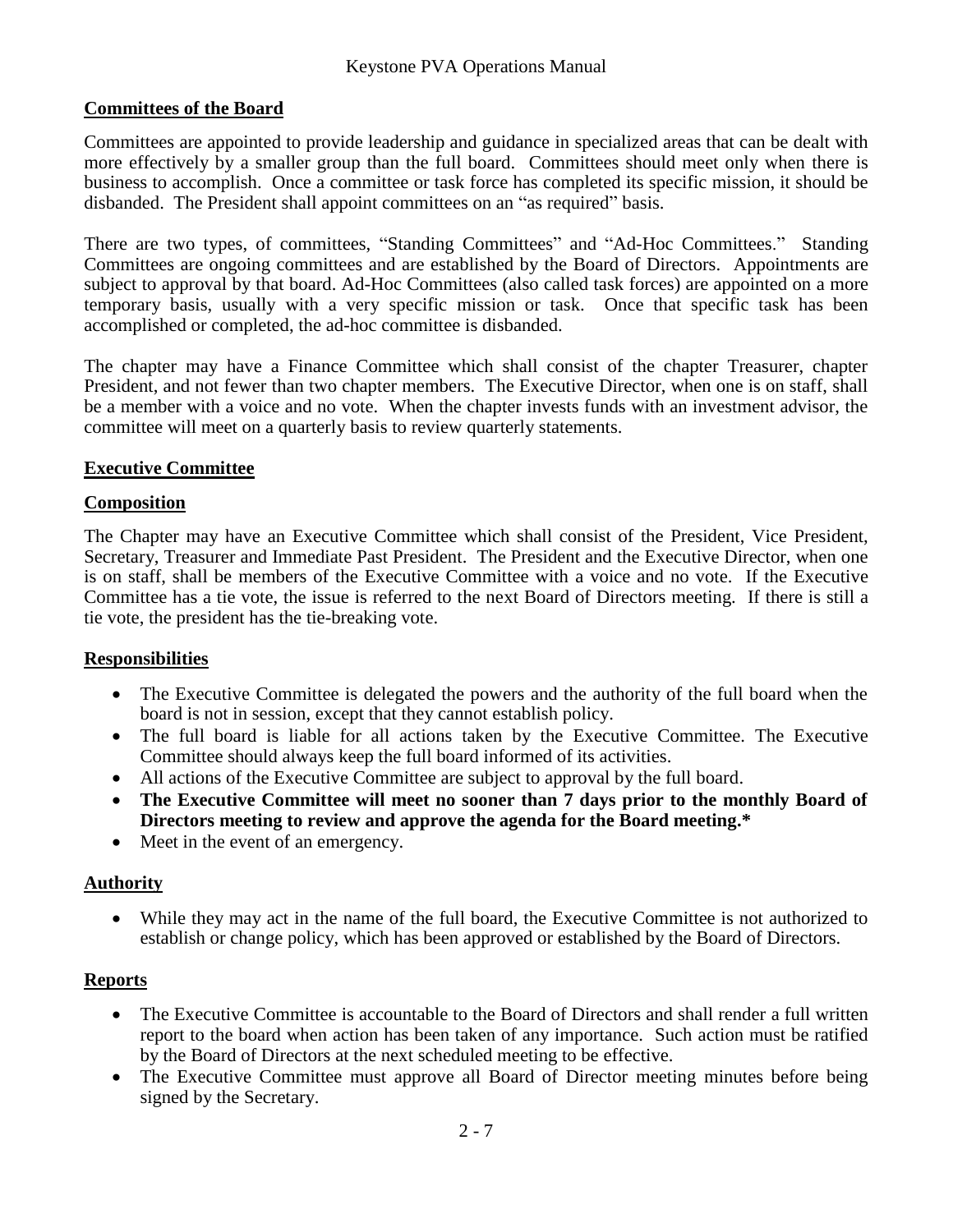## Committees of the Board

Committees are appointed to provide leadership and guidance in specialized areas that can be dealt with more effectively by a smaller group than the full board. Committees should meet only when there is business to accomplish. Once a committee or task force has completed its specific mission, it should be disbanded. The President shall appoint committees on an "as required" basis.

There are two types, of committees, "Standing Committees" and "Ad-Hoc Committees." Standing Committees are ongoing committees and are established by the Board of Directors. Appointments are subject to approval by that board. Ad-Hoc Committees (also called task forces) are appointed on a more temporary basis, usually with a very specific mission or task. Once that specific task has been accomplished or completed, the ad-hoc committee is disbanded.

The chapter may have a Finance Committee which shall consist of the chapter Treasurer, chapter President, and not fewer than two chapter members. The Executive Director, when one is on staff, shall be a member with a voice and no vote. When the chapter invests funds with an investment advisor, the committee will meet on a quarterly basis to review quarterly statements.

## Executive Committee

### Composition

The Chapter may have an Executive Committee which shall consist of the President, Vice President, Secretary, Treasurer and Immediate Past President. The President and the Executive Director, when one is on staff, shall be members of the Executive Committee with a voice and no vote. If the Executive Committee has a tie vote, the issue is referred to the next Board of Directors meeting. If there is still a tie vote, the president has the tie-breaking vote.

### Responsibilities

- The Executive Committee is delegated the powers and the authority of the full board when the board is not in session, except that they cannot establish policy.
- The full board is liable for all actions taken by the Executive Committee. The Executive Committee should always keep the full board informed of its activities.
- All actions of the Executive Committee are subject to approval by the full board.
- **The Executive Committee will meet no sooner than 7 days prior to the monthly Board of Directors meeting to review and approve the agenda for the Board meeting.***
- Meet in the event of an emergency.

### Authority

- While they may act in the name of the full board, the Executive Committee is not authorized to establish or change policy, which has been approved or established by the Board of Directors.

### Reports

- The Executive Committee is accountable to the Board of Directors and shall render a full written report to the board when action has been taken of any importance. Such action must be ratified by the Board of Directors at the next scheduled meeting to be effective.
- The Executive Committee must approve all Board of Director meeting minutes before being signed by the Secretary.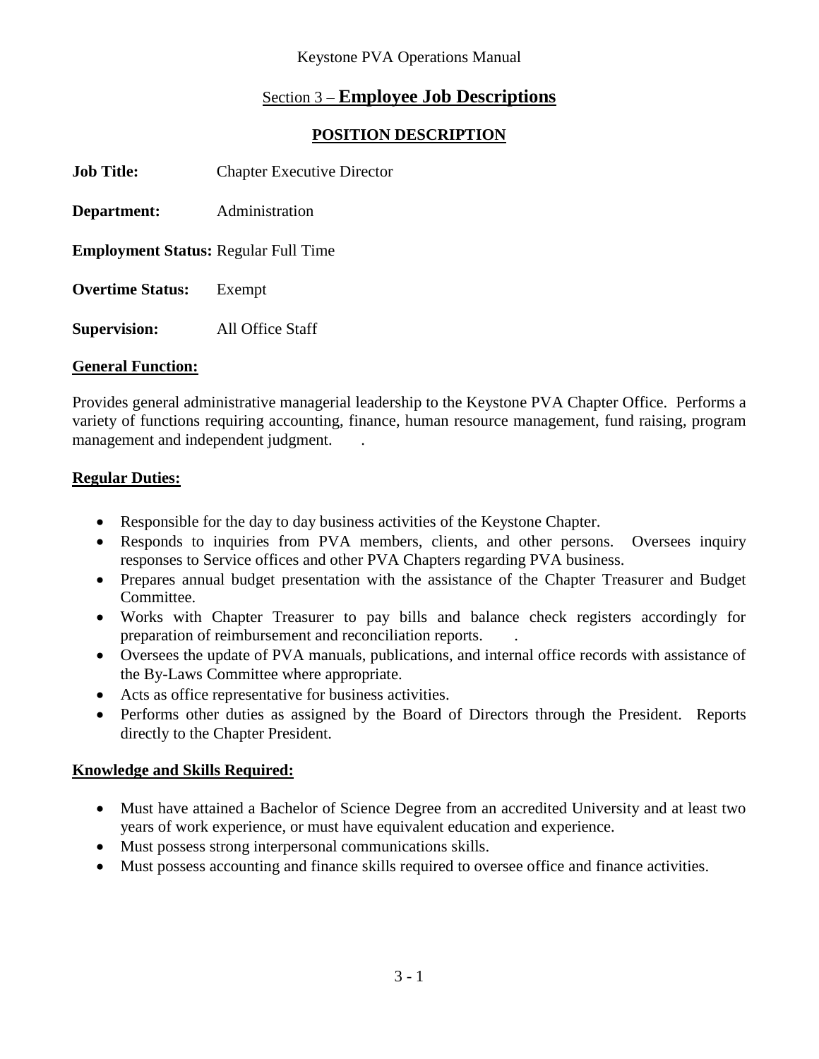## Section 3 – **Employee Job Descriptions**

### POSITION DESCRIPTION

**Job Title:** Chapter Executive Director

**Department:** Administration

**Employment Status:** Regular Full Time

**Overtime Status:** Exempt

**Supervision:** All Office Staff

**General Function:**

Provides general administrative managerial leadership to the Keystone PVA Chapter Office. Performs a variety of functions requiring accounting, finance, human resource management, fund raising, program management and independent judgment. .

**Regular Duties:**

- Responsible for the day to day business activities of the Keystone Chapter.
- Responds to inquiries from PVA members, clients, and other persons. Oversees inquiry responses to Service offices and other PVA Chapters regarding PVA business.
- Prepares annual budget presentation with the assistance of the Chapter Treasurer and Budget Committee.
- Works with Chapter Treasurer to pay bills and balance check registers accordingly for preparation of reimbursement and reconciliation reports. .
- Oversees the update of PVA manuals, publications, and internal office records with assistance of the By-Laws Committee where appropriate.
- Acts as office representative for business activities.
- Performs other duties as assigned by the Board of Directors through the President. Reports directly to the Chapter President.

**Knowledge and Skills Required:**

- Must have attained a Bachelor of Science Degree from an accredited University and at least two years of work experience, or must have equivalent education and experience.
- Must possess strong interpersonal communications skills.
- Must possess accounting and finance skills required to oversee office and finance activities.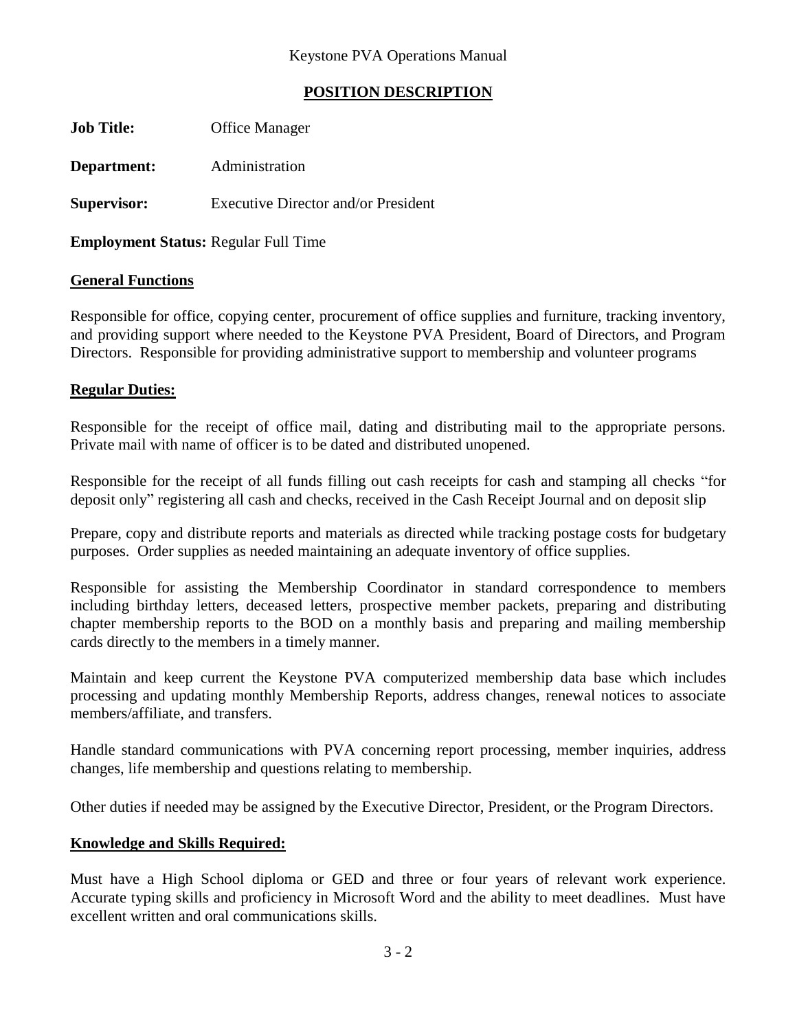## POSITION DESCRIPTION

**Job Title:** Office Manager

**Department:** Administration

**Supervisor:** Executive Director and/or President

**Employment Status:** Regular Full Time

### General Functions

Responsible for office, copying center, procurement of office supplies and furniture, tracking inventory, and providing support where needed to the Keystone PVA President, Board of Directors, and Program Directors. Responsible for providing administrative support to membership and volunteer programs

### Regular Duties:

Responsible for the receipt of office mail, dating and distributing mail to the appropriate persons. Private mail with name of officer is to be dated and distributed unopened.

Responsible for the receipt of all funds filling out cash receipts for cash and stamping all checks "for deposit only" registering all cash and checks, received in the Cash Receipt Journal and on deposit slip

Prepare, copy and distribute reports and materials as directed while tracking postage costs for budgetary purposes. Order supplies as needed maintaining an adequate inventory of office supplies.

Responsible for assisting the Membership Coordinator in standard correspondence to members including birthday letters, deceased letters, prospective member packets, preparing and distributing chapter membership reports to the BOD on a monthly basis and preparing and mailing membership cards directly to the members in a timely manner.

Maintain and keep current the Keystone PVA computerized membership data base which includes processing and updating monthly Membership Reports, address changes, renewal notices to associate members/affiliate, and transfers.

Handle standard communications with PVA concerning report processing, member inquiries, address changes, life membership and questions relating to membership.

Other duties if needed may be assigned by the Executive Director, President, or the Program Directors.

### Knowledge and Skills Required:

Must have a High School diploma or GED and three or four years of relevant work experience. Accurate typing skills and proficiency in Microsoft Word and the ability to meet deadlines. Must have excellent written and oral communications skills.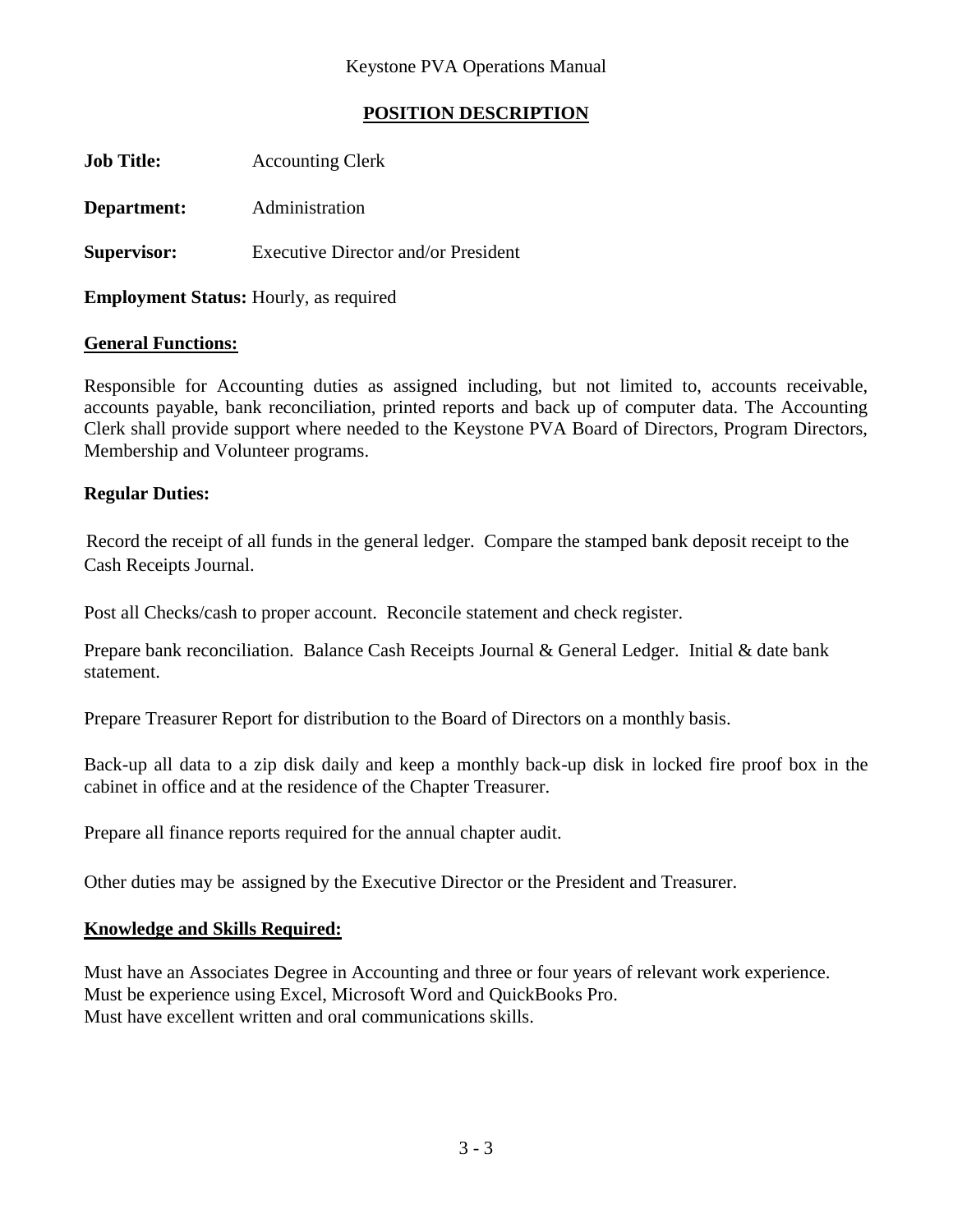## POSITION DESCRIPTION

**Job Title:** Accounting Clerk

**Department:** Administration

**Supervisor:** Executive Director and/or President

**Employment Status:** Hourly, as required

**General Functions:**

Responsible for Accounting duties as assigned including, but not limited to, accounts receivable, accounts payable, bank reconciliation, printed reports and back up of computer data. The Accounting Clerk shall provide support where needed to the Keystone PVA Board of Directors, Program Directors, Membership and Volunteer programs.

**Regular Duties:**

Record the receipt of all funds in the general ledger. Compare the stamped bank deposit receipt to the Cash Receipts Journal.

Post all Checks/cash to proper account. Reconcile statement and check register.

Prepare bank reconciliation. Balance Cash Receipts Journal & General Ledger. Initial & date bank statement.

Prepare Treasurer Report for distribution to the Board of Directors on a monthly basis.

Back-up all data to a zip disk daily and keep a monthly back-up disk in locked fire proof box in the cabinet in office and at the residence of the Chapter Treasurer.

Prepare all finance reports required for the annual chapter audit.

Other duties may be assigned by the Executive Director or the President and Treasurer.

**Knowledge and Skills Required:**

Must have an Associates Degree in Accounting and three or four years of relevant work experience.
Must be experience using Excel, Microsoft Word and QuickBooks Pro.
Must have excellent written and oral communications skills.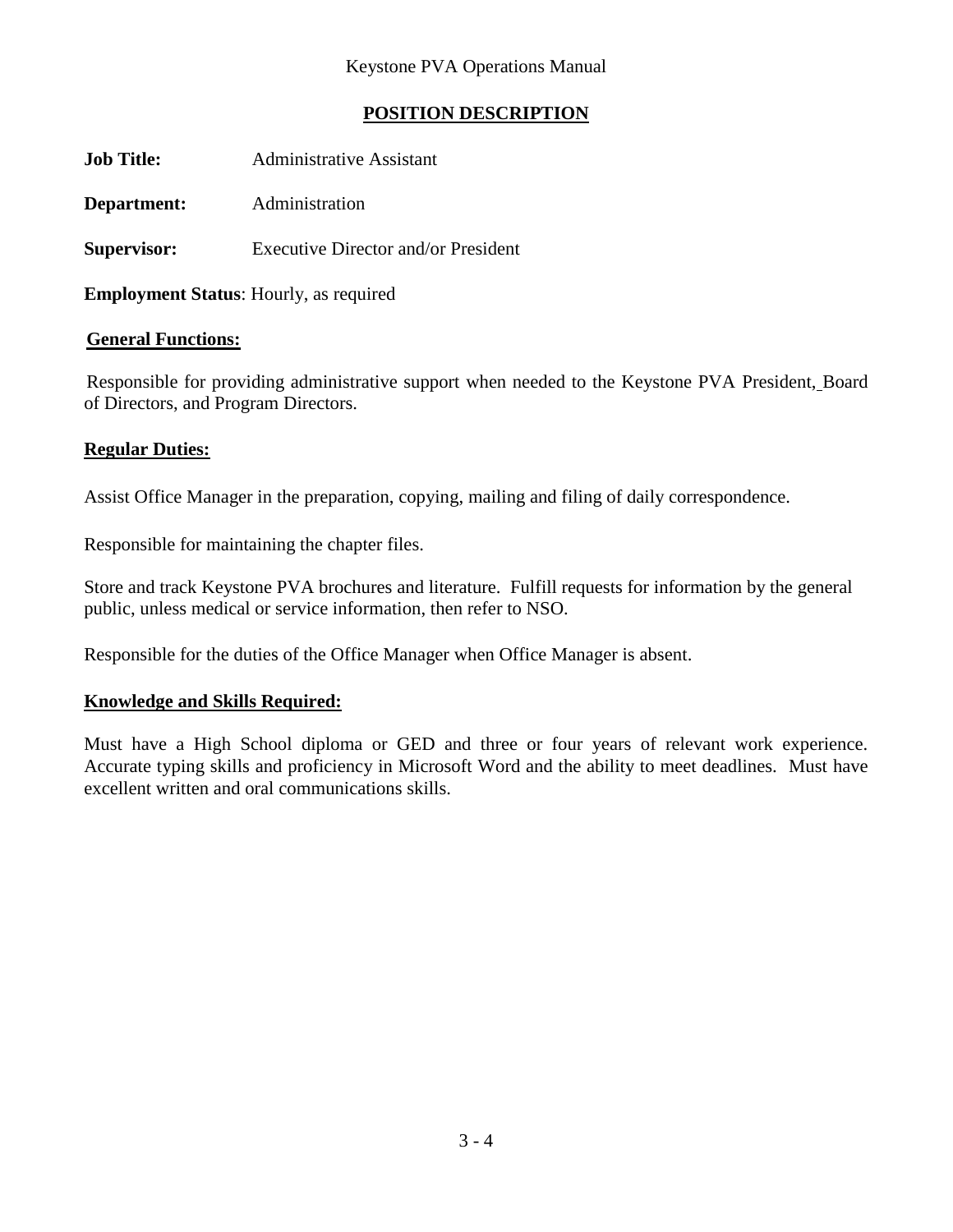## POSITION DESCRIPTION

**Job Title:** Administrative Assistant

**Department:** Administration

**Supervisor:** Executive Director and/or President

**Employment Status**: Hourly, as required

**General Functions:**

Responsible for providing administrative support when needed to the Keystone PVA President, Board of Directors, and Program Directors.

**Regular Duties:**

Assist Office Manager in the preparation, copying, mailing and filing of daily correspondence.

Responsible for maintaining the chapter files.

Store and track Keystone PVA brochures and literature. Fulfill requests for information by the general public, unless medical or service information, then refer to NSO.

Responsible for the duties of the Office Manager when Office Manager is absent.

**Knowledge and Skills Required:**

Must have a High School diploma or GED and three or four years of relevant work experience. Accurate typing skills and proficiency in Microsoft Word and the ability to meet deadlines. Must have excellent written and oral communications skills.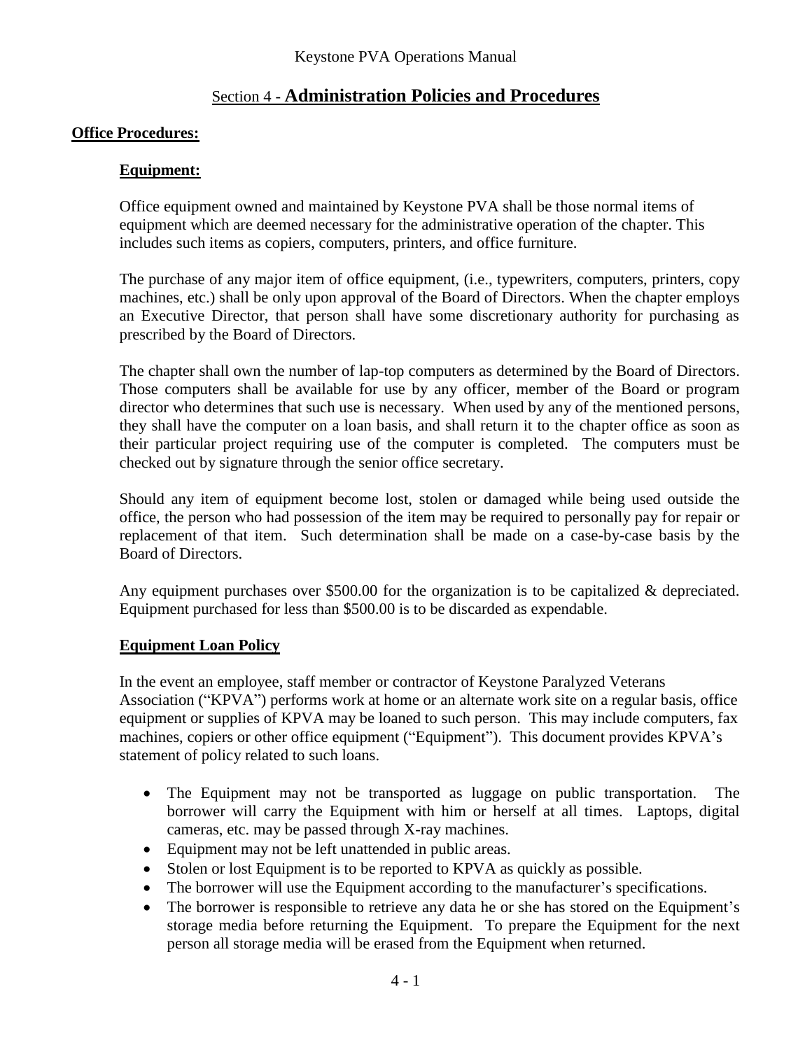## Section 4 - **Administration Policies and Procedures**

### **Office Procedures:**

#### **Equipment:**

Office equipment owned and maintained by Keystone PVA shall be those normal items of equipment which are deemed necessary for the administrative operation of the chapter. This includes such items as copiers, computers, printers, and office furniture.

The purchase of any major item of office equipment, (i.e., typewriters, computers, printers, copy machines, etc.) shall be only upon approval of the Board of Directors. When the chapter employs an Executive Director, that person shall have some discretionary authority for purchasing as prescribed by the Board of Directors.

The chapter shall own the number of lap-top computers as determined by the Board of Directors. Those computers shall be available for use by any officer, member of the Board or program director who determines that such use is necessary. When used by any of the mentioned persons, they shall have the computer on a loan basis, and shall return it to the chapter office as soon as their particular project requiring use of the computer is completed. The computers must be checked out by signature through the senior office secretary.

Should any item of equipment become lost, stolen or damaged while being used outside the office, the person who had possession of the item may be required to personally pay for repair or replacement of that item. Such determination shall be made on a case-by-case basis by the Board of Directors.

Any equipment purchases over $500.00 for the organization is to be capitalized & depreciated. Equipment purchased for less than $500.00 is to be discarded as expendable.

#### **Equipment Loan Policy**

In the event an employee, staff member or contractor of Keystone Paralyzed Veterans Association ("KPVA") performs work at home or an alternate work site on a regular basis, office equipment or supplies of KPVA may be loaned to such person. This may include computers, fax machines, copiers or other office equipment ("Equipment"). This document provides KPVA's statement of policy related to such loans.

- The Equipment may not be transported as luggage on public transportation. The borrower will carry the Equipment with him or herself at all times. Laptops, digital cameras, etc. may be passed through X-ray machines.
- Equipment may not be left unattended in public areas.
- Stolen or lost Equipment is to be reported to KPVA as quickly as possible.
- The borrower will use the Equipment according to the manufacturer's specifications.
- The borrower is responsible to retrieve any data he or she has stored on the Equipment's storage media before returning the Equipment. To prepare the Equipment for the next person all storage media will be erased from the Equipment when returned.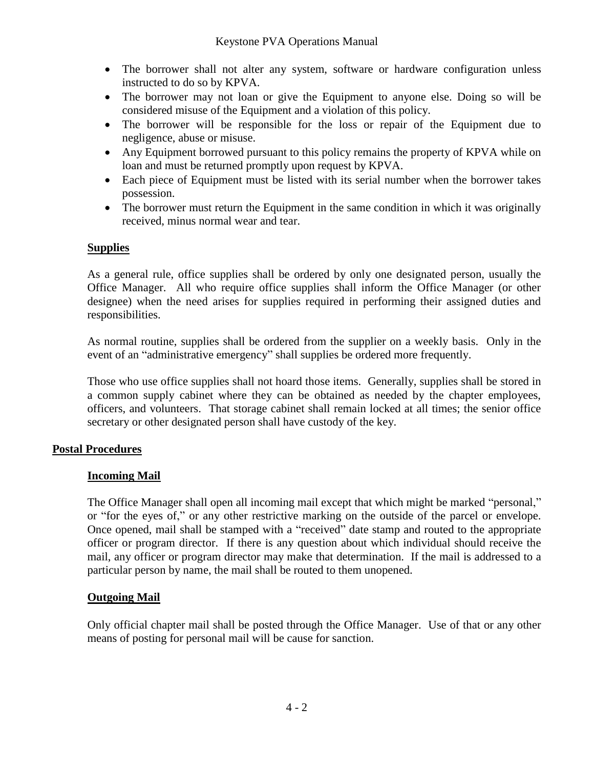- The borrower shall not alter any system, software or hardware configuration unless instructed to do so by KPVA.
- The borrower may not loan or give the Equipment to anyone else. Doing so will be considered misuse of the Equipment and a violation of this policy.
- The borrower will be responsible for the loss or repair of the Equipment due to negligence, abuse or misuse.
- Any Equipment borrowed pursuant to this policy remains the property of KPVA while on loan and must be returned promptly upon request by KPVA.
- Each piece of Equipment must be listed with its serial number when the borrower takes possession.
- The borrower must return the Equipment in the same condition in which it was originally received, minus normal wear and tear.

### Supplies

As a general rule, office supplies shall be ordered by only one designated person, usually the Office Manager. All who require office supplies shall inform the Office Manager (or other designee) when the need arises for supplies required in performing their assigned duties and responsibilities.

As normal routine, supplies shall be ordered from the supplier on a weekly basis. Only in the event of an "administrative emergency" shall supplies be ordered more frequently.

Those who use office supplies shall not hoard those items. Generally, supplies shall be stored in a common supply cabinet where they can be obtained as needed by the chapter employees, officers, and volunteers. That storage cabinet shall remain locked at all times; the senior office secretary or other designated person shall have custody of the key.

## Postal Procedures

### Incoming Mail

The Office Manager shall open all incoming mail except that which might be marked "personal," or "for the eyes of," or any other restrictive marking on the outside of the parcel or envelope. Once opened, mail shall be stamped with a "received" date stamp and routed to the appropriate officer or program director. If there is any question about which individual should receive the mail, any officer or program director may make that determination. If the mail is addressed to a particular person by name, the mail shall be routed to them unopened.

### Outgoing Mail

Only official chapter mail shall be posted through the Office Manager. Use of that or any other means of posting for personal mail will be cause for sanction.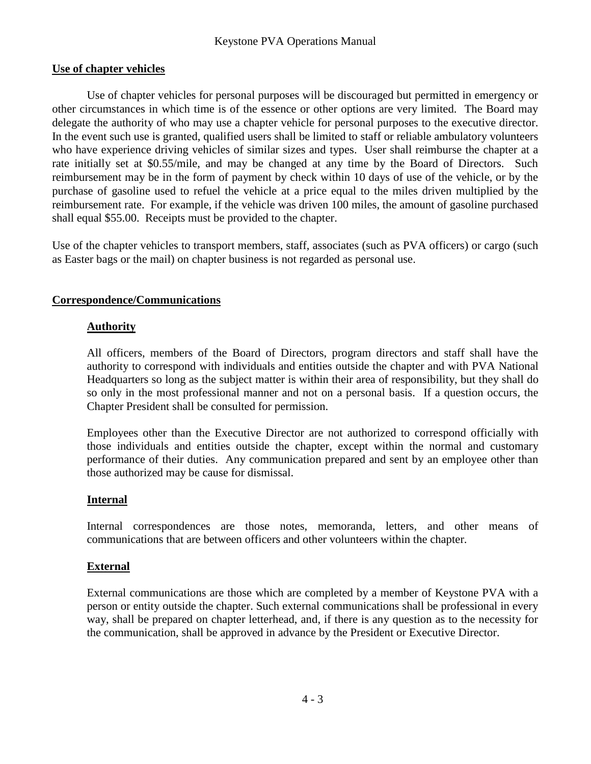## Use of chapter vehicles

Use of chapter vehicles for personal purposes will be discouraged but permitted in emergency or other circumstances in which time is of the essence or other options are very limited. The Board may delegate the authority of who may use a chapter vehicle for personal purposes to the executive director. In the event such use is granted, qualified users shall be limited to staff or reliable ambulatory volunteers who have experience driving vehicles of similar sizes and types. User shall reimburse the chapter at a rate initially set at $0.55/mile, and may be changed at any time by the Board of Directors. Such reimbursement may be in the form of payment by check within 10 days of use of the vehicle, or by the purchase of gasoline used to refuel the vehicle at a price equal to the miles driven multiplied by the reimbursement rate. For example, if the vehicle was driven 100 miles, the amount of gasoline purchased shall equal $55.00. Receipts must be provided to the chapter.

Use of the chapter vehicles to transport members, staff, associates (such as PVA officers) or cargo (such as Easter bags or the mail) on chapter business is not regarded as personal use.

## Correspondence/Communications

### Authority

All officers, members of the Board of Directors, program directors and staff shall have the authority to correspond with individuals and entities outside the chapter and with PVA National Headquarters so long as the subject matter is within their area of responsibility, but they shall do so only in the most professional manner and not on a personal basis. If a question occurs, the Chapter President shall be consulted for permission.

Employees other than the Executive Director are not authorized to correspond officially with those individuals and entities outside the chapter, except within the normal and customary performance of their duties. Any communication prepared and sent by an employee other than those authorized may be cause for dismissal.

### Internal

Internal correspondences are those notes, memoranda, letters, and other means of communications that are between officers and other volunteers within the chapter.

### External

External communications are those which are completed by a member of Keystone PVA with a person or entity outside the chapter. Such external communications shall be professional in every way, shall be prepared on chapter letterhead, and, if there is any question as to the necessity for the communication, shall be approved in advance by the President or Executive Director.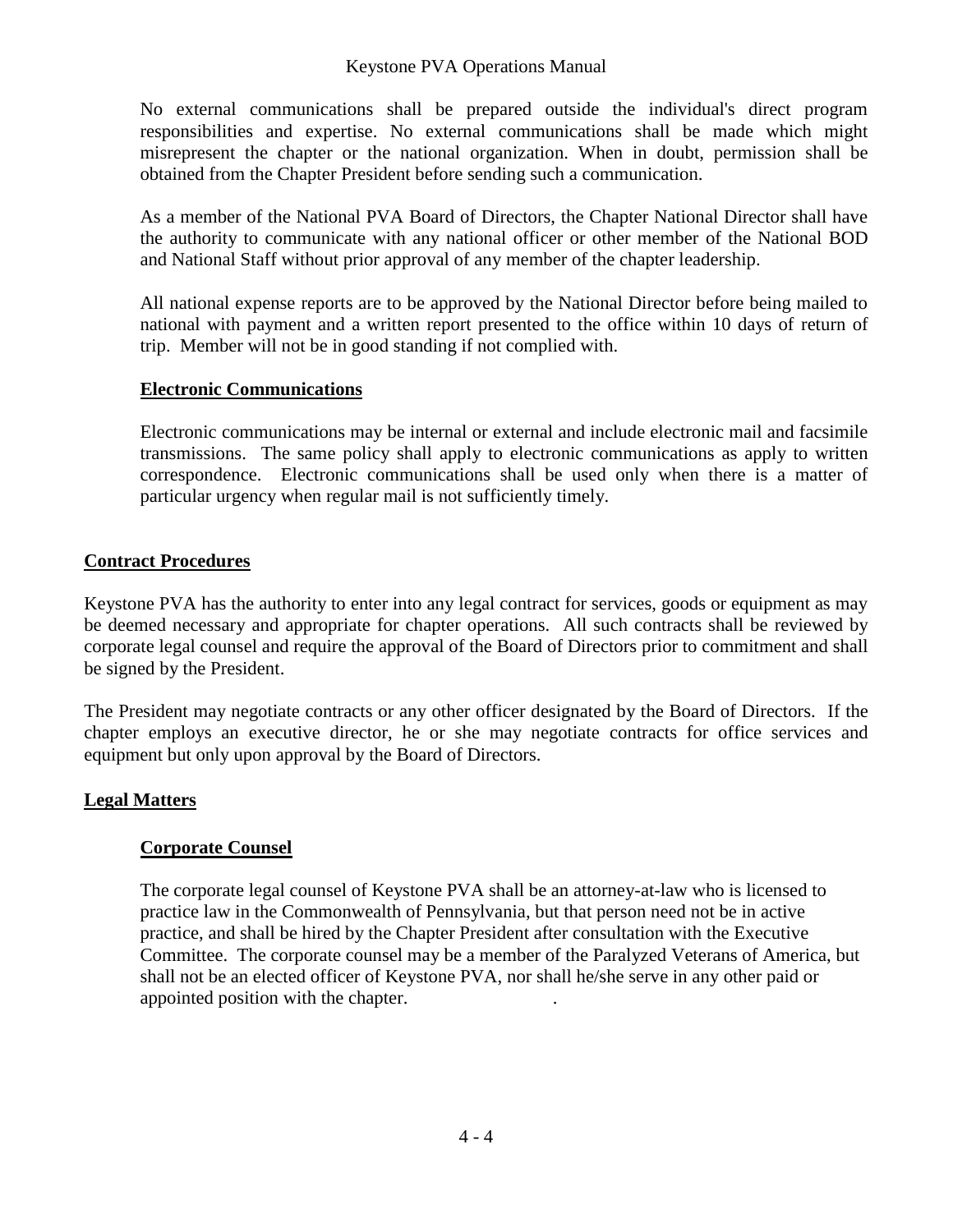No external communications shall be prepared outside the individual's direct program responsibilities and expertise. No external communications shall be made which might misrepresent the chapter or the national organization. When in doubt, permission shall be obtained from the Chapter President before sending such a communication.

As a member of the National PVA Board of Directors, the Chapter National Director shall have the authority to communicate with any national officer or other member of the National BOD and National Staff without prior approval of any member of the chapter leadership.

All national expense reports are to be approved by the National Director before being mailed to national with payment and a written report presented to the office within 10 days of return of trip. Member will not be in good standing if not complied with.

### Electronic Communications

Electronic communications may be internal or external and include electronic mail and facsimile transmissions. The same policy shall apply to electronic communications as apply to written correspondence. Electronic communications shall be used only when there is a matter of particular urgency when regular mail is not sufficiently timely.

## Contract Procedures

Keystone PVA has the authority to enter into any legal contract for services, goods or equipment as may be deemed necessary and appropriate for chapter operations. All such contracts shall be reviewed by corporate legal counsel and require the approval of the Board of Directors prior to commitment and shall be signed by the President.

The President may negotiate contracts or any other officer designated by the Board of Directors. If the chapter employs an executive director, he or she may negotiate contracts for office services and equipment but only upon approval by the Board of Directors.

## Legal Matters

### Corporate Counsel

The corporate legal counsel of Keystone PVA shall be an attorney-at-law who is licensed to practice law in the Commonwealth of Pennsylvania, but that person need not be in active practice, and shall be hired by the Chapter President after consultation with the Executive Committee. The corporate counsel may be a member of the Paralyzed Veterans of America, but shall not be an elected officer of Keystone PVA, nor shall he/she serve in any other paid or appointed position with the chapter.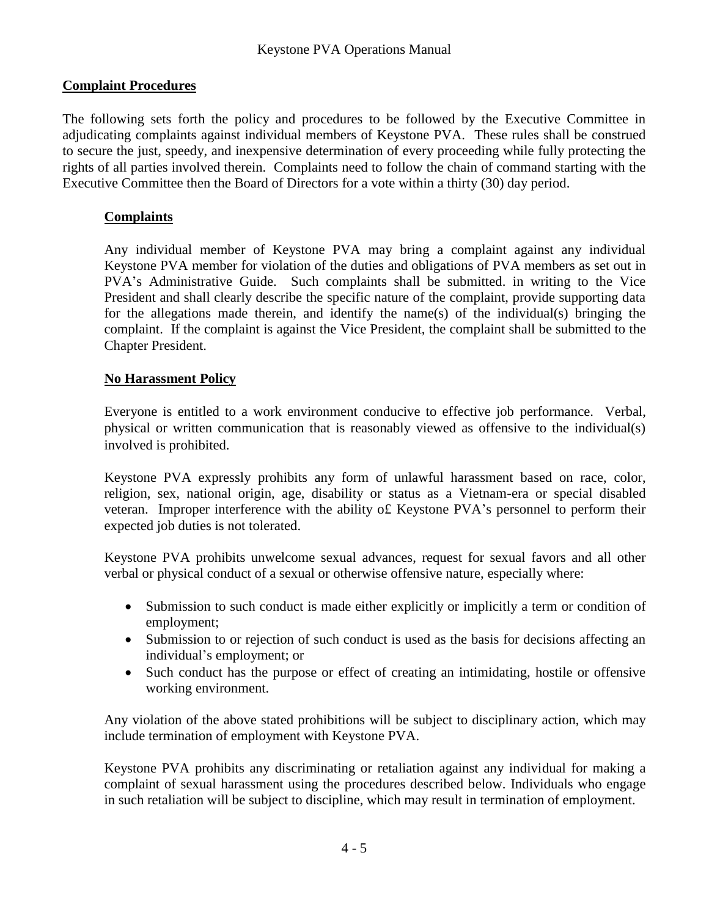## Complaint Procedures

The following sets forth the policy and procedures to be followed by the Executive Committee in adjudicating complaints against individual members of Keystone PVA. These rules shall be construed to secure the just, speedy, and inexpensive determination of every proceeding while fully protecting the rights of all parties involved therein. Complaints need to follow the chain of command starting with the Executive Committee then the Board of Directors for a vote within a thirty (30) day period.

### Complaints

Any individual member of Keystone PVA may bring a complaint against any individual Keystone PVA member for violation of the duties and obligations of PVA members as set out in PVA's Administrative Guide. Such complaints shall be submitted. in writing to the Vice President and shall clearly describe the specific nature of the complaint, provide supporting data for the allegations made therein, and identify the name(s) of the individual(s) bringing the complaint. If the complaint is against the Vice President, the complaint shall be submitted to the Chapter President.

### No Harassment Policy

Everyone is entitled to a work environment conducive to effective job performance. Verbal, physical or written communication that is reasonably viewed as offensive to the individual(s) involved is prohibited.

Keystone PVA expressly prohibits any form of unlawful harassment based on race, color, religion, sex, national origin, age, disability or status as a Vietnam-era or special disabled veteran. Improper interference with the ability o£ Keystone PVA's personnel to perform their expected job duties is not tolerated.

Keystone PVA prohibits unwelcome sexual advances, request for sexual favors and all other verbal or physical conduct of a sexual or otherwise offensive nature, especially where:

- Submission to such conduct is made either explicitly or implicitly a term or condition of employment;
- Submission to or rejection of such conduct is used as the basis for decisions affecting an individual's employment; or
- Such conduct has the purpose or effect of creating an intimidating, hostile or offensive working environment.

Any violation of the above stated prohibitions will be subject to disciplinary action, which may include termination of employment with Keystone PVA.

Keystone PVA prohibits any discriminating or retaliation against any individual for making a complaint of sexual harassment using the procedures described below. Individuals who engage in such retaliation will be subject to discipline, which may result in termination of employment.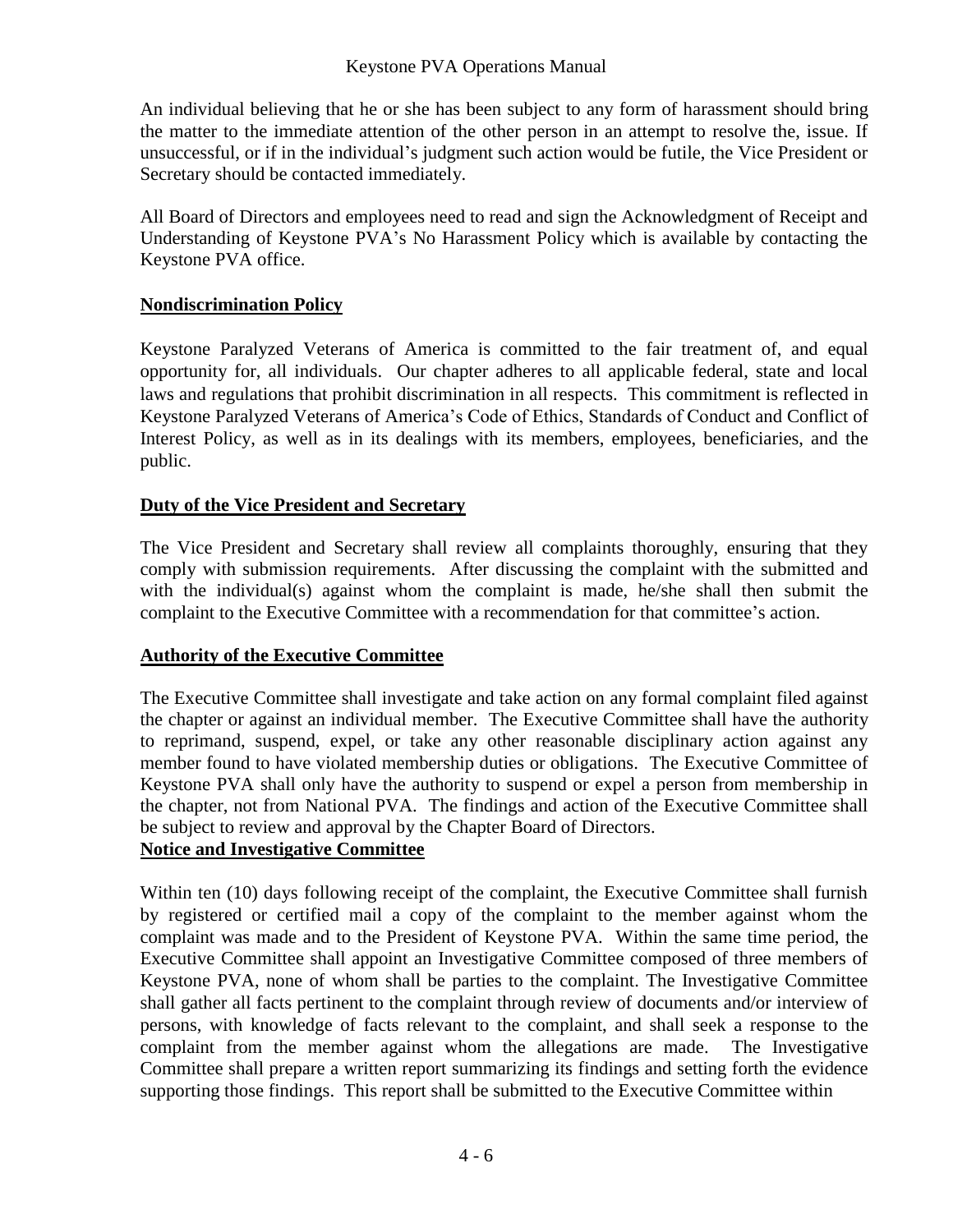An individual believing that he or she has been subject to any form of harassment should bring the matter to the immediate attention of the other person in an attempt to resolve the, issue. If unsuccessful, or if in the individual's judgment such action would be futile, the Vice President or Secretary should be contacted immediately.

All Board of Directors and employees need to read and sign the Acknowledgment of Receipt and Understanding of Keystone PVA's No Harassment Policy which is available by contacting the Keystone PVA office.

**Nondiscrimination Policy**

Keystone Paralyzed Veterans of America is committed to the fair treatment of, and equal opportunity for, all individuals. Our chapter adheres to all applicable federal, state and local laws and regulations that prohibit discrimination in all respects. This commitment is reflected in Keystone Paralyzed Veterans of America's Code of Ethics, Standards of Conduct and Conflict of Interest Policy, as well as in its dealings with its members, employees, beneficiaries, and the public.

**Duty of the Vice President and Secretary**

The Vice President and Secretary shall review all complaints thoroughly, ensuring that they comply with submission requirements. After discussing the complaint with the submitted and with the individual(s) against whom the complaint is made, he/she shall then submit the complaint to the Executive Committee with a recommendation for that committee's action.

**Authority of the Executive Committee**

The Executive Committee shall investigate and take action on any formal complaint filed against the chapter or against an individual member. The Executive Committee shall have the authority to reprimand, suspend, expel, or take any other reasonable disciplinary action against any member found to have violated membership duties or obligations. The Executive Committee of Keystone PVA shall only have the authority to suspend or expel a person from membership in the chapter, not from National PVA. The findings and action of the Executive Committee shall be subject to review and approval by the Chapter Board of Directors.

**Notice and Investigative Committee**

Within ten (10) days following receipt of the complaint, the Executive Committee shall furnish by registered or certified mail a copy of the complaint to the member against whom the complaint was made and to the President of Keystone PVA. Within the same time period, the Executive Committee shall appoint an Investigative Committee composed of three members of Keystone PVA, none of whom shall be parties to the complaint. The Investigative Committee shall gather all facts pertinent to the complaint through review of documents and/or interview of persons, with knowledge of facts relevant to the complaint, and shall seek a response to the complaint from the member against whom the allegations are made. The Investigative Committee shall prepare a written report summarizing its findings and setting forth the evidence supporting those findings. This report shall be submitted to the Executive Committee within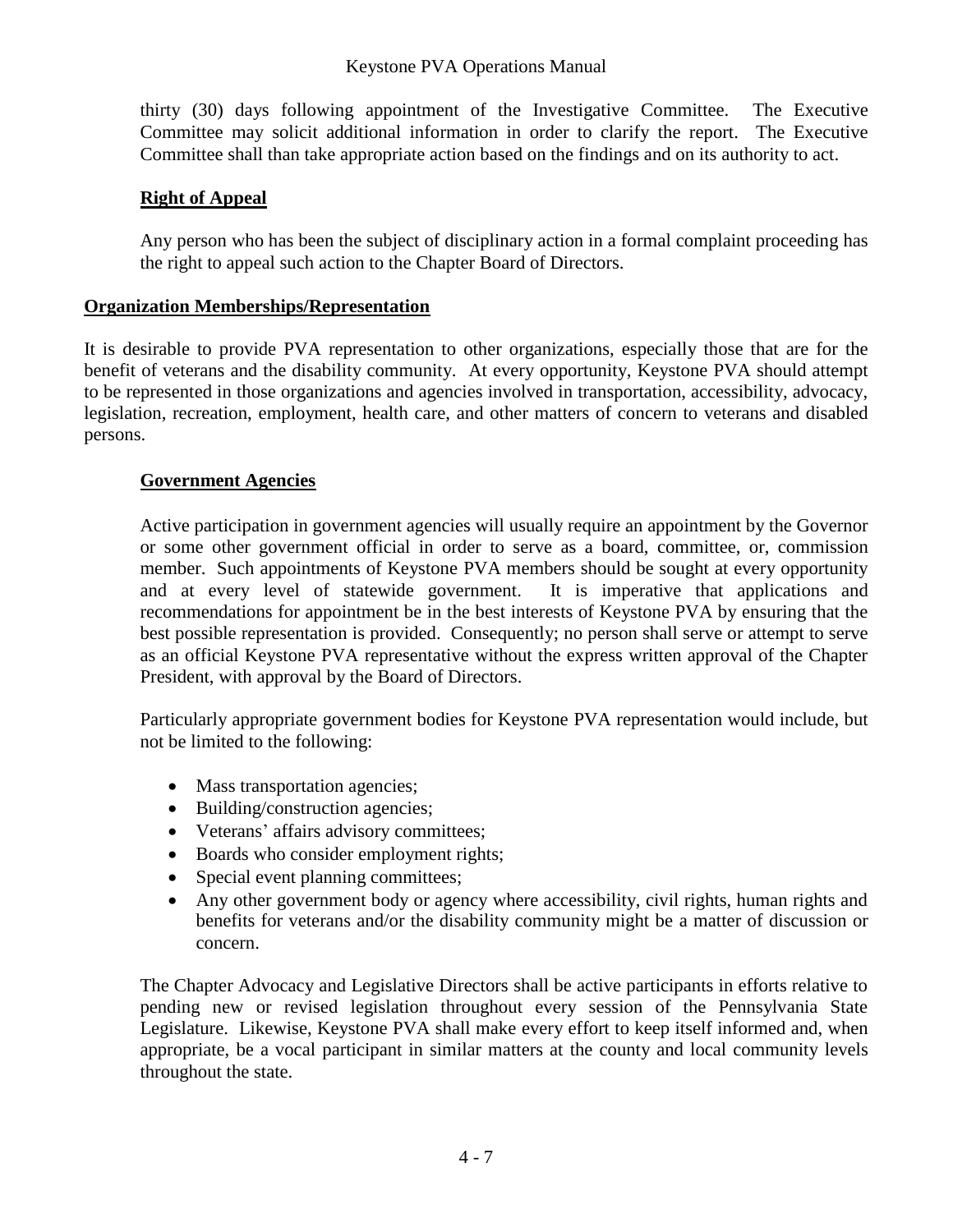thirty (30) days following appointment of the Investigative Committee. The Executive Committee may solicit additional information in order to clarify the report. The Executive Committee shall than take appropriate action based on the findings and on its authority to act.

### Right of Appeal

Any person who has been the subject of disciplinary action in a formal complaint proceeding has the right to appeal such action to the Chapter Board of Directors.

## Organization Memberships/Representation

It is desirable to provide PVA representation to other organizations, especially those that are for the benefit of veterans and the disability community. At every opportunity, Keystone PVA should attempt to be represented in those organizations and agencies involved in transportation, accessibility, advocacy, legislation, recreation, employment, health care, and other matters of concern to veterans and disabled persons.

### Government Agencies

Active participation in government agencies will usually require an appointment by the Governor or some other government official in order to serve as a board, committee, or, commission member. Such appointments of Keystone PVA members should be sought at every opportunity and at every level of statewide government. It is imperative that applications and recommendations for appointment be in the best interests of Keystone PVA by ensuring that the best possible representation is provided. Consequently; no person shall serve or attempt to serve as an official Keystone PVA representative without the express written approval of the Chapter President, with approval by the Board of Directors.

Particularly appropriate government bodies for Keystone PVA representation would include, but not be limited to the following:

- Mass transportation agencies;
- Building/construction agencies;
- Veterans' affairs advisory committees;
- Boards who consider employment rights;
- Special event planning committees;
- Any other government body or agency where accessibility, civil rights, human rights and benefits for veterans and/or the disability community might be a matter of discussion or concern.

The Chapter Advocacy and Legislative Directors shall be active participants in efforts relative to pending new or revised legislation throughout every session of the Pennsylvania State Legislature. Likewise, Keystone PVA shall make every effort to keep itself informed and, when appropriate, be a vocal participant in similar matters at the county and local community levels throughout the state.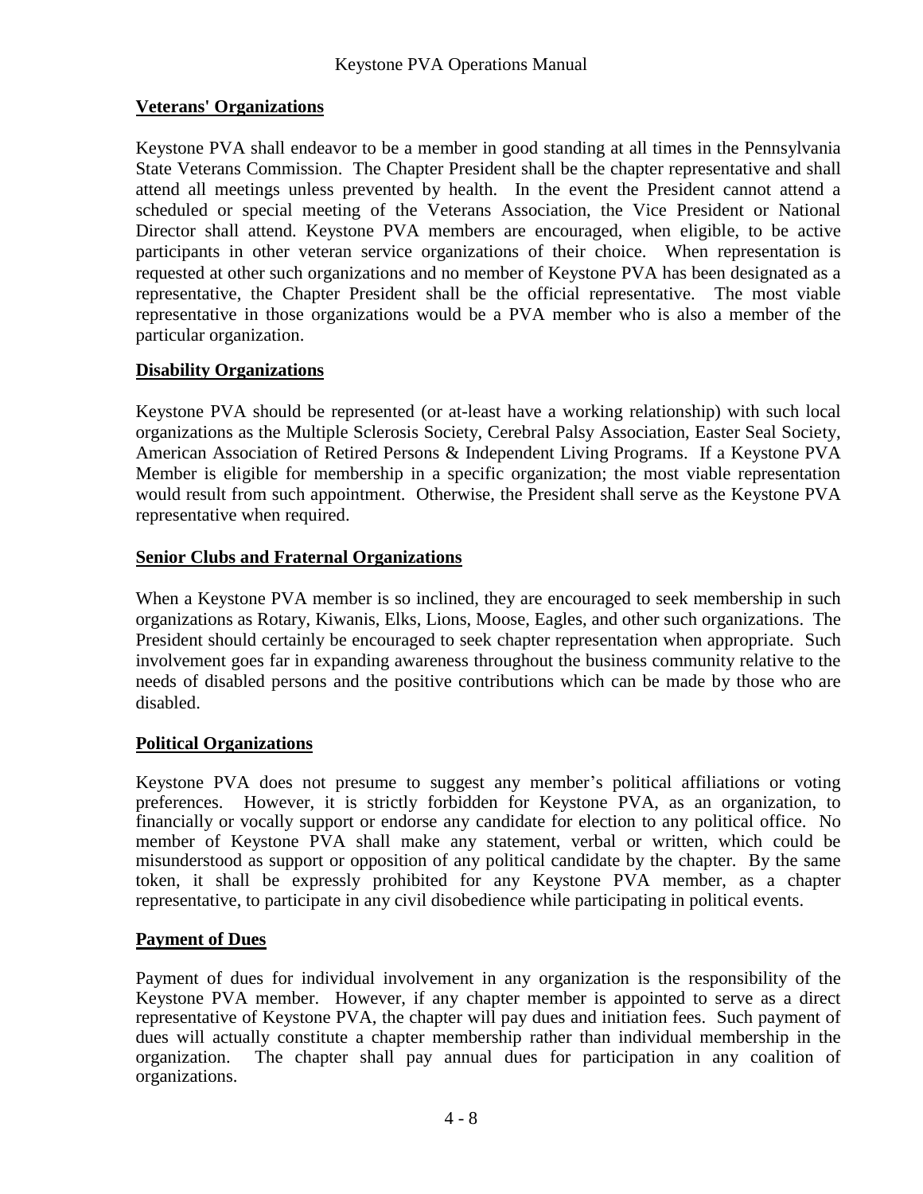## Veterans' Organizations

Keystone PVA shall endeavor to be a member in good standing at all times in the Pennsylvania State Veterans Commission. The Chapter President shall be the chapter representative and shall attend all meetings unless prevented by health. In the event the President cannot attend a scheduled or special meeting of the Veterans Association, the Vice President or National Director shall attend. Keystone PVA members are encouraged, when eligible, to be active participants in other veteran service organizations of their choice. When representation is requested at other such organizations and no member of Keystone PVA has been designated as a representative, the Chapter President shall be the official representative. The most viable representative in those organizations would be a PVA member who is also a member of the particular organization.

## Disability Organizations

Keystone PVA should be represented (or at-least have a working relationship) with such local organizations as the Multiple Sclerosis Society, Cerebral Palsy Association, Easter Seal Society, American Association of Retired Persons & Independent Living Programs. If a Keystone PVA Member is eligible for membership in a specific organization; the most viable representation would result from such appointment. Otherwise, the President shall serve as the Keystone PVA representative when required.

## Senior Clubs and Fraternal Organizations

When a Keystone PVA member is so inclined, they are encouraged to seek membership in such organizations as Rotary, Kiwanis, Elks, Lions, Moose, Eagles, and other such organizations. The President should certainly be encouraged to seek chapter representation when appropriate. Such involvement goes far in expanding awareness throughout the business community relative to the needs of disabled persons and the positive contributions which can be made by those who are disabled.

## Political Organizations

Keystone PVA does not presume to suggest any member's political affiliations or voting preferences. However, it is strictly forbidden for Keystone PVA, as an organization, to financially or vocally support or endorse any candidate for election to any political office. No member of Keystone PVA shall make any statement, verbal or written, which could be misunderstood as support or opposition of any political candidate by the chapter. By the same token, it shall be expressly prohibited for any Keystone PVA member, as a chapter representative, to participate in any civil disobedience while participating in political events.

## Payment of Dues

Payment of dues for individual involvement in any organization is the responsibility of the Keystone PVA member. However, if any chapter member is appointed to serve as a direct representative of Keystone PVA, the chapter will pay dues and initiation fees. Such payment of dues will actually constitute a chapter membership rather than individual membership in the organization. The chapter shall pay annual dues for participation in any coalition of organizations.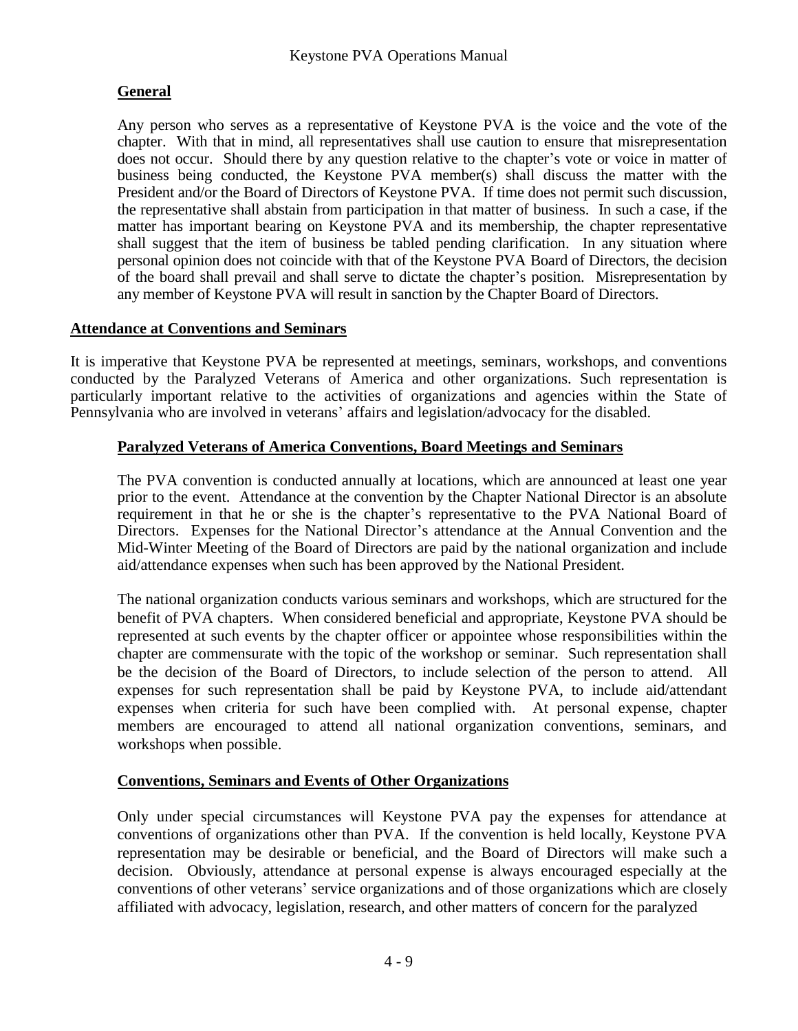## General

Any person who serves as a representative of Keystone PVA is the voice and the vote of the chapter. With that in mind, all representatives shall use caution to ensure that misrepresentation does not occur. Should there by any question relative to the chapter's vote or voice in matter of business being conducted, the Keystone PVA member(s) shall discuss the matter with the President and/or the Board of Directors of Keystone PVA. If time does not permit such discussion, the representative shall abstain from participation in that matter of business. In such a case, if the matter has important bearing on Keystone PVA and its membership, the chapter representative shall suggest that the item of business be tabled pending clarification. In any situation where personal opinion does not coincide with that of the Keystone PVA Board of Directors, the decision of the board shall prevail and shall serve to dictate the chapter's position. Misrepresentation by any member of Keystone PVA will result in sanction by the Chapter Board of Directors.

## Attendance at Conventions and Seminars

It is imperative that Keystone PVA be represented at meetings, seminars, workshops, and conventions conducted by the Paralyzed Veterans of America and other organizations. Such representation is particularly important relative to the activities of organizations and agencies within the State of Pennsylvania who are involved in veterans' affairs and legislation/advocacy for the disabled.

### Paralyzed Veterans of America Conventions, Board Meetings and Seminars

The PVA convention is conducted annually at locations, which are announced at least one year prior to the event. Attendance at the convention by the Chapter National Director is an absolute requirement in that he or she is the chapter's representative to the PVA National Board of Directors. Expenses for the National Director's attendance at the Annual Convention and the Mid-Winter Meeting of the Board of Directors are paid by the national organization and include aid/attendance expenses when such has been approved by the National President.

The national organization conducts various seminars and workshops, which are structured for the benefit of PVA chapters. When considered beneficial and appropriate, Keystone PVA should be represented at such events by the chapter officer or appointee whose responsibilities within the chapter are commensurate with the topic of the workshop or seminar. Such representation shall be the decision of the Board of Directors, to include selection of the person to attend. All expenses for such representation shall be paid by Keystone PVA, to include aid/attendant expenses when criteria for such have been complied with. At personal expense, chapter members are encouraged to attend all national organization conventions, seminars, and workshops when possible.

### Conventions, Seminars and Events of Other Organizations

Only under special circumstances will Keystone PVA pay the expenses for attendance at conventions of organizations other than PVA. If the convention is held locally, Keystone PVA representation may be desirable or beneficial, and the Board of Directors will make such a decision. Obviously, attendance at personal expense is always encouraged especially at the conventions of other veterans' service organizations and of those organizations which are closely affiliated with advocacy, legislation, research, and other matters of concern for the paralyzed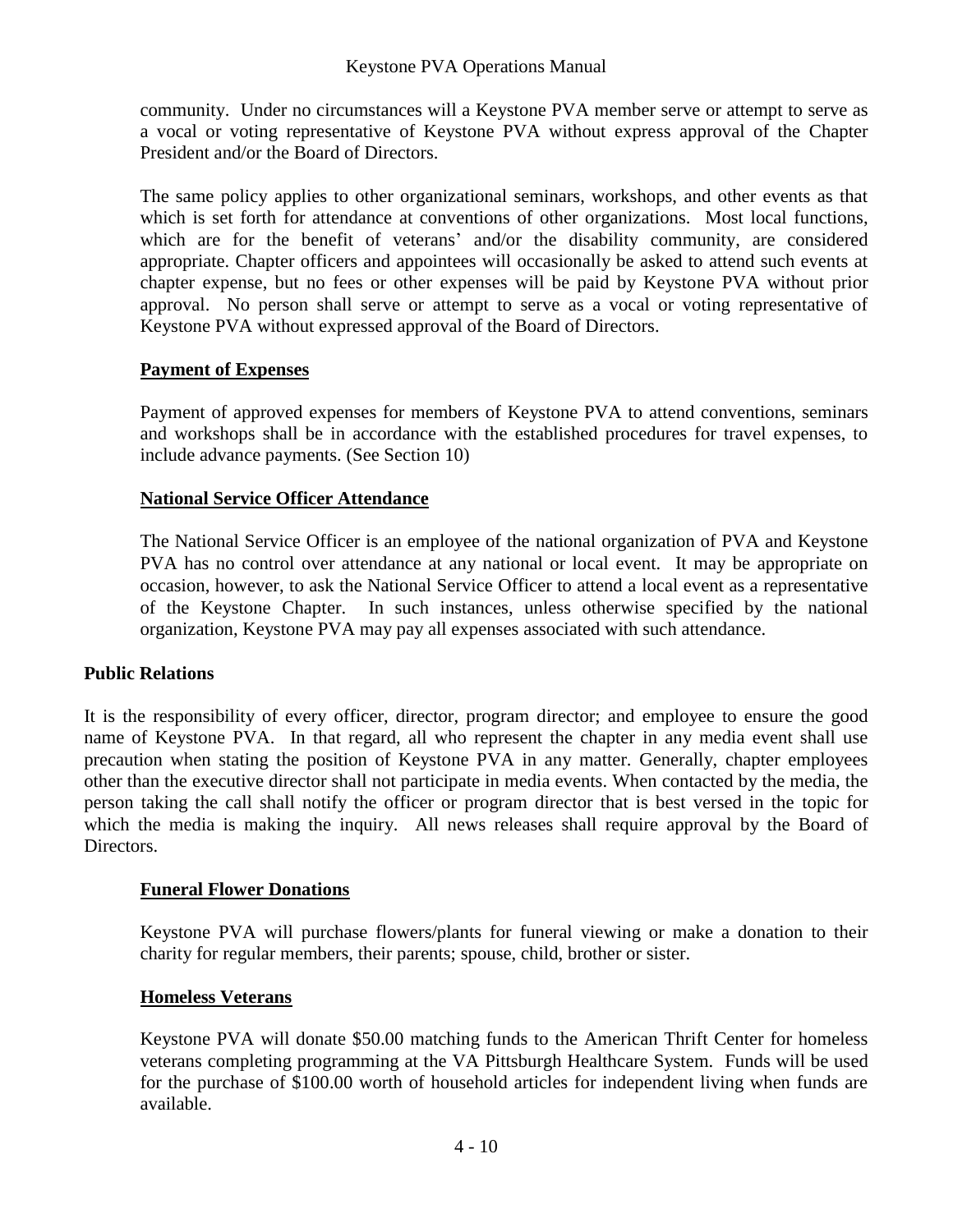community. Under no circumstances will a Keystone PVA member serve or attempt to serve as a vocal or voting representative of Keystone PVA without express approval of the Chapter President and/or the Board of Directors.

The same policy applies to other organizational seminars, workshops, and other events as that which is set forth for attendance at conventions of other organizations. Most local functions, which are for the benefit of veterans' and/or the disability community, are considered appropriate. Chapter officers and appointees will occasionally be asked to attend such events at chapter expense, but no fees or other expenses will be paid by Keystone PVA without prior approval. No person shall serve or attempt to serve as a vocal or voting representative of Keystone PVA without expressed approval of the Board of Directors.

### Payment of Expenses

Payment of approved expenses for members of Keystone PVA to attend conventions, seminars and workshops shall be in accordance with the established procedures for travel expenses, to include advance payments. (See Section 10)

### National Service Officer Attendance

The National Service Officer is an employee of the national organization of PVA and Keystone PVA has no control over attendance at any national or local event. It may be appropriate on occasion, however, to ask the National Service Officer to attend a local event as a representative of the Keystone Chapter. In such instances, unless otherwise specified by the national organization, Keystone PVA may pay all expenses associated with such attendance.

## Public Relations

It is the responsibility of every officer, director, program director; and employee to ensure the good name of Keystone PVA. In that regard, all who represent the chapter in any media event shall use precaution when stating the position of Keystone PVA in any matter. Generally, chapter employees other than the executive director shall not participate in media events. When contacted by the media, the person taking the call shall notify the officer or program director that is best versed in the topic for which the media is making the inquiry. All news releases shall require approval by the Board of Directors.

### Funeral Flower Donations

Keystone PVA will purchase flowers/plants for funeral viewing or make a donation to their charity for regular members, their parents; spouse, child, brother or sister.

### Homeless Veterans

Keystone PVA will donate $50.00 matching funds to the American Thrift Center for homeless veterans completing programming at the VA Pittsburgh Healthcare System. Funds will be used for the purchase of $100.00 worth of household articles for independent living when funds are available.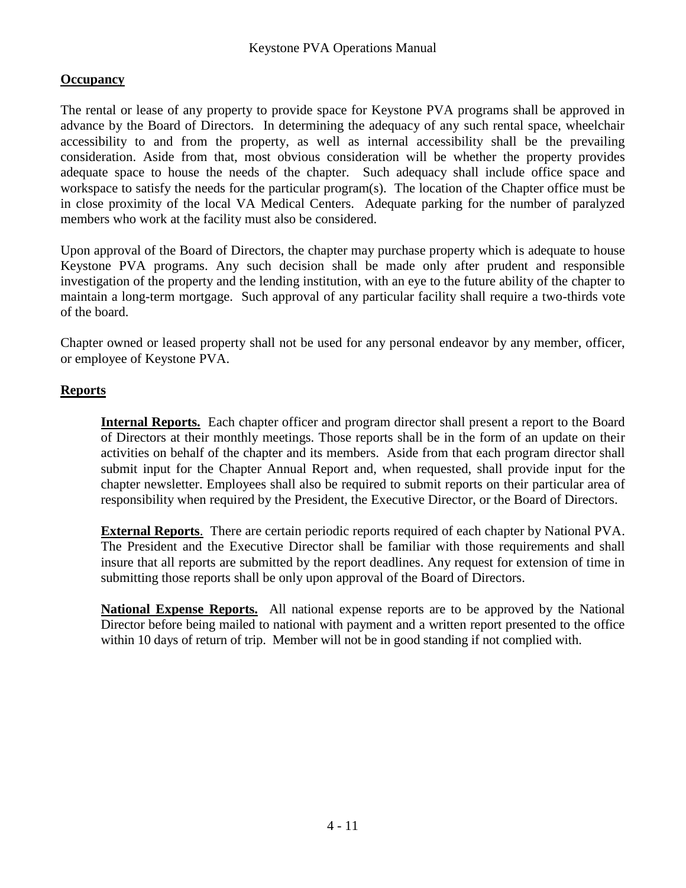## Occupancy

The rental or lease of any property to provide space for Keystone PVA programs shall be approved in advance by the Board of Directors. In determining the adequacy of any such rental space, wheelchair accessibility to and from the property, as well as internal accessibility shall be the prevailing consideration. Aside from that, most obvious consideration will be whether the property provides adequate space to house the needs of the chapter. Such adequacy shall include office space and workspace to satisfy the needs for the particular program(s). The location of the Chapter office must be in close proximity of the local VA Medical Centers. Adequate parking for the number of paralyzed members who work at the facility must also be considered.

Upon approval of the Board of Directors, the chapter may purchase property which is adequate to house Keystone PVA programs. Any such decision shall be made only after prudent and responsible investigation of the property and the lending institution, with an eye to the future ability of the chapter to maintain a long-term mortgage. Such approval of any particular facility shall require a two-thirds vote of the board.

Chapter owned or leased property shall not be used for any personal endeavor by any member, officer, or employee of Keystone PVA.

## Reports

**Internal Reports.** Each chapter officer and program director shall present a report to the Board of Directors at their monthly meetings. Those reports shall be in the form of an update on their activities on behalf of the chapter and its members. Aside from that each program director shall submit input for the Chapter Annual Report and, when requested, shall provide input for the chapter newsletter. Employees shall also be required to submit reports on their particular area of responsibility when required by the President, the Executive Director, or the Board of Directors.

**External Reports**. There are certain periodic reports required of each chapter by National PVA. The President and the Executive Director shall be familiar with those requirements and shall insure that all reports are submitted by the report deadlines. Any request for extension of time in submitting those reports shall be only upon approval of the Board of Directors.

**National Expense Reports.** All national expense reports are to be approved by the National Director before being mailed to national with payment and a written report presented to the office within 10 days of return of trip. Member will not be in good standing if not complied with.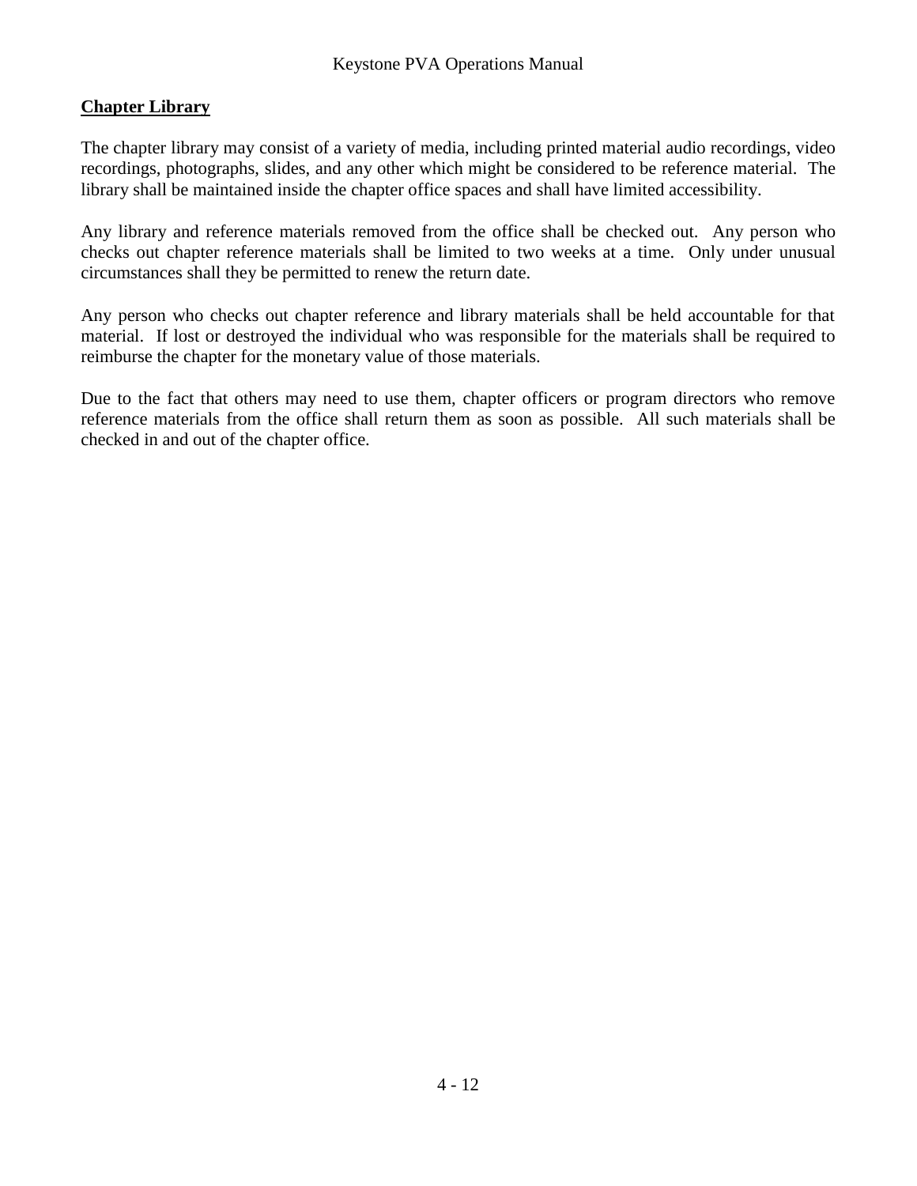## Chapter Library

The chapter library may consist of a variety of media, including printed material audio recordings, video recordings, photographs, slides, and any other which might be considered to be reference material. The library shall be maintained inside the chapter office spaces and shall have limited accessibility.

Any library and reference materials removed from the office shall be checked out. Any person who checks out chapter reference materials shall be limited to two weeks at a time. Only under unusual circumstances shall they be permitted to renew the return date.

Any person who checks out chapter reference and library materials shall be held accountable for that material. If lost or destroyed the individual who was responsible for the materials shall be required to reimburse the chapter for the monetary value of those materials.

Due to the fact that others may need to use them, chapter officers or program directors who remove reference materials from the office shall return them as soon as possible. All such materials shall be checked in and out of the chapter office.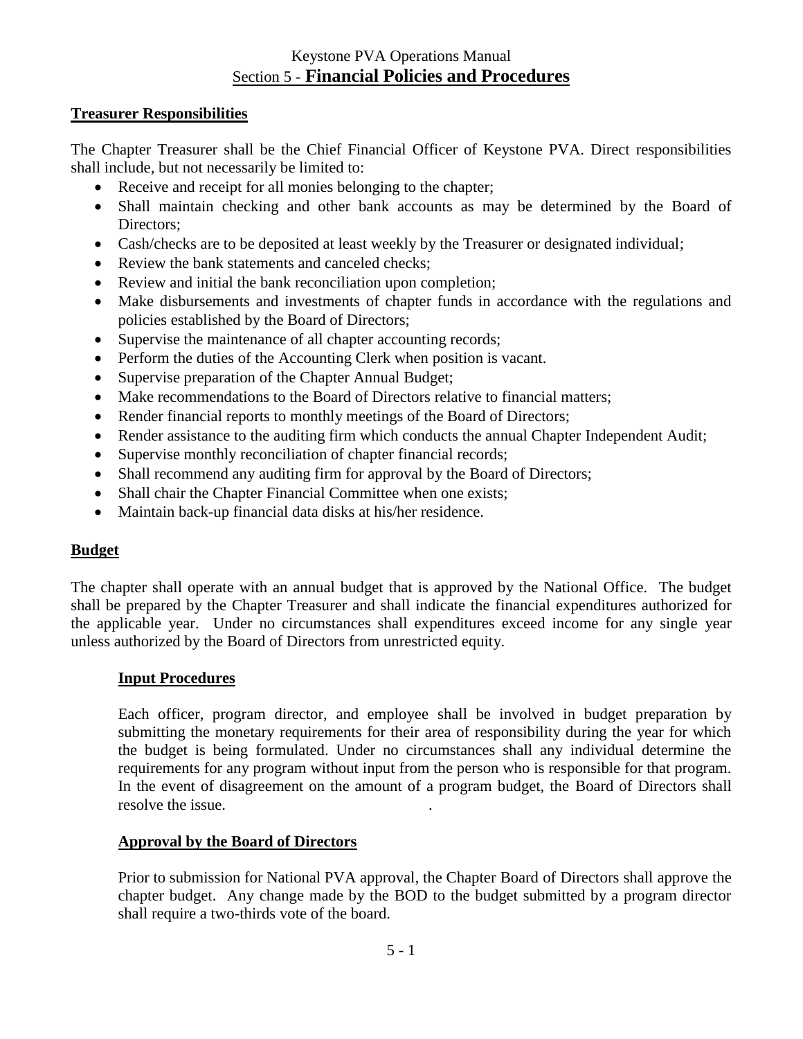Keystone PVA Operations Manual

# Section 5 - **Financial Policies and Procedures**

## Treasurer Responsibilities

The Chapter Treasurer shall be the Chief Financial Officer of Keystone PVA. Direct responsibilities shall include, but not necessarily be limited to:

- Receive and receipt for all monies belonging to the chapter;
- Shall maintain checking and other bank accounts as may be determined by the Board of Directors;
- Cash/checks are to be deposited at least weekly by the Treasurer or designated individual;
- Review the bank statements and canceled checks;
- Review and initial the bank reconciliation upon completion;
- Make disbursements and investments of chapter funds in accordance with the regulations and policies established by the Board of Directors;
- Supervise the maintenance of all chapter accounting records;
- Perform the duties of the Accounting Clerk when position is vacant.
- Supervise preparation of the Chapter Annual Budget;
- Make recommendations to the Board of Directors relative to financial matters;
- Render financial reports to monthly meetings of the Board of Directors;
- Render assistance to the auditing firm which conducts the annual Chapter Independent Audit;
- Supervise monthly reconciliation of chapter financial records;
- Shall recommend any auditing firm for approval by the Board of Directors;
- Shall chair the Chapter Financial Committee when one exists;
- Maintain back-up financial data disks at his/her residence.

## Budget

The chapter shall operate with an annual budget that is approved by the National Office. The budget shall be prepared by the Chapter Treasurer and shall indicate the financial expenditures authorized for the applicable year. Under no circumstances shall expenditures exceed income for any single year unless authorized by the Board of Directors from unrestricted equity.

### Input Procedures

Each officer, program director, and employee shall be involved in budget preparation by submitting the monetary requirements for their area of responsibility during the year for which the budget is being formulated. Under no circumstances shall any individual determine the requirements for any program without input from the person who is responsible for that program. In the event of disagreement on the amount of a program budget, the Board of Directors shall resolve the issue.

### Approval by the Board of Directors

Prior to submission for National PVA approval, the Chapter Board of Directors shall approve the chapter budget. Any change made by the BOD to the budget submitted by a program director shall require a two-thirds vote of the board.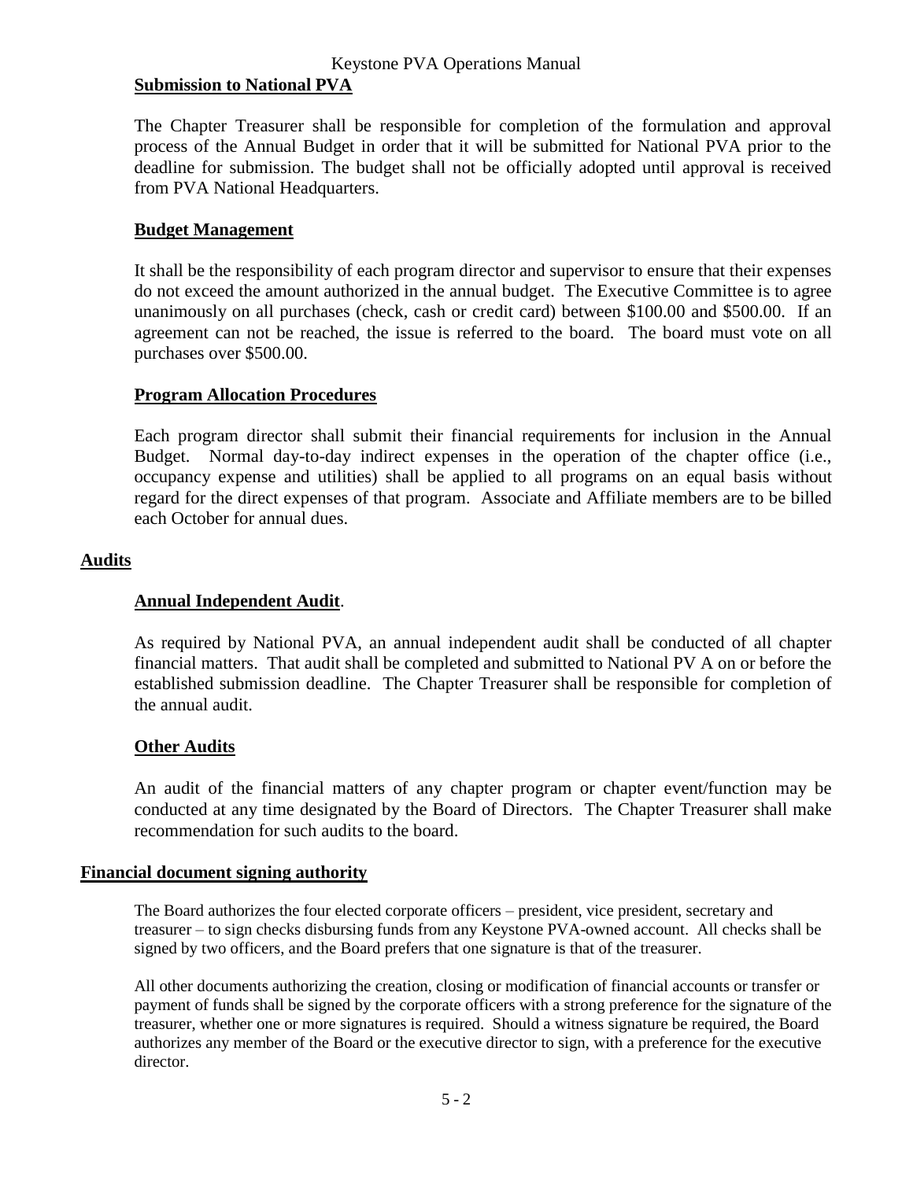### Submission to National PVA

The Chapter Treasurer shall be responsible for completion of the formulation and approval process of the Annual Budget in order that it will be submitted for National PVA prior to the deadline for submission. The budget shall not be officially adopted until approval is received from PVA National Headquarters.

### Budget Management

It shall be the responsibility of each program director and supervisor to ensure that their expenses do not exceed the amount authorized in the annual budget. The Executive Committee is to agree unanimously on all purchases (check, cash or credit card) between $100.00 and $500.00. If an agreement can not be reached, the issue is referred to the board. The board must vote on all purchases over $500.00.

### Program Allocation Procedures

Each program director shall submit their financial requirements for inclusion in the Annual Budget. Normal day-to-day indirect expenses in the operation of the chapter office (i.e., occupancy expense and utilities) shall be applied to all programs on an equal basis without regard for the direct expenses of that program. Associate and Affiliate members are to be billed each October for annual dues.

## Audits

### Annual Independent Audit.

As required by National PVA, an annual independent audit shall be conducted of all chapter financial matters. That audit shall be completed and submitted to National PV A on or before the established submission deadline. The Chapter Treasurer shall be responsible for completion of the annual audit.

### Other Audits

An audit of the financial matters of any chapter program or chapter event/function may be conducted at any time designated by the Board of Directors. The Chapter Treasurer shall make recommendation for such audits to the board.

## Financial document signing authority

The Board authorizes the four elected corporate officers – president, vice president, secretary and treasurer – to sign checks disbursing funds from any Keystone PVA-owned account. All checks shall be signed by two officers, and the Board prefers that one signature is that of the treasurer.

All other documents authorizing the creation, closing or modification of financial accounts or transfer or payment of funds shall be signed by the corporate officers with a strong preference for the signature of the treasurer, whether one or more signatures is required. Should a witness signature be required, the Board authorizes any member of the Board or the executive director to sign, with a preference for the executive director.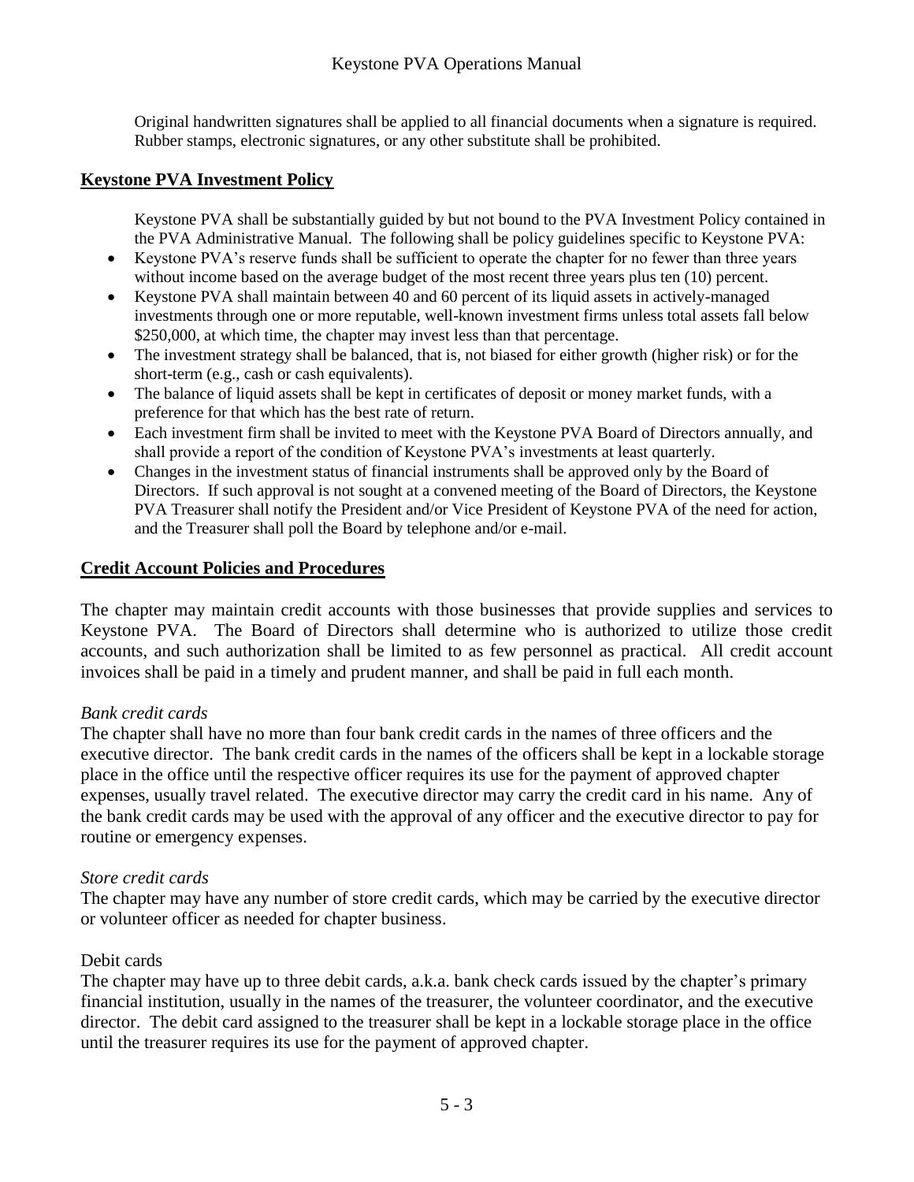Original handwritten signatures shall be applied to all financial documents when a signature is required. Rubber stamps, electronic signatures, or any other substitute shall be prohibited.

## Keystone PVA Investment Policy

Keystone PVA shall be substantially guided by but not bound to the PVA Investment Policy contained in the PVA Administrative Manual. The following shall be policy guidelines specific to Keystone PVA:

- Keystone PVA's reserve funds shall be sufficient to operate the chapter for no fewer than three years without income based on the average budget of the most recent three years plus ten (10) percent.
- Keystone PVA shall maintain between 40 and 60 percent of its liquid assets in actively-managed investments through one or more reputable, well-known investment firms unless total assets fall below $250,000, at which time, the chapter may invest less than that percentage.
- The investment strategy shall be balanced, that is, not biased for either growth (higher risk) or for the short-term (e.g., cash or cash equivalents).
- The balance of liquid assets shall be kept in certificates of deposit or money market funds, with a preference for that which has the best rate of return.
- Each investment firm shall be invited to meet with the Keystone PVA Board of Directors annually, and shall provide a report of the condition of Keystone PVA's investments at least quarterly.
- Changes in the investment status of financial instruments shall be approved only by the Board of Directors. If such approval is not sought at a convened meeting of the Board of Directors, the Keystone PVA Treasurer shall notify the President and/or Vice President of Keystone PVA of the need for action, and the Treasurer shall poll the Board by telephone and/or e-mail.

## Credit Account Policies and Procedures

The chapter may maintain credit accounts with those businesses that provide supplies and services to Keystone PVA. The Board of Directors shall determine who is authorized to utilize those credit accounts, and such authorization shall be limited to as few personnel as practical. All credit account invoices shall be paid in a timely and prudent manner, and shall be paid in full each month.

*Bank credit cards*

The chapter shall have no more than four bank credit cards in the names of three officers and the executive director. The bank credit cards in the names of the officers shall be kept in a lockable storage place in the office until the respective officer requires its use for the payment of approved chapter expenses, usually travel related. The executive director may carry the credit card in his name. Any of the bank credit cards may be used with the approval of any officer and the executive director to pay for routine or emergency expenses.

*Store credit cards*

The chapter may have any number of store credit cards, which may be carried by the executive director or volunteer officer as needed for chapter business.

Debit cards

The chapter may have up to three debit cards, a.k.a. bank check cards issued by the chapter's primary financial institution, usually in the names of the treasurer, the volunteer coordinator, and the executive director. The debit card assigned to the treasurer shall be kept in a lockable storage place in the office until the treasurer requires its use for the payment of approved chapter.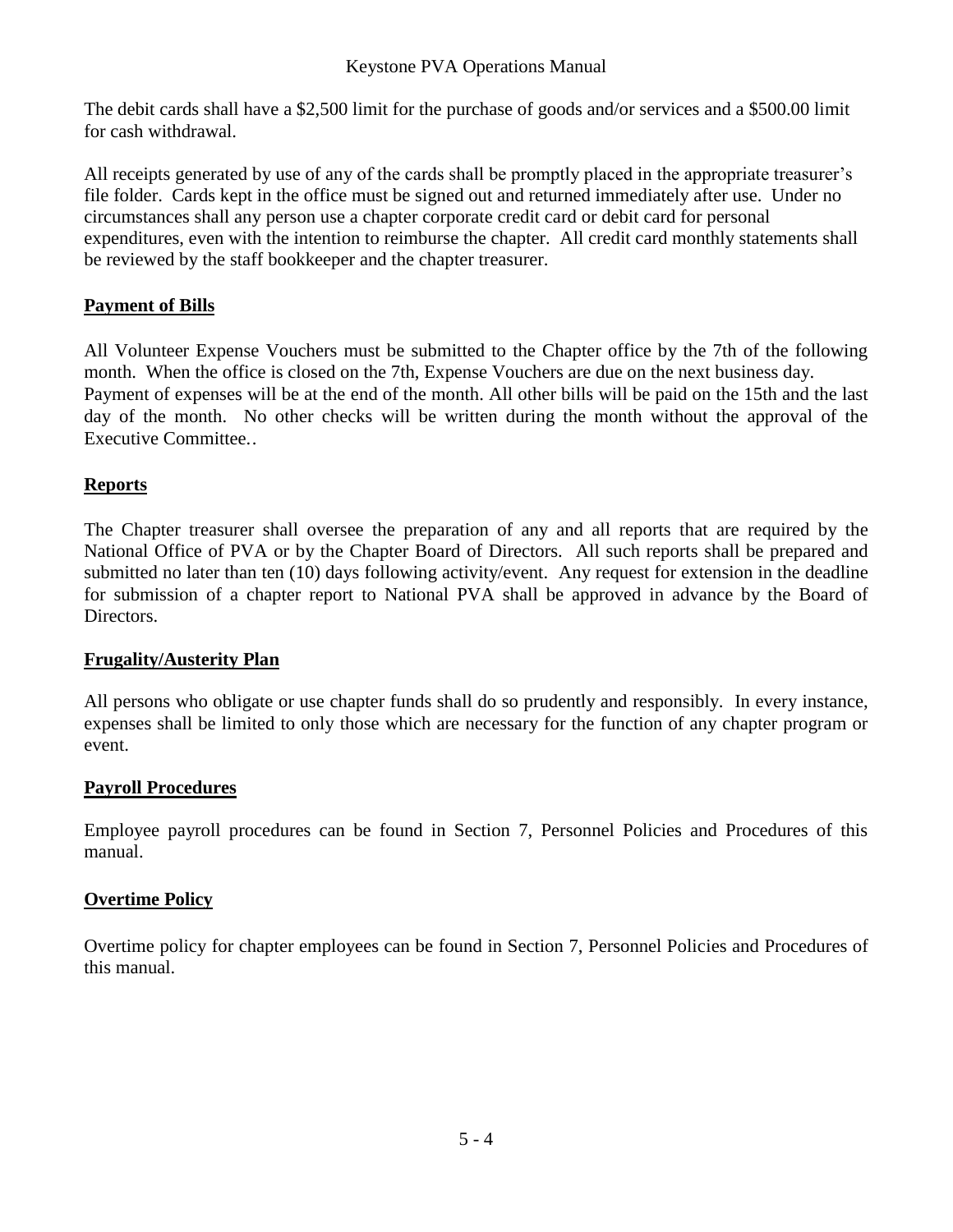The debit cards shall have a $2,500 limit for the purchase of goods and/or services and a $500.00 limit for cash withdrawal.

All receipts generated by use of any of the cards shall be promptly placed in the appropriate treasurer's file folder. Cards kept in the office must be signed out and returned immediately after use. Under no circumstances shall any person use a chapter corporate credit card or debit card for personal expenditures, even with the intention to reimburse the chapter. All credit card monthly statements shall be reviewed by the staff bookkeeper and the chapter treasurer.

## Payment of Bills

All Volunteer Expense Vouchers must be submitted to the Chapter office by the 7th of the following month. When the office is closed on the 7th, Expense Vouchers are due on the next business day. Payment of expenses will be at the end of the month. All other bills will be paid on the 15th and the last day of the month. No other checks will be written during the month without the approval of the Executive Committee..

## Reports

The Chapter treasurer shall oversee the preparation of any and all reports that are required by the National Office of PVA or by the Chapter Board of Directors. All such reports shall be prepared and submitted no later than ten (10) days following activity/event. Any request for extension in the deadline for submission of a chapter report to National PVA shall be approved in advance by the Board of Directors.

## Frugality/Austerity Plan

All persons who obligate or use chapter funds shall do so prudently and responsibly. In every instance, expenses shall be limited to only those which are necessary for the function of any chapter program or event.

## Payroll Procedures

Employee payroll procedures can be found in Section 7, Personnel Policies and Procedures of this manual.

## Overtime Policy

Overtime policy for chapter employees can be found in Section 7, Personnel Policies and Procedures of this manual.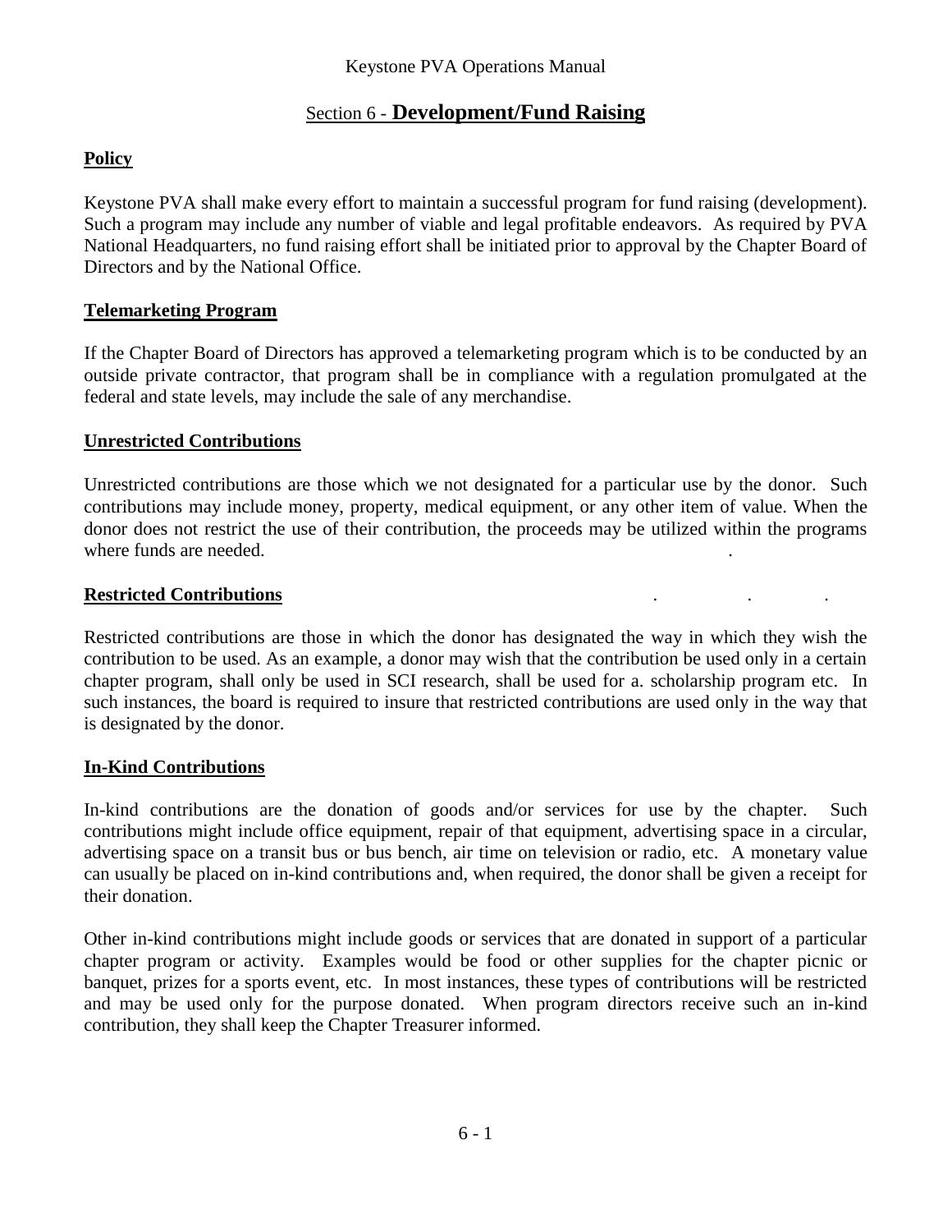## Section 6 - **Development/Fund Raising**

**Policy**

Keystone PVA shall make every effort to maintain a successful program for fund raising (development). Such a program may include any number of viable and legal profitable endeavors. As required by PVA National Headquarters, no fund raising effort shall be initiated prior to approval by the Chapter Board of Directors and by the National Office.

**Telemarketing Program**

If the Chapter Board of Directors has approved a telemarketing program which is to be conducted by an outside private contractor, that program shall be in compliance with a regulation promulgated at the federal and state levels, may include the sale of any merchandise.

**Unrestricted Contributions**

Unrestricted contributions are those which we not designated for a particular use by the donor. Such contributions may include money, property, medical equipment, or any other item of value. When the donor does not restrict the use of their contribution, the proceeds may be utilized within the programs where funds are needed.

**Restricted Contributions**

Restricted contributions are those in which the donor has designated the way in which they wish the contribution to be used. As an example, a donor may wish that the contribution be used only in a certain chapter program, shall only be used in SCI research, shall be used for a. scholarship program etc. In such instances, the board is required to insure that restricted contributions are used only in the way that is designated by the donor.

**In-Kind Contributions**

In-kind contributions are the donation of goods and/or services for use by the chapter. Such contributions might include office equipment, repair of that equipment, advertising space in a circular, advertising space on a transit bus or bus bench, air time on television or radio, etc. A monetary value can usually be placed on in-kind contributions and, when required, the donor shall be given a receipt for their donation.

Other in-kind contributions might include goods or services that are donated in support of a particular chapter program or activity. Examples would be food or other supplies for the chapter picnic or banquet, prizes for a sports event, etc. In most instances, these types of contributions will be restricted and may be used only for the purpose donated. When program directors receive such an in-kind contribution, they shall keep the Chapter Treasurer informed.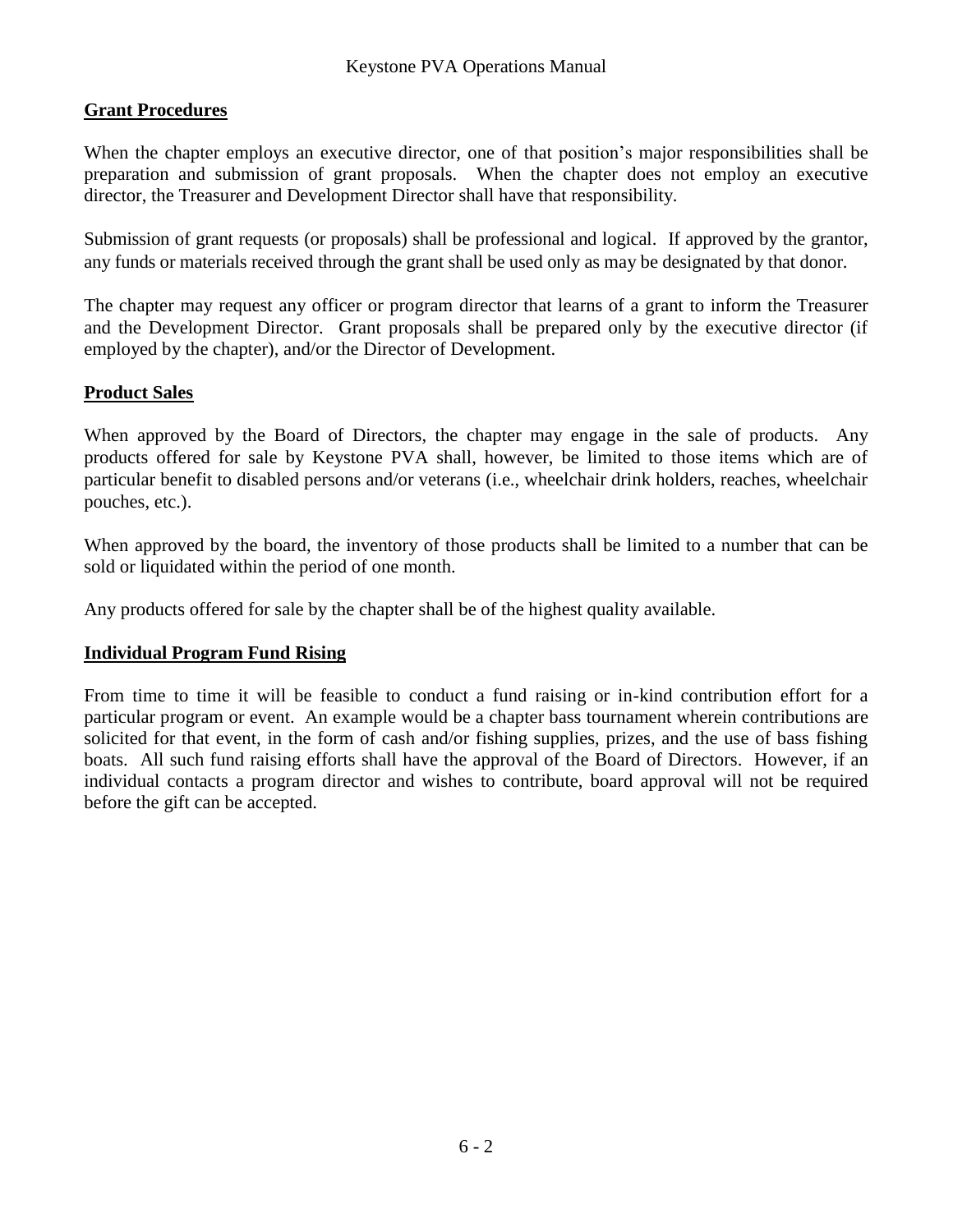## Grant Procedures

When the chapter employs an executive director, one of that position's major responsibilities shall be preparation and submission of grant proposals. When the chapter does not employ an executive director, the Treasurer and Development Director shall have that responsibility.

Submission of grant requests (or proposals) shall be professional and logical. If approved by the grantor, any funds or materials received through the grant shall be used only as may be designated by that donor.

The chapter may request any officer or program director that learns of a grant to inform the Treasurer and the Development Director. Grant proposals shall be prepared only by the executive director (if employed by the chapter), and/or the Director of Development.

## Product Sales

When approved by the Board of Directors, the chapter may engage in the sale of products. Any products offered for sale by Keystone PVA shall, however, be limited to those items which are of particular benefit to disabled persons and/or veterans (i.e., wheelchair drink holders, reaches, wheelchair pouches, etc.).

When approved by the board, the inventory of those products shall be limited to a number that can be sold or liquidated within the period of one month.

Any products offered for sale by the chapter shall be of the highest quality available.

## Individual Program Fund Rising

From time to time it will be feasible to conduct a fund raising or in-kind contribution effort for a particular program or event. An example would be a chapter bass tournament wherein contributions are solicited for that event, in the form of cash and/or fishing supplies, prizes, and the use of bass fishing boats. All such fund raising efforts shall have the approval of the Board of Directors. However, if an individual contacts a program director and wishes to contribute, board approval will not be required before the gift can be accepted.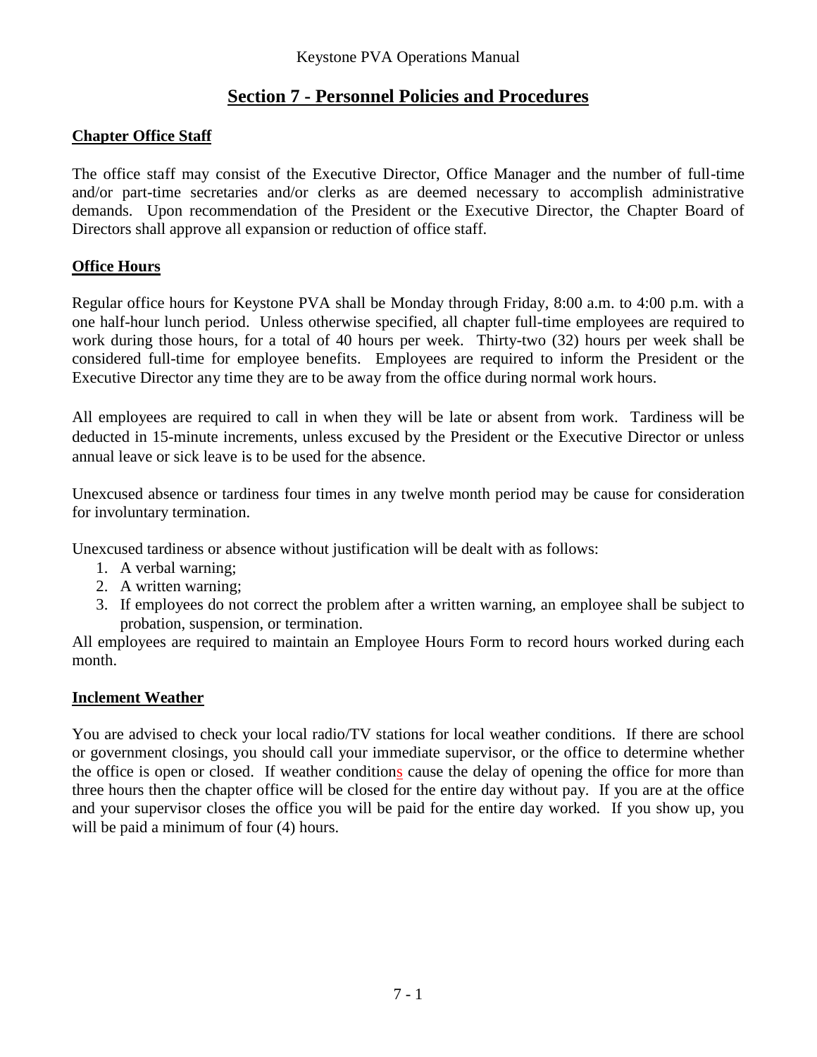# Section 7 - Personnel Policies and Procedures

## Chapter Office Staff

The office staff may consist of the Executive Director, Office Manager and the number of full-time and/or part-time secretaries and/or clerks as are deemed necessary to accomplish administrative demands. Upon recommendation of the President or the Executive Director, the Chapter Board of Directors shall approve all expansion or reduction of office staff.

## Office Hours

Regular office hours for Keystone PVA shall be Monday through Friday, 8:00 a.m. to 4:00 p.m. with a one half-hour lunch period. Unless otherwise specified, all chapter full-time employees are required to work during those hours, for a total of 40 hours per week. Thirty-two (32) hours per week shall be considered full-time for employee benefits. Employees are required to inform the President or the Executive Director any time they are to be away from the office during normal work hours.

All employees are required to call in when they will be late or absent from work. Tardiness will be deducted in 15-minute increments, unless excused by the President or the Executive Director or unless annual leave or sick leave is to be used for the absence.

Unexcused absence or tardiness four times in any twelve month period may be cause for consideration for involuntary termination.

Unexcused tardiness or absence without justification will be dealt with as follows:

1. A verbal warning;
2. A written warning;
3. If employees do not correct the problem after a written warning, an employee shall be subject to probation, suspension, or termination.

All employees are required to maintain an Employee Hours Form to record hours worked during each month.

## Inclement Weather

You are advised to check your local radio/TV stations for local weather conditions. If there are school or government closings, you should call your immediate supervisor, or the office to determine whether the office is open or closed. If weather conditions cause the delay of opening the office for more than three hours then the chapter office will be closed for the entire day without pay. If you are at the office and your supervisor closes the office you will be paid for the entire day worked. If you show up, you will be paid a minimum of four (4) hours.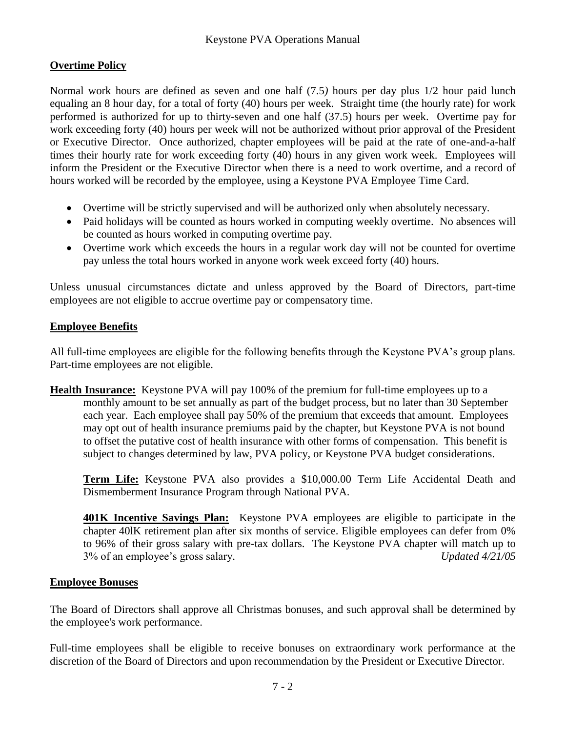## Overtime Policy

Normal work hours are defined as seven and one half (7.5*)* hours per day plus 1/2 hour paid lunch equaling an 8 hour day, for a total of forty (40) hours per week. Straight time (the hourly rate) for work performed is authorized for up to thirty-seven and one half (37.5) hours per week. Overtime pay for work exceeding forty (40) hours per week will not be authorized without prior approval of the President or Executive Director. Once authorized, chapter employees will be paid at the rate of one-and-a-half times their hourly rate for work exceeding forty (40) hours in any given work week. Employees will inform the President or the Executive Director when there is a need to work overtime, and a record of hours worked will be recorded by the employee, using a Keystone PVA Employee Time Card.

- Overtime will be strictly supervised and will be authorized only when absolutely necessary.
- Paid holidays will be counted as hours worked in computing weekly overtime. No absences will be counted as hours worked in computing overtime pay.
- Overtime work which exceeds the hours in a regular work day will not be counted for overtime pay unless the total hours worked in anyone work week exceed forty (40) hours.

Unless unusual circumstances dictate and unless approved by the Board of Directors, part-time employees are not eligible to accrue overtime pay or compensatory time.

## Employee Benefits

All full-time employees are eligible for the following benefits through the Keystone PVA's group plans. Part-time employees are not eligible.

**Health Insurance:** Keystone PVA will pay 100% of the premium for full-time employees up to a monthly amount to be set annually as part of the budget process, but no later than 30 September each year. Each employee shall pay 50% of the premium that exceeds that amount. Employees may opt out of health insurance premiums paid by the chapter, but Keystone PVA is not bound to offset the putative cost of health insurance with other forms of compensation. This benefit is subject to changes determined by law, PVA policy, or Keystone PVA budget considerations.

**Term Life:** Keystone PVA also provides a $10,000.00 Term Life Accidental Death and Dismemberment Insurance Program through National PVA.

**401K Incentive Savings Plan:** Keystone PVA employees are eligible to participate in the chapter 40lK retirement plan after six months of service. Eligible employees can defer from 0% to 96% of their gross salary with pre-tax dollars. The Keystone PVA chapter will match up to 3% of an employee's gross salary. *Updated 4/21/05*

## Employee Bonuses

The Board of Directors shall approve all Christmas bonuses, and such approval shall be determined by the employee's work performance.

Full-time employees shall be eligible to receive bonuses on extraordinary work performance at the discretion of the Board of Directors and upon recommendation by the President or Executive Director.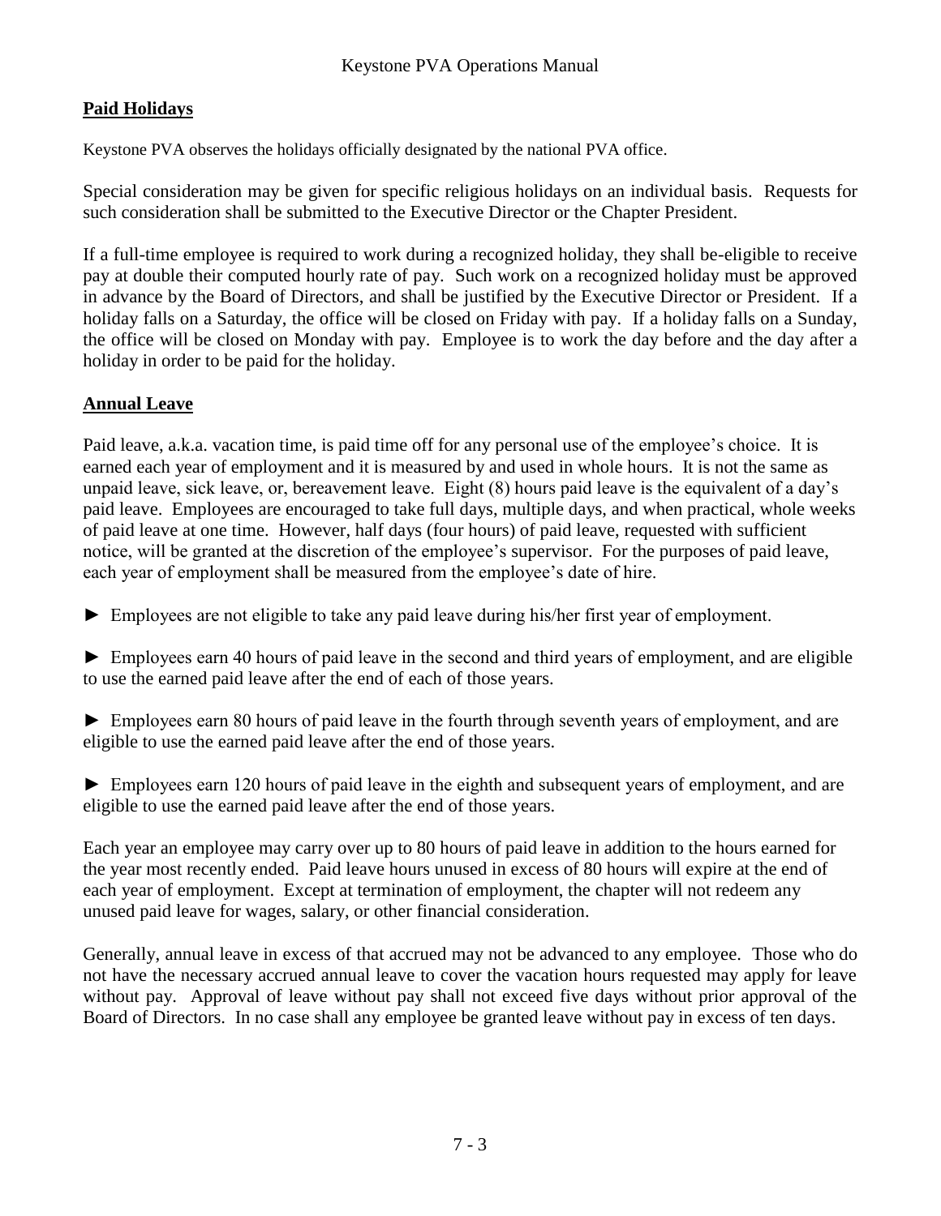## Paid Holidays

Keystone PVA observes the holidays officially designated by the national PVA office.

Special consideration may be given for specific religious holidays on an individual basis. Requests for such consideration shall be submitted to the Executive Director or the Chapter President.

If a full-time employee is required to work during a recognized holiday, they shall be-eligible to receive pay at double their computed hourly rate of pay. Such work on a recognized holiday must be approved in advance by the Board of Directors, and shall be justified by the Executive Director or President. If a holiday falls on a Saturday, the office will be closed on Friday with pay. If a holiday falls on a Sunday, the office will be closed on Monday with pay. Employee is to work the day before and the day after a holiday in order to be paid for the holiday.

## Annual Leave

Paid leave, a.k.a. vacation time, is paid time off for any personal use of the employee's choice. It is earned each year of employment and it is measured by and used in whole hours. It is not the same as unpaid leave, sick leave, or, bereavement leave. Eight (8) hours paid leave is the equivalent of a day's paid leave. Employees are encouraged to take full days, multiple days, and when practical, whole weeks of paid leave at one time. However, half days (four hours) of paid leave, requested with sufficient notice, will be granted at the discretion of the employee's supervisor. For the purposes of paid leave, each year of employment shall be measured from the employee's date of hire.

► Employees are not eligible to take any paid leave during his/her first year of employment.

► Employees earn 40 hours of paid leave in the second and third years of employment, and are eligible to use the earned paid leave after the end of each of those years.

► Employees earn 80 hours of paid leave in the fourth through seventh years of employment, and are eligible to use the earned paid leave after the end of those years.

► Employees earn 120 hours of paid leave in the eighth and subsequent years of employment, and are eligible to use the earned paid leave after the end of those years.

Each year an employee may carry over up to 80 hours of paid leave in addition to the hours earned for the year most recently ended. Paid leave hours unused in excess of 80 hours will expire at the end of each year of employment. Except at termination of employment, the chapter will not redeem any unused paid leave for wages, salary, or other financial consideration.

Generally, annual leave in excess of that accrued may not be advanced to any employee. Those who do not have the necessary accrued annual leave to cover the vacation hours requested may apply for leave without pay. Approval of leave without pay shall not exceed five days without prior approval of the Board of Directors. In no case shall any employee be granted leave without pay in excess of ten days.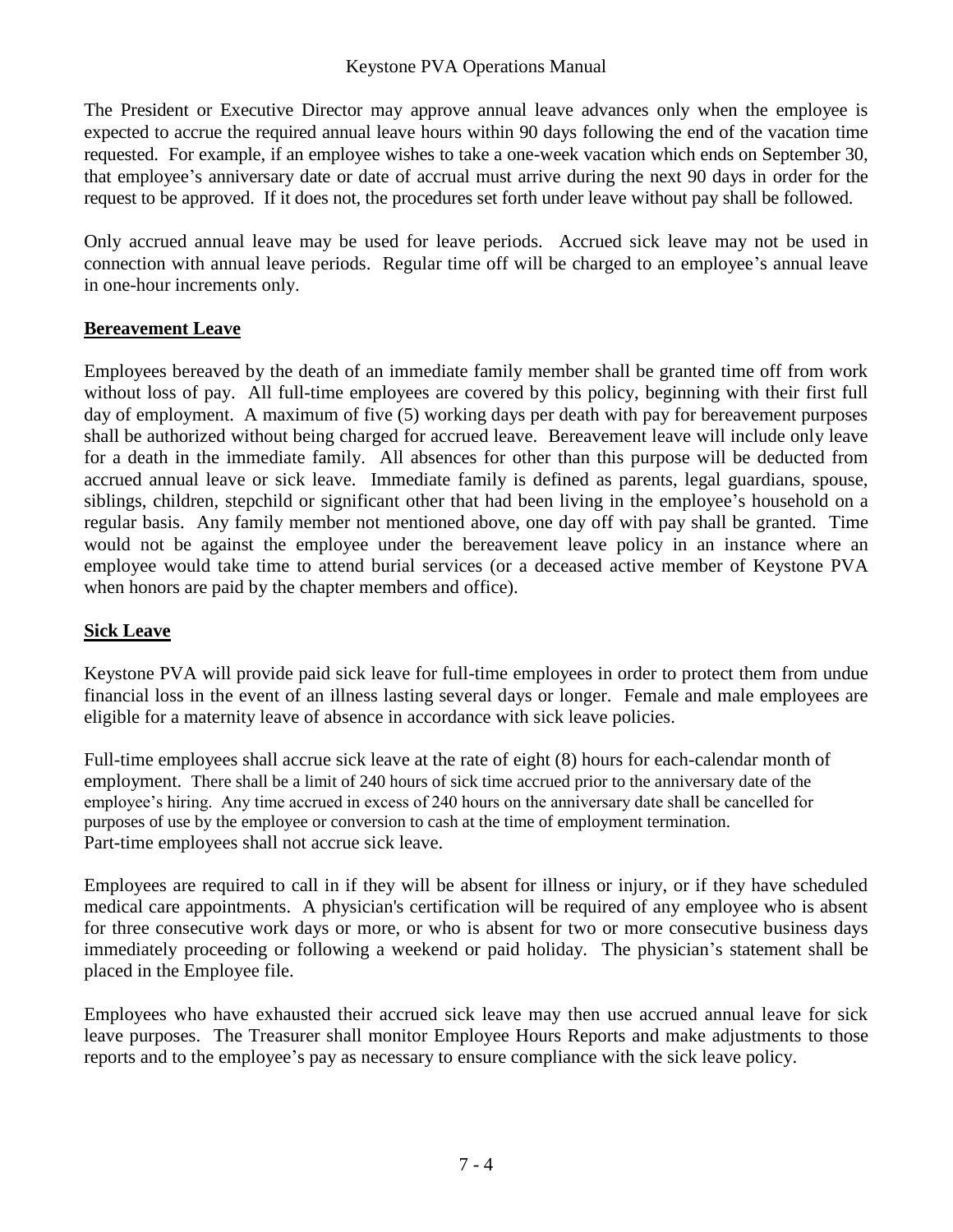The President or Executive Director may approve annual leave advances only when the employee is expected to accrue the required annual leave hours within 90 days following the end of the vacation time requested. For example, if an employee wishes to take a one-week vacation which ends on September 30, that employee's anniversary date or date of accrual must arrive during the next 90 days in order for the request to be approved. If it does not, the procedures set forth under leave without pay shall be followed.

Only accrued annual leave may be used for leave periods. Accrued sick leave may not be used in connection with annual leave periods. Regular time off will be charged to an employee's annual leave in one-hour increments only.

## Bereavement Leave

Employees bereaved by the death of an immediate family member shall be granted time off from work without loss of pay. All full-time employees are covered by this policy, beginning with their first full day of employment. A maximum of five (5) working days per death with pay for bereavement purposes shall be authorized without being charged for accrued leave. Bereavement leave will include only leave for a death in the immediate family. All absences for other than this purpose will be deducted from accrued annual leave or sick leave. Immediate family is defined as parents, legal guardians, spouse, siblings, children, stepchild or significant other that had been living in the employee's household on a regular basis. Any family member not mentioned above, one day off with pay shall be granted. Time would not be against the employee under the bereavement leave policy in an instance where an employee would take time to attend burial services (or a deceased active member of Keystone PVA when honors are paid by the chapter members and office).

## Sick Leave

Keystone PVA will provide paid sick leave for full-time employees in order to protect them from undue financial loss in the event of an illness lasting several days or longer. Female and male employees are eligible for a maternity leave of absence in accordance with sick leave policies.

Full-time employees shall accrue sick leave at the rate of eight (8) hours for each-calendar month of employment. There shall be a limit of 240 hours of sick time accrued prior to the anniversary date of the employee's hiring. Any time accrued in excess of 240 hours on the anniversary date shall be cancelled for purposes of use by the employee or conversion to cash at the time of employment termination.
Part-time employees shall not accrue sick leave.

Employees are required to call in if they will be absent for illness or injury, or if they have scheduled medical care appointments. A physician's certification will be required of any employee who is absent for three consecutive work days or more, or who is absent for two or more consecutive business days immediately proceeding or following a weekend or paid holiday. The physician's statement shall be placed in the Employee file.

Employees who have exhausted their accrued sick leave may then use accrued annual leave for sick leave purposes. The Treasurer shall monitor Employee Hours Reports and make adjustments to those reports and to the employee's pay as necessary to ensure compliance with the sick leave policy.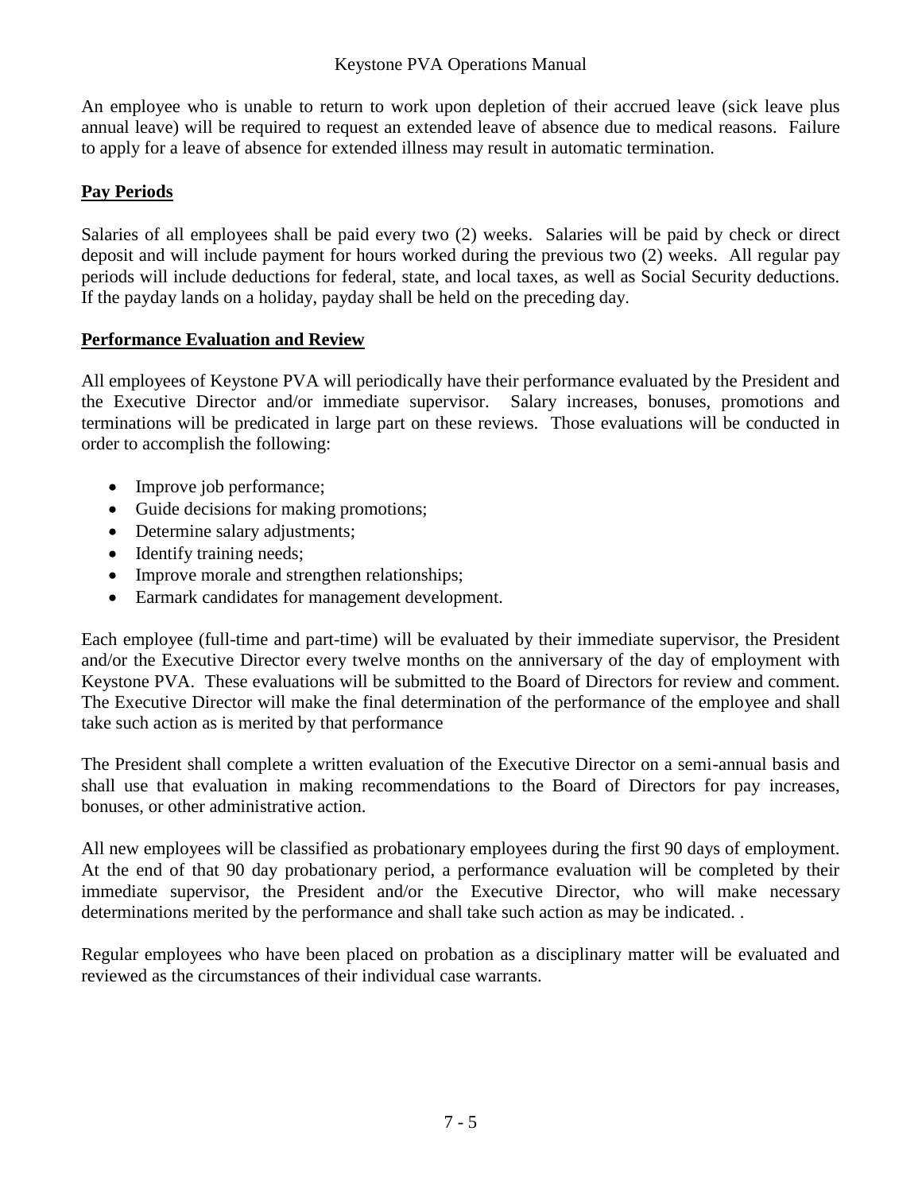An employee who is unable to return to work upon depletion of their accrued leave (sick leave plus annual leave) will be required to request an extended leave of absence due to medical reasons. Failure to apply for a leave of absence for extended illness may result in automatic termination.

## Pay Periods

Salaries of all employees shall be paid every two (2) weeks. Salaries will be paid by check or direct deposit and will include payment for hours worked during the previous two (2) weeks. All regular pay periods will include deductions for federal, state, and local taxes, as well as Social Security deductions. If the payday lands on a holiday, payday shall be held on the preceding day.

## Performance Evaluation and Review

All employees of Keystone PVA will periodically have their performance evaluated by the President and the Executive Director and/or immediate supervisor. Salary increases, bonuses, promotions and terminations will be predicated in large part on these reviews. Those evaluations will be conducted in order to accomplish the following:

- Improve job performance;
- Guide decisions for making promotions;
- Determine salary adjustments;
- Identify training needs;
- Improve morale and strengthen relationships;
- Earmark candidates for management development.

Each employee (full-time and part-time) will be evaluated by their immediate supervisor, the President and/or the Executive Director every twelve months on the anniversary of the day of employment with Keystone PVA. These evaluations will be submitted to the Board of Directors for review and comment. The Executive Director will make the final determination of the performance of the employee and shall take such action as is merited by that performance

The President shall complete a written evaluation of the Executive Director on a semi-annual basis and shall use that evaluation in making recommendations to the Board of Directors for pay increases, bonuses, or other administrative action.

All new employees will be classified as probationary employees during the first 90 days of employment. At the end of that 90 day probationary period, a performance evaluation will be completed by their immediate supervisor, the President and/or the Executive Director, who will make necessary determinations merited by the performance and shall take such action as may be indicated. .

Regular employees who have been placed on probation as a disciplinary matter will be evaluated and reviewed as the circumstances of their individual case warrants.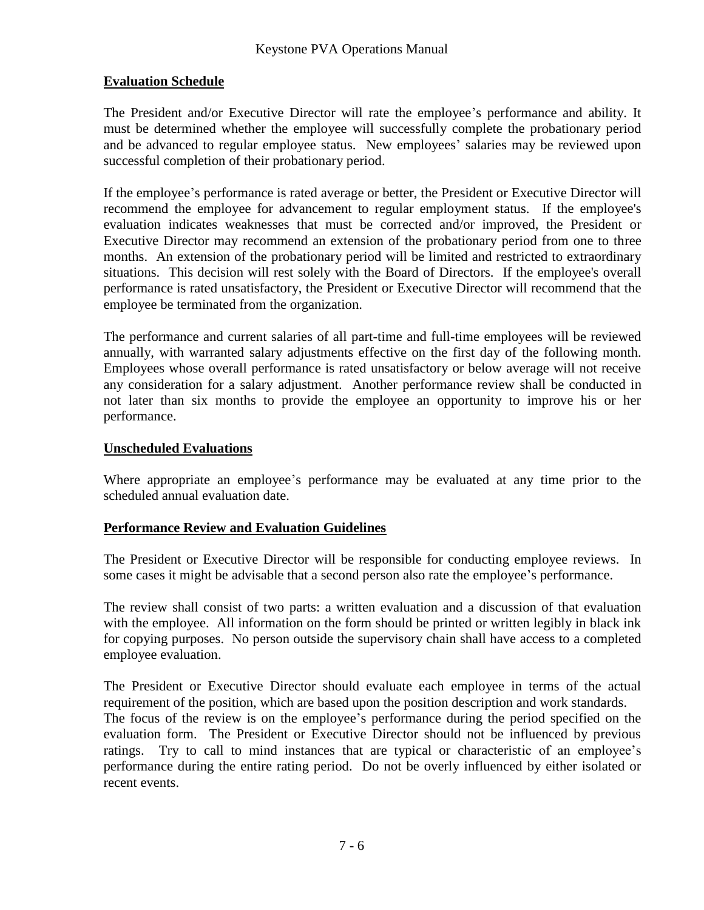**Evaluation Schedule**

The President and/or Executive Director will rate the employee's performance and ability. It must be determined whether the employee will successfully complete the probationary period and be advanced to regular employee status. New employees' salaries may be reviewed upon successful completion of their probationary period.

If the employee's performance is rated average or better, the President or Executive Director will recommend the employee for advancement to regular employment status. If the employee's evaluation indicates weaknesses that must be corrected and/or improved, the President or Executive Director may recommend an extension of the probationary period from one to three months. An extension of the probationary period will be limited and restricted to extraordinary situations. This decision will rest solely with the Board of Directors. If the employee's overall performance is rated unsatisfactory, the President or Executive Director will recommend that the employee be terminated from the organization.

The performance and current salaries of all part-time and full-time employees will be reviewed annually, with warranted salary adjustments effective on the first day of the following month. Employees whose overall performance is rated unsatisfactory or below average will not receive any consideration for a salary adjustment. Another performance review shall be conducted in not later than six months to provide the employee an opportunity to improve his or her performance.

**Unscheduled Evaluations**

Where appropriate an employee's performance may be evaluated at any time prior to the scheduled annual evaluation date.

**Performance Review and Evaluation Guidelines**

The President or Executive Director will be responsible for conducting employee reviews. In some cases it might be advisable that a second person also rate the employee's performance.

The review shall consist of two parts: a written evaluation and a discussion of that evaluation with the employee. All information on the form should be printed or written legibly in black ink for copying purposes. No person outside the supervisory chain shall have access to a completed employee evaluation.

The President or Executive Director should evaluate each employee in terms of the actual requirement of the position, which are based upon the position description and work standards. The focus of the review is on the employee's performance during the period specified on the evaluation form. The President or Executive Director should not be influenced by previous ratings. Try to call to mind instances that are typical or characteristic of an employee's performance during the entire rating period. Do not be overly influenced by either isolated or recent events.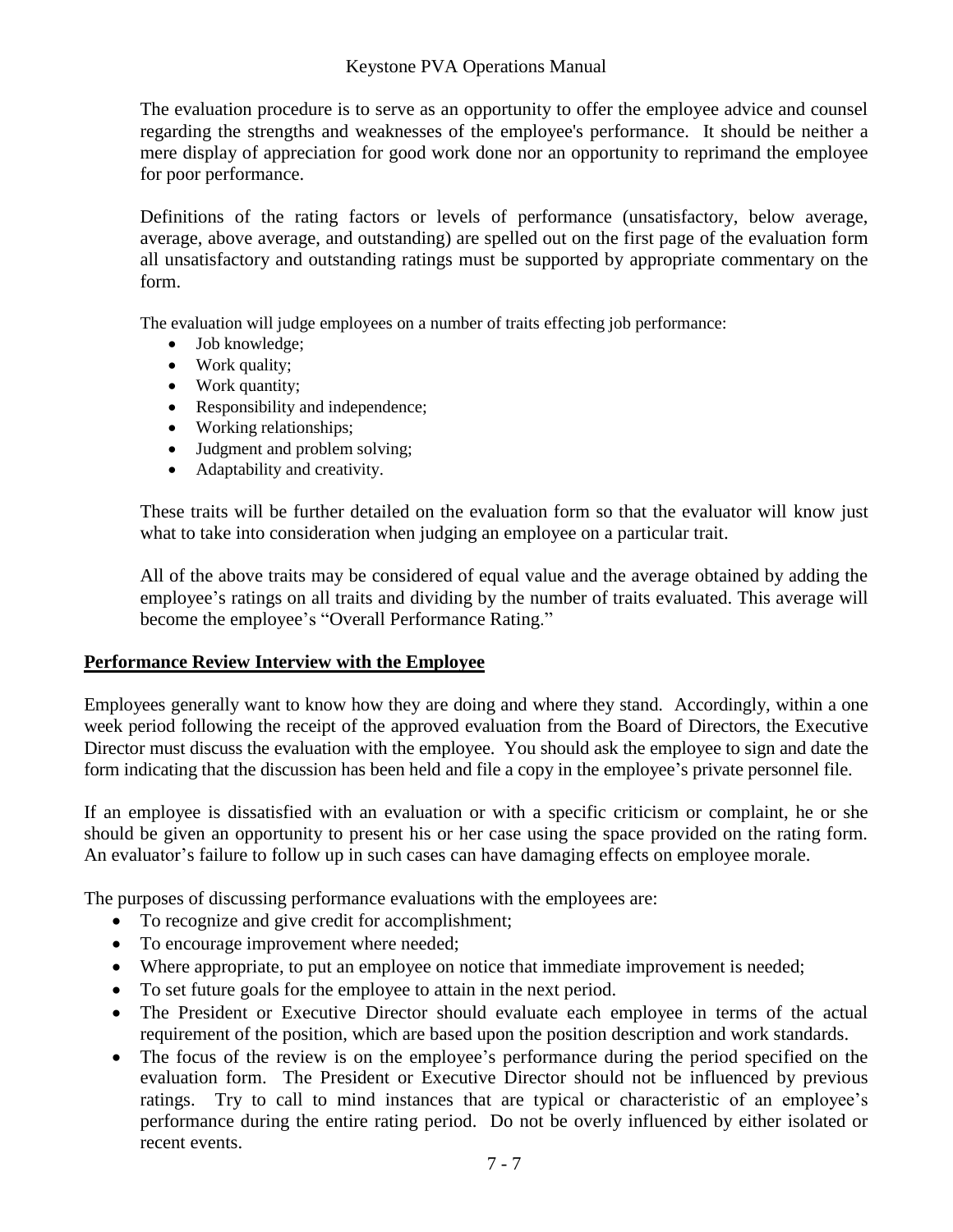The evaluation procedure is to serve as an opportunity to offer the employee advice and counsel regarding the strengths and weaknesses of the employee's performance. It should be neither a mere display of appreciation for good work done nor an opportunity to reprimand the employee for poor performance.

Definitions of the rating factors or levels of performance (unsatisfactory, below average, average, above average, and outstanding) are spelled out on the first page of the evaluation form all unsatisfactory and outstanding ratings must be supported by appropriate commentary on the form.

The evaluation will judge employees on a number of traits effecting job performance:

- Job knowledge;
- Work quality;
- Work quantity;
- Responsibility and independence;
- Working relationships;
- Judgment and problem solving;
- Adaptability and creativity.

These traits will be further detailed on the evaluation form so that the evaluator will know just what to take into consideration when judging an employee on a particular trait.

All of the above traits may be considered of equal value and the average obtained by adding the employee's ratings on all traits and dividing by the number of traits evaluated. This average will become the employee's "Overall Performance Rating."

## Performance Review Interview with the Employee

Employees generally want to know how they are doing and where they stand. Accordingly, within a one week period following the receipt of the approved evaluation from the Board of Directors, the Executive Director must discuss the evaluation with the employee. You should ask the employee to sign and date the form indicating that the discussion has been held and file a copy in the employee's private personnel file.

If an employee is dissatisfied with an evaluation or with a specific criticism or complaint, he or she should be given an opportunity to present his or her case using the space provided on the rating form. An evaluator's failure to follow up in such cases can have damaging effects on employee morale.

The purposes of discussing performance evaluations with the employees are:

- To recognize and give credit for accomplishment;
- To encourage improvement where needed;
- Where appropriate, to put an employee on notice that immediate improvement is needed;
- To set future goals for the employee to attain in the next period.
- The President or Executive Director should evaluate each employee in terms of the actual requirement of the position, which are based upon the position description and work standards.
- The focus of the review is on the employee's performance during the period specified on the evaluation form. The President or Executive Director should not be influenced by previous ratings. Try to call to mind instances that are typical or characteristic of an employee's performance during the entire rating period. Do not be overly influenced by either isolated or recent events.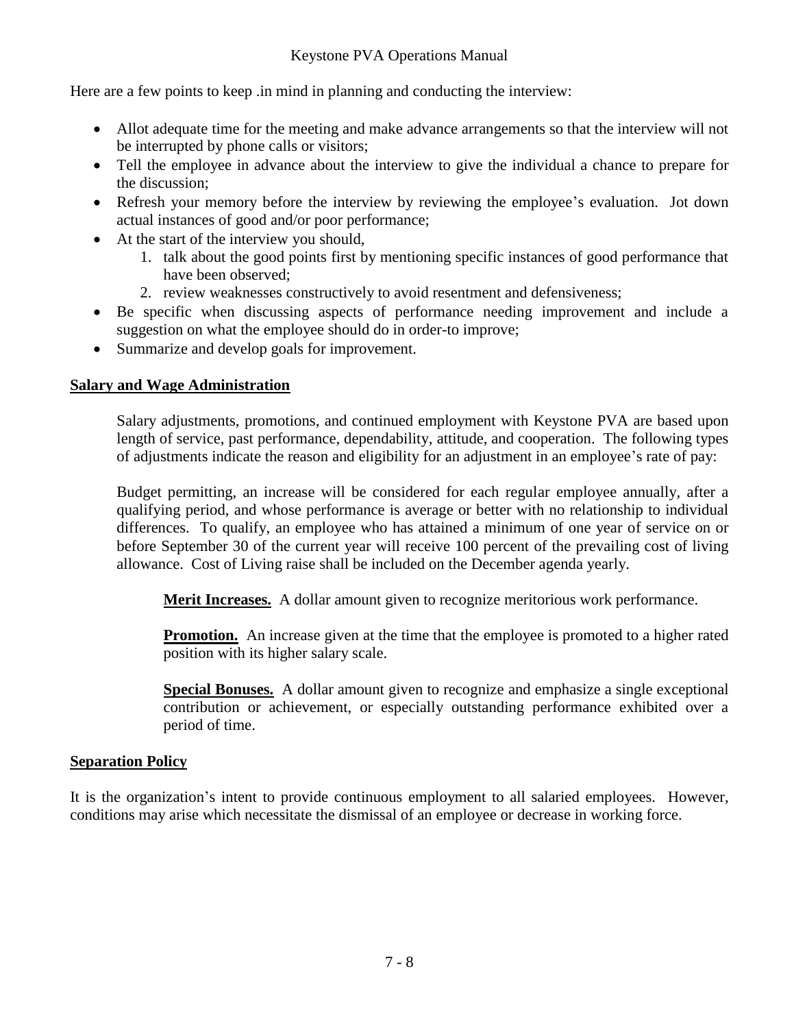Here are a few points to keep .in mind in planning and conducting the interview:

- Allot adequate time for the meeting and make advance arrangements so that the interview will not be interrupted by phone calls or visitors;
- Tell the employee in advance about the interview to give the individual a chance to prepare for the discussion;
- Refresh your memory before the interview by reviewing the employee's evaluation. Jot down actual instances of good and/or poor performance;
- At the start of the interview you should,
  1. talk about the good points first by mentioning specific instances of good performance that have been observed;
  2. review weaknesses constructively to avoid resentment and defensiveness;
- Be specific when discussing aspects of performance needing improvement and include a suggestion on what the employee should do in order-to improve;
- Summarize and develop goals for improvement.

## Salary and Wage Administration

Salary adjustments, promotions, and continued employment with Keystone PVA are based upon length of service, past performance, dependability, attitude, and cooperation. The following types of adjustments indicate the reason and eligibility for an adjustment in an employee's rate of pay:

Budget permitting, an increase will be considered for each regular employee annually, after a qualifying period, and whose performance is average or better with no relationship to individual differences. To qualify, an employee who has attained a minimum of one year of service on or before September 30 of the current year will receive 100 percent of the prevailing cost of living allowance. Cost of Living raise shall be included on the December agenda yearly.

**Merit Increases.** A dollar amount given to recognize meritorious work performance.

**Promotion.** An increase given at the time that the employee is promoted to a higher rated position with its higher salary scale.

**Special Bonuses.** A dollar amount given to recognize and emphasize a single exceptional contribution or achievement, or especially outstanding performance exhibited over a period of time.

## Separation Policy

It is the organization's intent to provide continuous employment to all salaried employees. However, conditions may arise which necessitate the dismissal of an employee or decrease in working force.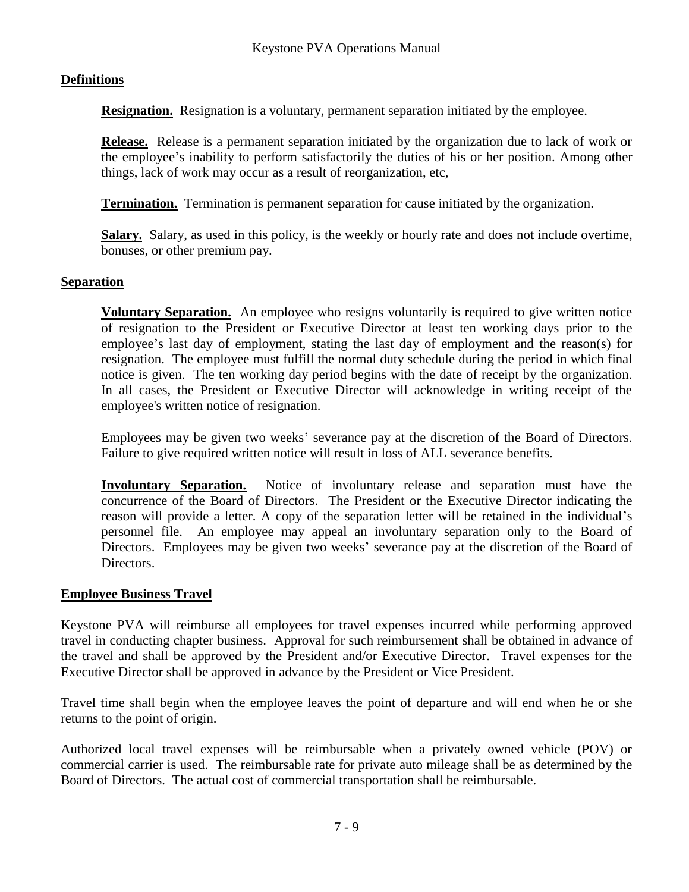## Definitions

**Resignation.** Resignation is a voluntary, permanent separation initiated by the employee.

**Release.** Release is a permanent separation initiated by the organization due to lack of work or the employee's inability to perform satisfactorily the duties of his or her position. Among other things, lack of work may occur as a result of reorganization, etc,

**Termination.** Termination is permanent separation for cause initiated by the organization.

**Salary.** Salary, as used in this policy, is the weekly or hourly rate and does not include overtime, bonuses, or other premium pay.

## Separation

**Voluntary Separation.** An employee who resigns voluntarily is required to give written notice of resignation to the President or Executive Director at least ten working days prior to the employee's last day of employment, stating the last day of employment and the reason(s) for resignation. The employee must fulfill the normal duty schedule during the period in which final notice is given. The ten working day period begins with the date of receipt by the organization. In all cases, the President or Executive Director will acknowledge in writing receipt of the employee's written notice of resignation.

Employees may be given two weeks' severance pay at the discretion of the Board of Directors. Failure to give required written notice will result in loss of ALL severance benefits.

**Involuntary Separation.** Notice of involuntary release and separation must have the concurrence of the Board of Directors. The President or the Executive Director indicating the reason will provide a letter. A copy of the separation letter will be retained in the individual's personnel file. An employee may appeal an involuntary separation only to the Board of Directors. Employees may be given two weeks' severance pay at the discretion of the Board of Directors.

## Employee Business Travel

Keystone PVA will reimburse all employees for travel expenses incurred while performing approved travel in conducting chapter business. Approval for such reimbursement shall be obtained in advance of the travel and shall be approved by the President and/or Executive Director. Travel expenses for the Executive Director shall be approved in advance by the President or Vice President.

Travel time shall begin when the employee leaves the point of departure and will end when he or she returns to the point of origin.

Authorized local travel expenses will be reimbursable when a privately owned vehicle (POV) or commercial carrier is used. The reimbursable rate for private auto mileage shall be as determined by the Board of Directors. The actual cost of commercial transportation shall be reimbursable.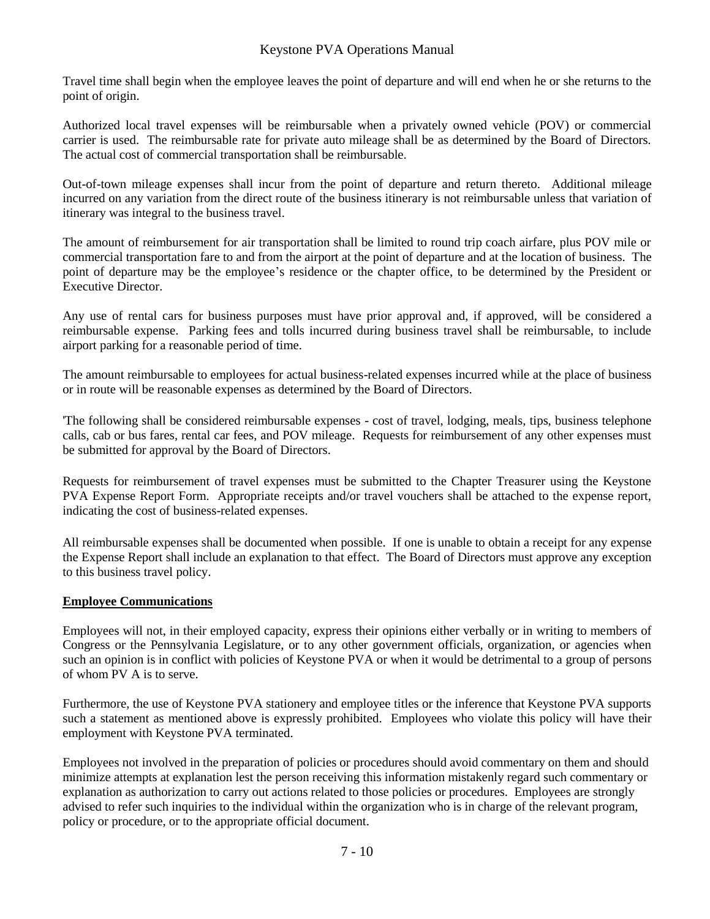Travel time shall begin when the employee leaves the point of departure and will end when he or she returns to the point of origin.

Authorized local travel expenses will be reimbursable when a privately owned vehicle (POV) or commercial carrier is used. The reimbursable rate for private auto mileage shall be as determined by the Board of Directors. The actual cost of commercial transportation shall be reimbursable.

Out-of-town mileage expenses shall incur from the point of departure and return thereto. Additional mileage incurred on any variation from the direct route of the business itinerary is not reimbursable unless that variation of itinerary was integral to the business travel.

The amount of reimbursement for air transportation shall be limited to round trip coach airfare, plus POV mile or commercial transportation fare to and from the airport at the point of departure and at the location of business. The point of departure may be the employee's residence or the chapter office, to be determined by the President or Executive Director.

Any use of rental cars for business purposes must have prior approval and, if approved, will be considered a reimbursable expense. Parking fees and tolls incurred during business travel shall be reimbursable, to include airport parking for a reasonable period of time.

The amount reimbursable to employees for actual business-related expenses incurred while at the place of business or in route will be reasonable expenses as determined by the Board of Directors.

'The following shall be considered reimbursable expenses - cost of travel, lodging, meals, tips, business telephone calls, cab or bus fares, rental car fees, and POV mileage. Requests for reimbursement of any other expenses must be submitted for approval by the Board of Directors.

Requests for reimbursement of travel expenses must be submitted to the Chapter Treasurer using the Keystone PVA Expense Report Form. Appropriate receipts and/or travel vouchers shall be attached to the expense report, indicating the cost of business-related expenses.

All reimbursable expenses shall be documented when possible. If one is unable to obtain a receipt for any expense the Expense Report shall include an explanation to that effect. The Board of Directors must approve any exception to this business travel policy.

**Employee Communications**

Employees will not, in their employed capacity, express their opinions either verbally or in writing to members of Congress or the Pennsylvania Legislature, or to any other government officials, organization, or agencies when such an opinion is in conflict with policies of Keystone PVA or when it would be detrimental to a group of persons of whom PV A is to serve.

Furthermore, the use of Keystone PVA stationery and employee titles or the inference that Keystone PVA supports such a statement as mentioned above is expressly prohibited. Employees who violate this policy will have their employment with Keystone PVA terminated.

Employees not involved in the preparation of policies or procedures should avoid commentary on them and should minimize attempts at explanation lest the person receiving this information mistakenly regard such commentary or explanation as authorization to carry out actions related to those policies or procedures. Employees are strongly advised to refer such inquiries to the individual within the organization who is in charge of the relevant program, policy or procedure, or to the appropriate official document.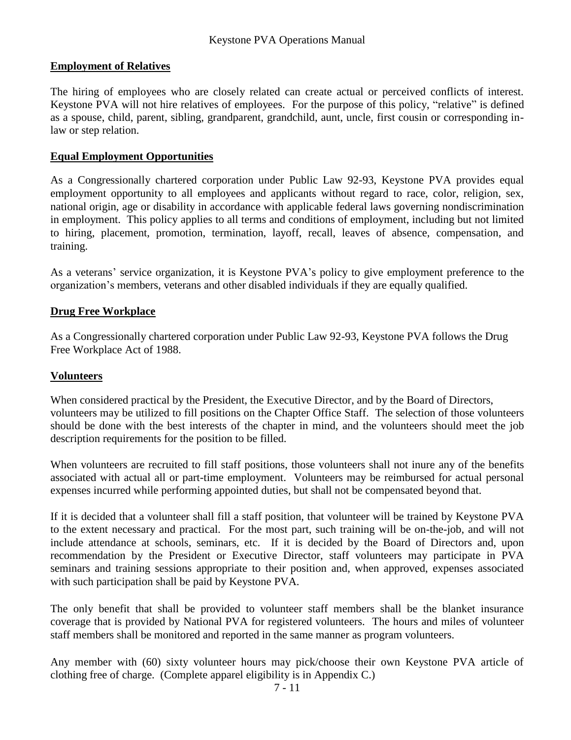## Employment of Relatives

The hiring of employees who are closely related can create actual or perceived conflicts of interest. Keystone PVA will not hire relatives of employees. For the purpose of this policy, "relative" is defined as a spouse, child, parent, sibling, grandparent, grandchild, aunt, uncle, first cousin or corresponding in-law or step relation.

## Equal Employment Opportunities

As a Congressionally chartered corporation under Public Law 92-93, Keystone PVA provides equal employment opportunity to all employees and applicants without regard to race, color, religion, sex, national origin, age or disability in accordance with applicable federal laws governing nondiscrimination in employment. This policy applies to all terms and conditions of employment, including but not limited to hiring, placement, promotion, termination, layoff, recall, leaves of absence, compensation, and training.

As a veterans' service organization, it is Keystone PVA's policy to give employment preference to the organization's members, veterans and other disabled individuals if they are equally qualified.

## Drug Free Workplace

As a Congressionally chartered corporation under Public Law 92-93, Keystone PVA follows the Drug Free Workplace Act of 1988.

## Volunteers

When considered practical by the President, the Executive Director, and by the Board of Directors, volunteers may be utilized to fill positions on the Chapter Office Staff. The selection of those volunteers should be done with the best interests of the chapter in mind, and the volunteers should meet the job description requirements for the position to be filled.

When volunteers are recruited to fill staff positions, those volunteers shall not inure any of the benefits associated with actual all or part-time employment. Volunteers may be reimbursed for actual personal expenses incurred while performing appointed duties, but shall not be compensated beyond that.

If it is decided that a volunteer shall fill a staff position, that volunteer will be trained by Keystone PVA to the extent necessary and practical. For the most part, such training will be on-the-job, and will not include attendance at schools, seminars, etc. If it is decided by the Board of Directors and, upon recommendation by the President or Executive Director, staff volunteers may participate in PVA seminars and training sessions appropriate to their position and, when approved, expenses associated with such participation shall be paid by Keystone PVA.

The only benefit that shall be provided to volunteer staff members shall be the blanket insurance coverage that is provided by National PVA for registered volunteers. The hours and miles of volunteer staff members shall be monitored and reported in the same manner as program volunteers.

Any member with (60) sixty volunteer hours may pick/choose their own Keystone PVA article of clothing free of charge. (Complete apparel eligibility is in Appendix C.)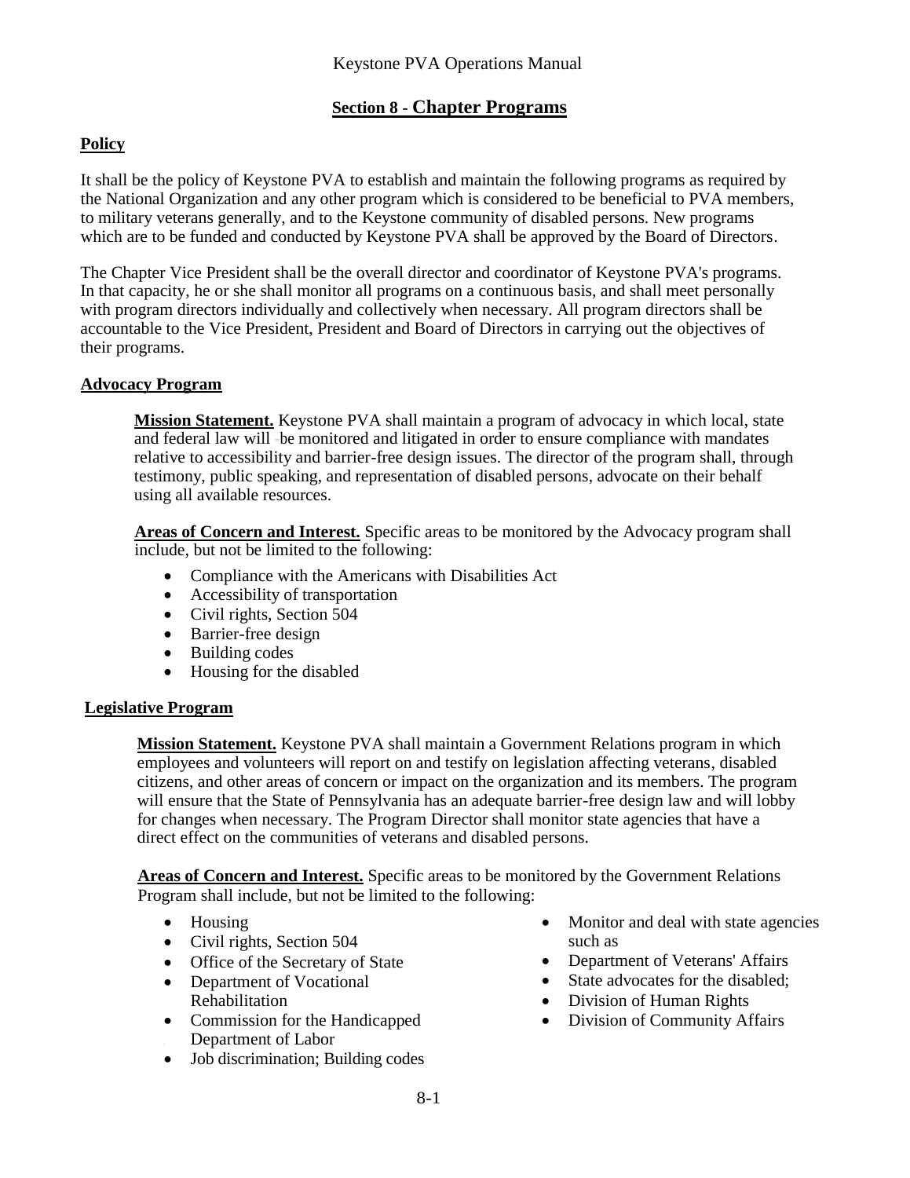## Section 8 - Chapter Programs

### Policy

It shall be the policy of Keystone PVA to establish and maintain the following programs as required by the National Organization and any other program which is considered to be beneficial to PVA members, to military veterans generally, and to the Keystone community of disabled persons. New programs which are to be funded and conducted by Keystone PVA shall be approved by the Board of Directors.

The Chapter Vice President shall be the overall director and coordinator of Keystone PVA's programs. In that capacity, he or she shall monitor all programs on a continuous basis, and shall meet personally with program directors individually and collectively when necessary. All program directors shall be accountable to the Vice President, President and Board of Directors in carrying out the objectives of their programs.

### Advocacy Program

**Mission Statement.** Keystone PVA shall maintain a program of advocacy in which local, state and federal law will be monitored and litigated in order to ensure compliance with mandates relative to accessibility and barrier-free design issues. The director of the program shall, through testimony, public speaking, and representation of disabled persons, advocate on their behalf using all available resources.

**Areas of Concern and Interest.** Specific areas to be monitored by the Advocacy program shall include, but not be limited to the following:

- Compliance with the Americans with Disabilities Act
- Accessibility of transportation
- Civil rights, Section 504
- Barrier-free design
- Building codes
- Housing for the disabled

### Legislative Program

**Mission Statement.** Keystone PVA shall maintain a Government Relations program in which employees and volunteers will report on and testify on legislation affecting veterans, disabled citizens, and other areas of concern or impact on the organization and its members. The program will ensure that the State of Pennsylvania has an adequate barrier-free design law and will lobby for changes when necessary. The Program Director shall monitor state agencies that have a direct effect on the communities of veterans and disabled persons.

**Areas of Concern and Interest.** Specific areas to be monitored by the Government Relations Program shall include, but not be limited to the following:

- Housing
- Civil rights, Section 504
- Office of the Secretary of State
- Department of Vocational Rehabilitation
- Commission for the Handicapped Department of Labor
- Job discrimination; Building codes
- Monitor and deal with state agencies such as
- Department of Veterans' Affairs
- State advocates for the disabled;
- Division of Human Rights
- Division of Community Affairs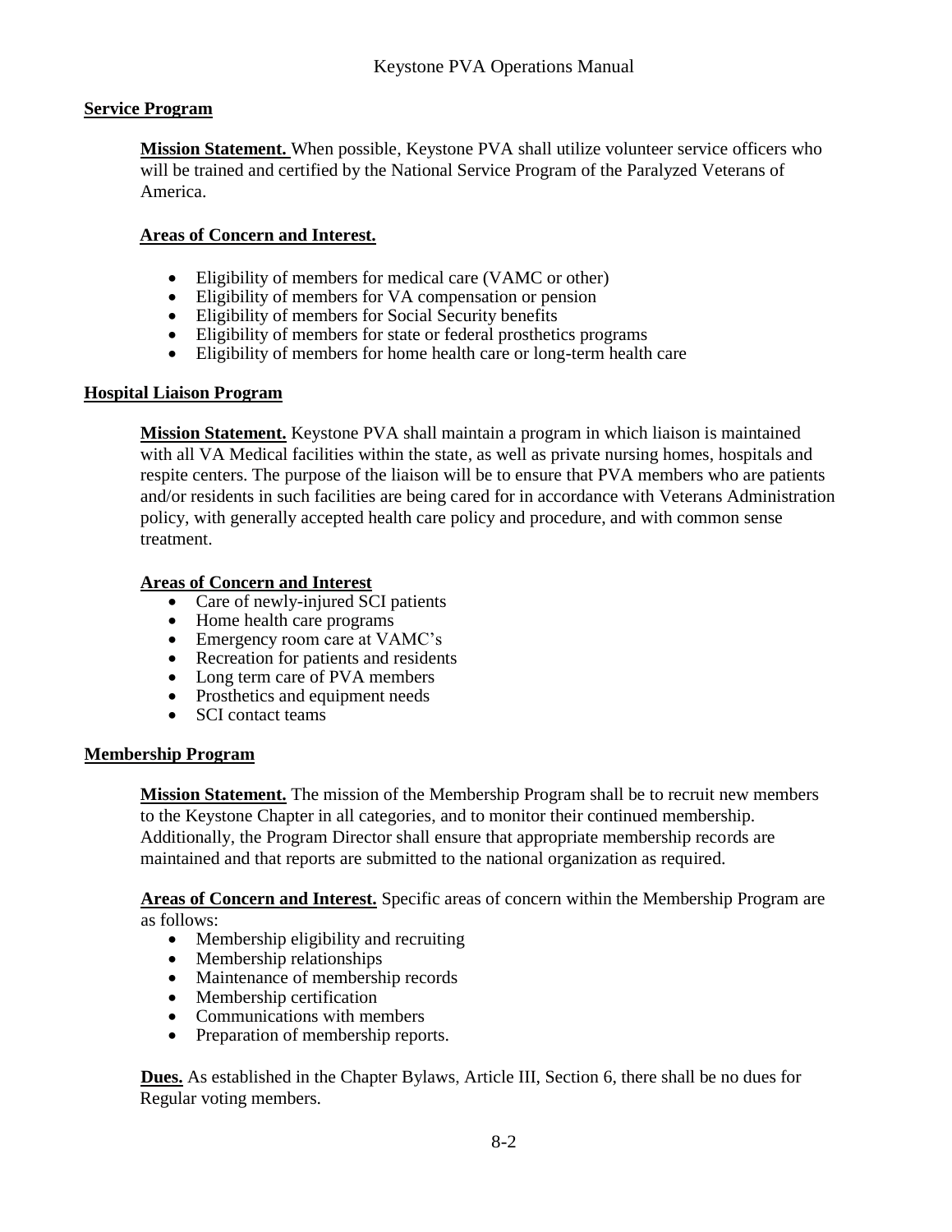## Service Program

**Mission Statement.** When possible, Keystone PVA shall utilize volunteer service officers who will be trained and certified by the National Service Program of the Paralyzed Veterans of America.

**Areas of Concern and Interest.**

- Eligibility of members for medical care (VAMC or other)
- Eligibility of members for VA compensation or pension
- Eligibility of members for Social Security benefits
- Eligibility of members for state or federal prosthetics programs
- Eligibility of members for home health care or long-term health care

## Hospital Liaison Program

**Mission Statement.** Keystone PVA shall maintain a program in which liaison is maintained with all VA Medical facilities within the state, as well as private nursing homes, hospitals and respite centers. The purpose of the liaison will be to ensure that PVA members who are patients and/or residents in such facilities are being cared for in accordance with Veterans Administration policy, with generally accepted health care policy and procedure, and with common sense treatment.

**Areas of Concern and Interest**

- Care of newly-injured SCI patients
- Home health care programs
- Emergency room care at VAMC's
- Recreation for patients and residents
- Long term care of PVA members
- Prosthetics and equipment needs
- SCI contact teams

## Membership Program

**Mission Statement.** The mission of the Membership Program shall be to recruit new members to the Keystone Chapter in all categories, and to monitor their continued membership. Additionally, the Program Director shall ensure that appropriate membership records are maintained and that reports are submitted to the national organization as required.

**Areas of Concern and Interest.** Specific areas of concern within the Membership Program are as follows:

- Membership eligibility and recruiting
- Membership relationships
- Maintenance of membership records
- Membership certification
- Communications with members
- Preparation of membership reports.

**Dues.** As established in the Chapter Bylaws, Article III, Section 6, there shall be no dues for Regular voting members.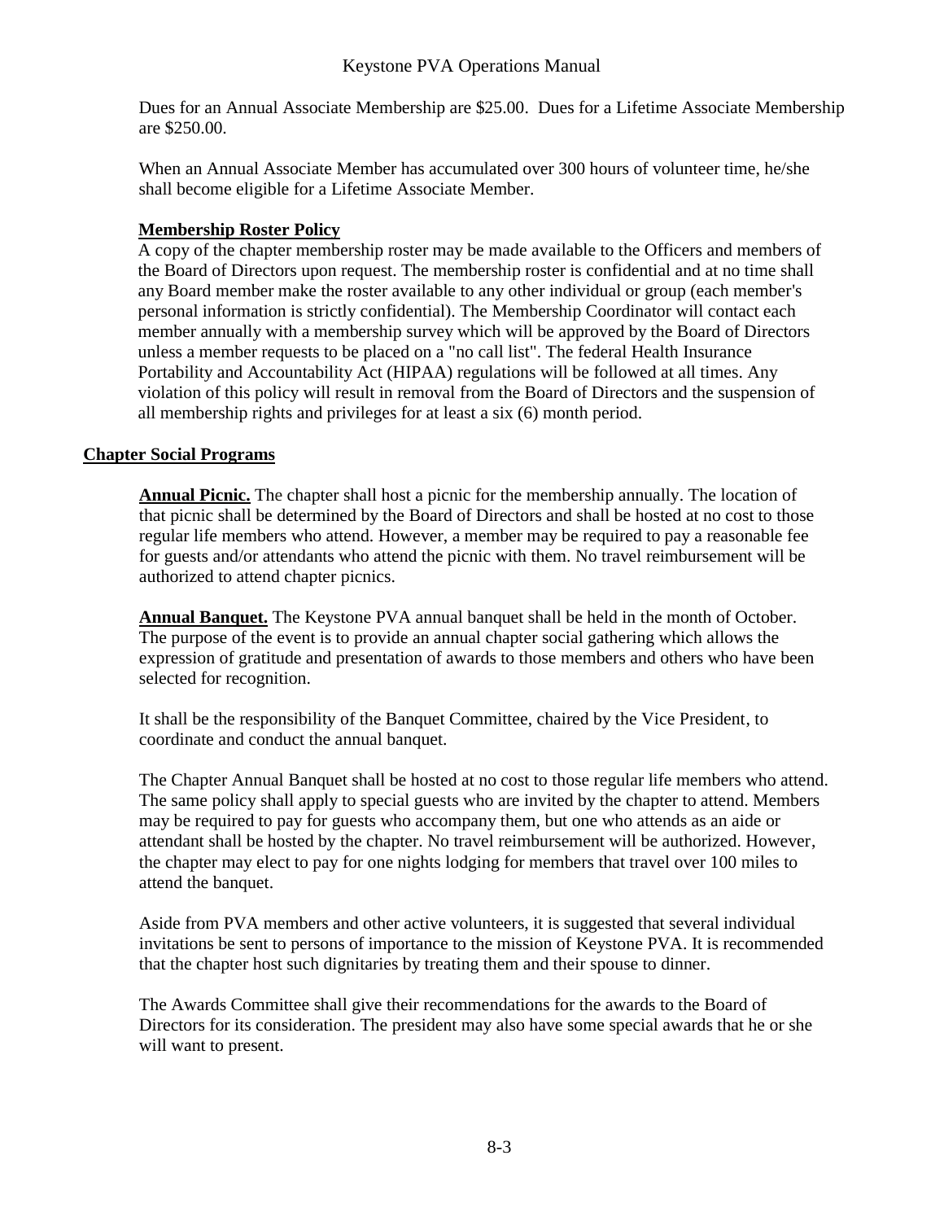Dues for an Annual Associate Membership are $25.00. Dues for a Lifetime Associate Membership are $250.00.

When an Annual Associate Member has accumulated over 300 hours of volunteer time, he/she shall become eligible for a Lifetime Associate Member.

**Membership Roster Policy**

A copy of the chapter membership roster may be made available to the Officers and members of the Board of Directors upon request. The membership roster is confidential and at no time shall any Board member make the roster available to any other individual or group (each member's personal information is strictly confidential). The Membership Coordinator will contact each member annually with a membership survey which will be approved by the Board of Directors unless a member requests to be placed on a "no call list". The federal Health Insurance Portability and Accountability Act (HIPAA) regulations will be followed at all times. Any violation of this policy will result in removal from the Board of Directors and the suspension of all membership rights and privileges for at least a six (6) month period.

## Chapter Social Programs

**Annual Picnic.** The chapter shall host a picnic for the membership annually. The location of that picnic shall be determined by the Board of Directors and shall be hosted at no cost to those regular life members who attend. However, a member may be required to pay a reasonable fee for guests and/or attendants who attend the picnic with them. No travel reimbursement will be authorized to attend chapter picnics.

**Annual Banquet.** The Keystone PVA annual banquet shall be held in the month of October. The purpose of the event is to provide an annual chapter social gathering which allows the expression of gratitude and presentation of awards to those members and others who have been selected for recognition.

It shall be the responsibility of the Banquet Committee, chaired by the Vice President, to coordinate and conduct the annual banquet.

The Chapter Annual Banquet shall be hosted at no cost to those regular life members who attend. The same policy shall apply to special guests who are invited by the chapter to attend. Members may be required to pay for guests who accompany them, but one who attends as an aide or attendant shall be hosted by the chapter. No travel reimbursement will be authorized. However, the chapter may elect to pay for one nights lodging for members that travel over 100 miles to attend the banquet.

Aside from PVA members and other active volunteers, it is suggested that several individual invitations be sent to persons of importance to the mission of Keystone PVA. It is recommended that the chapter host such dignitaries by treating them and their spouse to dinner.

The Awards Committee shall give their recommendations for the awards to the Board of Directors for its consideration. The president may also have some special awards that he or she will want to present.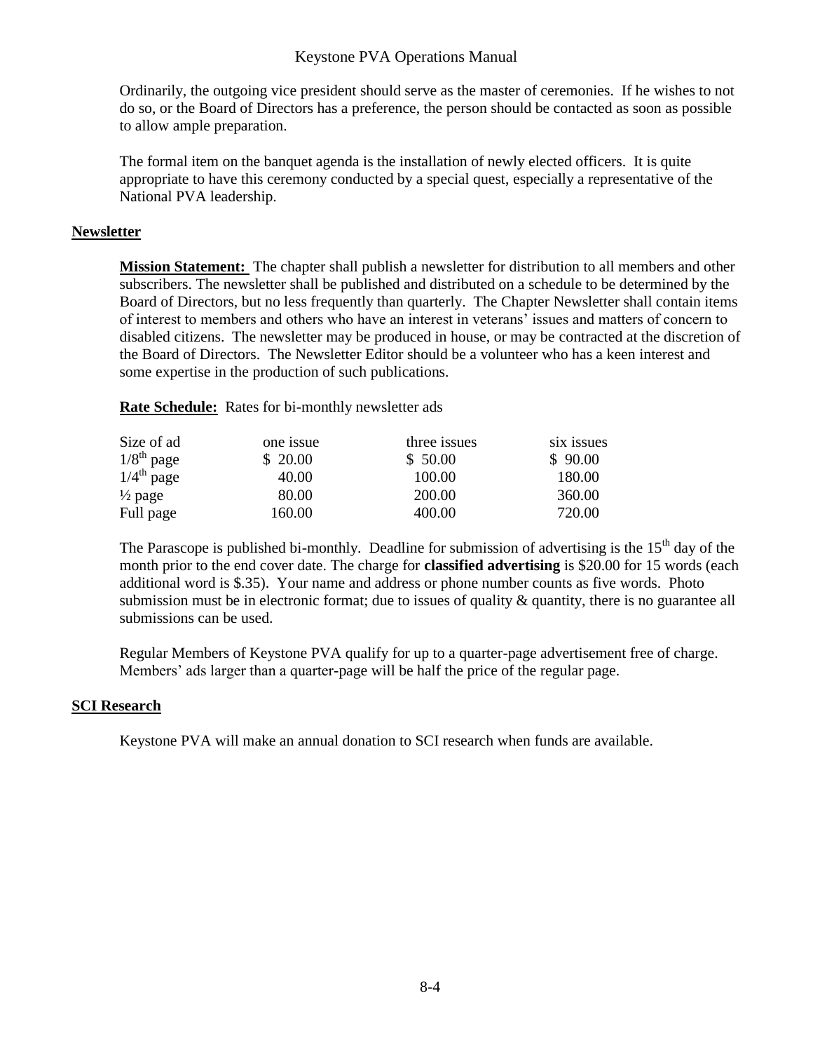Ordinarily, the outgoing vice president should serve as the master of ceremonies. If he wishes to not do so, or the Board of Directors has a preference, the person should be contacted as soon as possible to allow ample preparation.

The formal item on the banquet agenda is the installation of newly elected officers. It is quite appropriate to have this ceremony conducted by a special quest, especially a representative of the National PVA leadership.

## Newsletter

**Mission Statement:** The chapter shall publish a newsletter for distribution to all members and other subscribers. The newsletter shall be published and distributed on a schedule to be determined by the Board of Directors, but no less frequently than quarterly. The Chapter Newsletter shall contain items of interest to members and others who have an interest in veterans' issues and matters of concern to disabled citizens. The newsletter may be produced in house, or may be contracted at the discretion of the Board of Directors. The Newsletter Editor should be a volunteer who has a keen interest and some expertise in the production of such publications.

**Rate Schedule:** Rates for bi-monthly newsletter ads

| Size of ad | one issue | three issues | six issues |
|---|---|---|---|
| 1/8th page | $ 20.00 | $ 50.00 | $ 90.00 |
| 1/4th page | 40.00 | 100.00 | 180.00 |
| ½ page | 80.00 | 200.00 | 360.00 |
| Full page | 160.00 | 400.00 | 720.00 |

The Parascope is published bi-monthly. Deadline for submission of advertising is the 15th day of the month prior to the end cover date. The charge for **classified advertising** is $20.00 for 15 words (each additional word is $.35). Your name and address or phone number counts as five words. Photo submission must be in electronic format; due to issues of quality & quantity, there is no guarantee all submissions can be used.

Regular Members of Keystone PVA qualify for up to a quarter-page advertisement free of charge. Members' ads larger than a quarter-page will be half the price of the regular page.

## SCI Research

Keystone PVA will make an annual donation to SCI research when funds are available.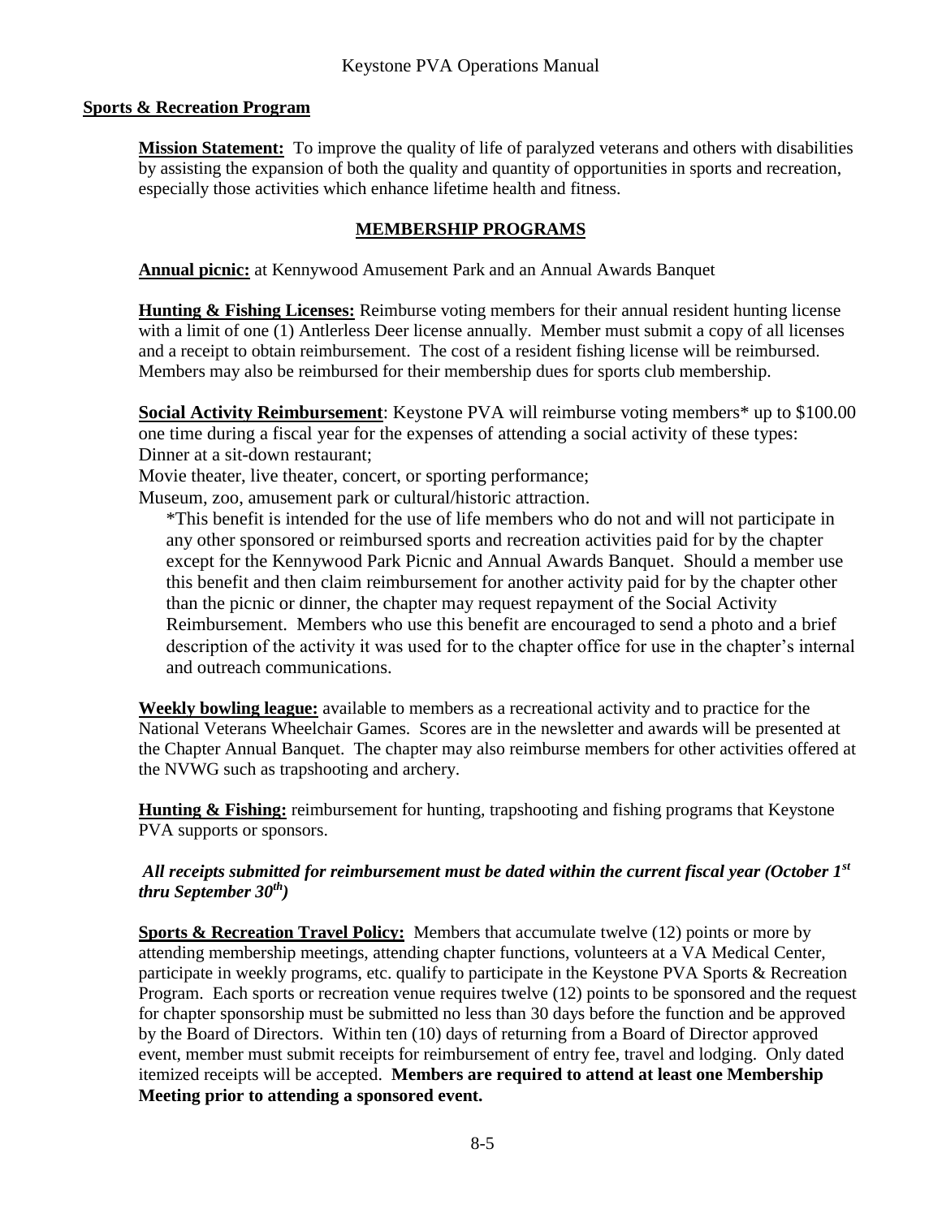## Sports & Recreation Program

**Mission Statement:** To improve the quality of life of paralyzed veterans and others with disabilities by assisting the expansion of both the quality and quantity of opportunities in sports and recreation, especially those activities which enhance lifetime health and fitness.

### MEMBERSHIP PROGRAMS

**Annual picnic:** at Kennywood Amusement Park and an Annual Awards Banquet

**Hunting & Fishing Licenses:** Reimburse voting members for their annual resident hunting license with a limit of one (1) Antlerless Deer license annually. Member must submit a copy of all licenses and a receipt to obtain reimbursement. The cost of a resident fishing license will be reimbursed. Members may also be reimbursed for their membership dues for sports club membership.

**Social Activity Reimbursement**: Keystone PVA will reimburse voting members* up to $100.00 one time during a fiscal year for the expenses of attending a social activity of these types:
Dinner at a sit-down restaurant;
Movie theater, live theater, concert, or sporting performance;
Museum, zoo, amusement park or cultural/historic attraction.

*This benefit is intended for the use of life members who do not and will not participate in any other sponsored or reimbursed sports and recreation activities paid for by the chapter except for the Kennywood Park Picnic and Annual Awards Banquet. Should a member use this benefit and then claim reimbursement for another activity paid for by the chapter other than the picnic or dinner, the chapter may request repayment of the Social Activity Reimbursement. Members who use this benefit are encouraged to send a photo and a brief description of the activity it was used for to the chapter office for use in the chapter's internal and outreach communications.

**Weekly bowling league:** available to members as a recreational activity and to practice for the National Veterans Wheelchair Games. Scores are in the newsletter and awards will be presented at the Chapter Annual Banquet. The chapter may also reimburse members for other activities offered at the NVWG such as trapshooting and archery.

**Hunting & Fishing:** reimbursement for hunting, trapshooting and fishing programs that Keystone PVA supports or sponsors.

***All receipts submitted for reimbursement must be dated within the current fiscal year (October 1st thru September 30th)***

**Sports & Recreation Travel Policy:** Members that accumulate twelve (12) points or more by attending membership meetings, attending chapter functions, volunteers at a VA Medical Center, participate in weekly programs, etc. qualify to participate in the Keystone PVA Sports & Recreation Program. Each sports or recreation venue requires twelve (12) points to be sponsored and the request for chapter sponsorship must be submitted no less than 30 days before the function and be approved by the Board of Directors. Within ten (10) days of returning from a Board of Director approved event, member must submit receipts for reimbursement of entry fee, travel and lodging. Only dated itemized receipts will be accepted. **Members are required to attend at least one Membership Meeting prior to attending a sponsored event.**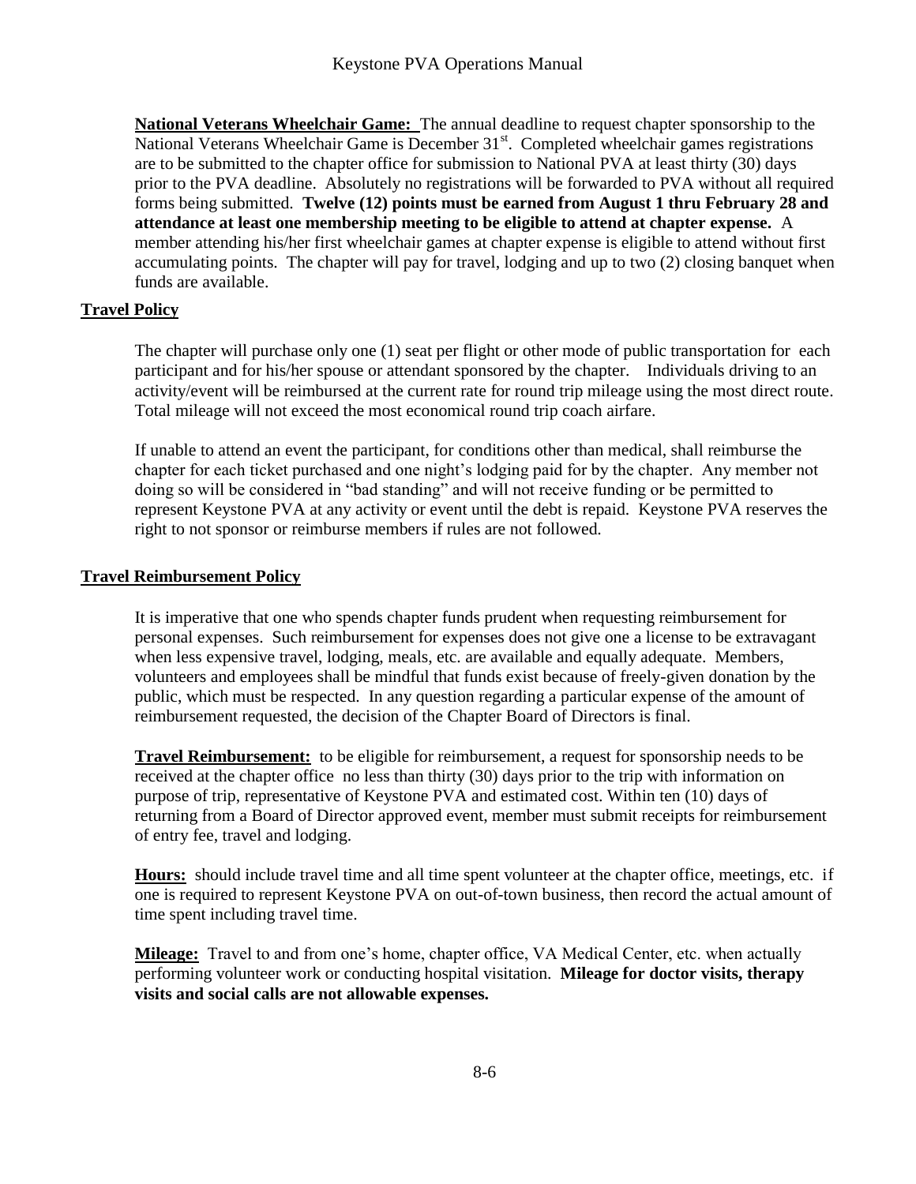**National Veterans Wheelchair Game:** The annual deadline to request chapter sponsorship to the National Veterans Wheelchair Game is December 31st. Completed wheelchair games registrations are to be submitted to the chapter office for submission to National PVA at least thirty (30) days prior to the PVA deadline. Absolutely no registrations will be forwarded to PVA without all required forms being submitted. **Twelve (12) points must be earned from August 1 thru February 28 and attendance at least one membership meeting to be eligible to attend at chapter expense.** A member attending his/her first wheelchair games at chapter expense is eligible to attend without first accumulating points. The chapter will pay for travel, lodging and up to two (2) closing banquet when funds are available.

## Travel Policy

The chapter will purchase only one (1) seat per flight or other mode of public transportation for each participant and for his/her spouse or attendant sponsored by the chapter. Individuals driving to an activity/event will be reimbursed at the current rate for round trip mileage using the most direct route. Total mileage will not exceed the most economical round trip coach airfare.

If unable to attend an event the participant, for conditions other than medical, shall reimburse the chapter for each ticket purchased and one night's lodging paid for by the chapter. Any member not doing so will be considered in "bad standing" and will not receive funding or be permitted to represent Keystone PVA at any activity or event until the debt is repaid. Keystone PVA reserves the right to not sponsor or reimburse members if rules are not followed.

## Travel Reimbursement Policy

It is imperative that one who spends chapter funds prudent when requesting reimbursement for personal expenses. Such reimbursement for expenses does not give one a license to be extravagant when less expensive travel, lodging, meals, etc. are available and equally adequate. Members, volunteers and employees shall be mindful that funds exist because of freely-given donation by the public, which must be respected. In any question regarding a particular expense of the amount of reimbursement requested, the decision of the Chapter Board of Directors is final.

**Travel Reimbursement:** to be eligible for reimbursement, a request for sponsorship needs to be received at the chapter office no less than thirty (30) days prior to the trip with information on purpose of trip, representative of Keystone PVA and estimated cost. Within ten (10) days of returning from a Board of Director approved event, member must submit receipts for reimbursement of entry fee, travel and lodging.

**Hours:** should include travel time and all time spent volunteer at the chapter office, meetings, etc. if one is required to represent Keystone PVA on out-of-town business, then record the actual amount of time spent including travel time.

**Mileage:** Travel to and from one's home, chapter office, VA Medical Center, etc. when actually performing volunteer work or conducting hospital visitation. **Mileage for doctor visits, therapy visits and social calls are not allowable expenses.**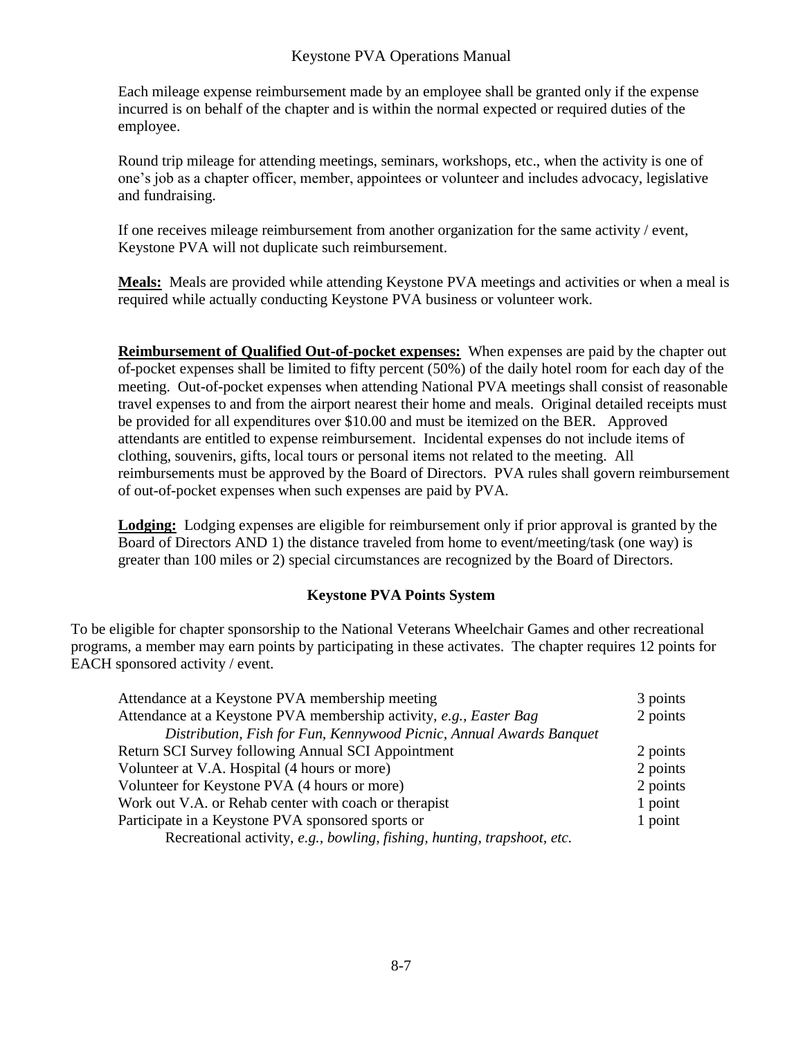Each mileage expense reimbursement made by an employee shall be granted only if the expense incurred is on behalf of the chapter and is within the normal expected or required duties of the employee.

Round trip mileage for attending meetings, seminars, workshops, etc., when the activity is one of one's job as a chapter officer, member, appointees or volunteer and includes advocacy, legislative and fundraising.

If one receives mileage reimbursement from another organization for the same activity / event, Keystone PVA will not duplicate such reimbursement.

**Meals:** Meals are provided while attending Keystone PVA meetings and activities or when a meal is required while actually conducting Keystone PVA business or volunteer work.

**Reimbursement of Qualified Out-of-pocket expenses:** When expenses are paid by the chapter out of-pocket expenses shall be limited to fifty percent (50%) of the daily hotel room for each day of the meeting. Out-of-pocket expenses when attending National PVA meetings shall consist of reasonable travel expenses to and from the airport nearest their home and meals. Original detailed receipts must be provided for all expenditures over $10.00 and must be itemized on the BER. Approved attendants are entitled to expense reimbursement. Incidental expenses do not include items of clothing, souvenirs, gifts, local tours or personal items not related to the meeting. All reimbursements must be approved by the Board of Directors. PVA rules shall govern reimbursement of out-of-pocket expenses when such expenses are paid by PVA.

**Lodging:** Lodging expenses are eligible for reimbursement only if prior approval is granted by the Board of Directors AND 1) the distance traveled from home to event/meeting/task (one way) is greater than 100 miles or 2) special circumstances are recognized by the Board of Directors.

## Keystone PVA Points System

To be eligible for chapter sponsorship to the National Veterans Wheelchair Games and other recreational programs, a member may earn points by participating in these activates. The chapter requires 12 points for EACH sponsored activity / event.

| | |
|---|---|
| Attendance at a Keystone PVA membership meeting | 3 points |
| Attendance at a Keystone PVA membership activity, *e.g., Easter Bag Distribution, Fish for Fun, Kennywood Picnic, Annual Awards Banquet* | 2 points |
| Return SCI Survey following Annual SCI Appointment | 2 points |
| Volunteer at V.A. Hospital (4 hours or more) | 2 points |
| Volunteer for Keystone PVA (4 hours or more) | 2 points |
| Work out V.A. or Rehab center with coach or therapist | 1 point |
| Participate in a Keystone PVA sponsored sports or Recreational activity, *e.g., bowling, fishing, hunting, trapshoot, etc.* | 1 point |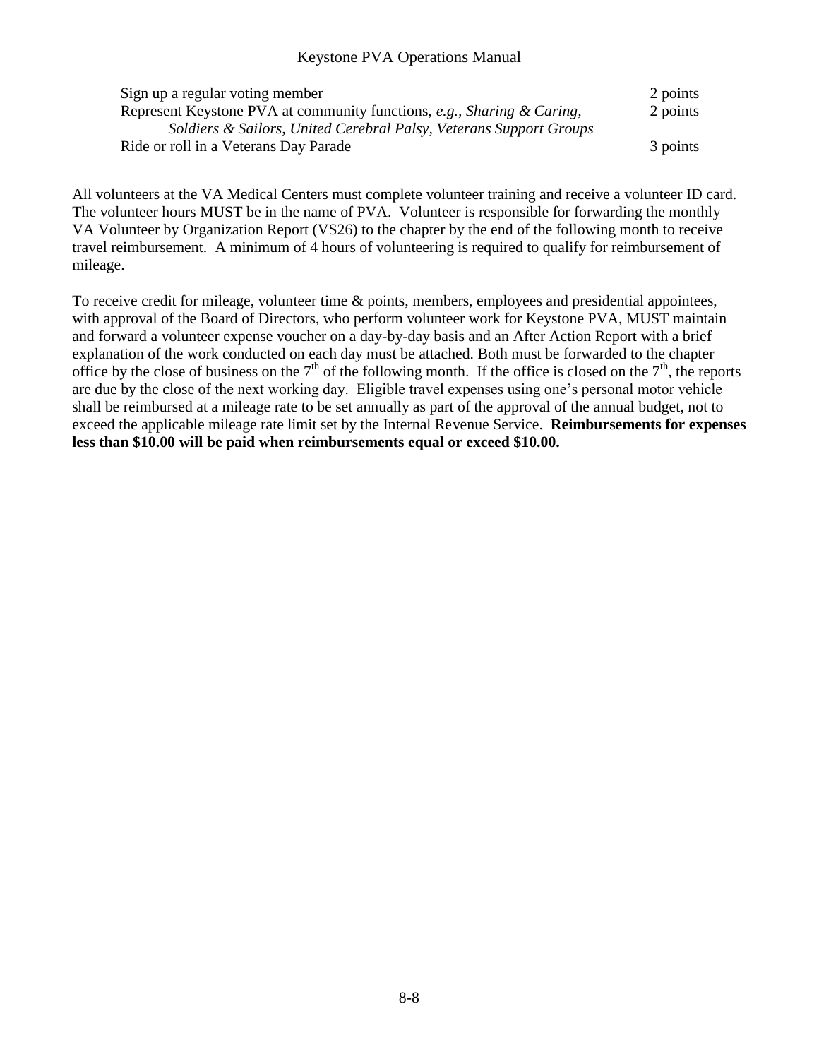| | |
|---|---|
| Sign up a regular voting member | 2 points |
| Represent Keystone PVA at community functions, *e.g., Sharing & Caring, Soldiers & Sailors, United Cerebral Palsy, Veterans Support Groups* | 2 points |
| Ride or roll in a Veterans Day Parade | 3 points |

All volunteers at the VA Medical Centers must complete volunteer training and receive a volunteer ID card. The volunteer hours MUST be in the name of PVA. Volunteer is responsible for forwarding the monthly VA Volunteer by Organization Report (VS26) to the chapter by the end of the following month to receive travel reimbursement. A minimum of 4 hours of volunteering is required to qualify for reimbursement of mileage.

To receive credit for mileage, volunteer time & points, members, employees and presidential appointees, with approval of the Board of Directors, who perform volunteer work for Keystone PVA, MUST maintain and forward a volunteer expense voucher on a day-by-day basis and an After Action Report with a brief explanation of the work conducted on each day must be attached. Both must be forwarded to the chapter office by the close of business on the 7th of the following month. If the office is closed on the 7th, the reports are due by the close of the next working day. Eligible travel expenses using one's personal motor vehicle shall be reimbursed at a mileage rate to be set annually as part of the approval of the annual budget, not to exceed the applicable mileage rate limit set by the Internal Revenue Service. **Reimbursements for expenses less than $10.00 will be paid when reimbursements equal or exceed $10.00.**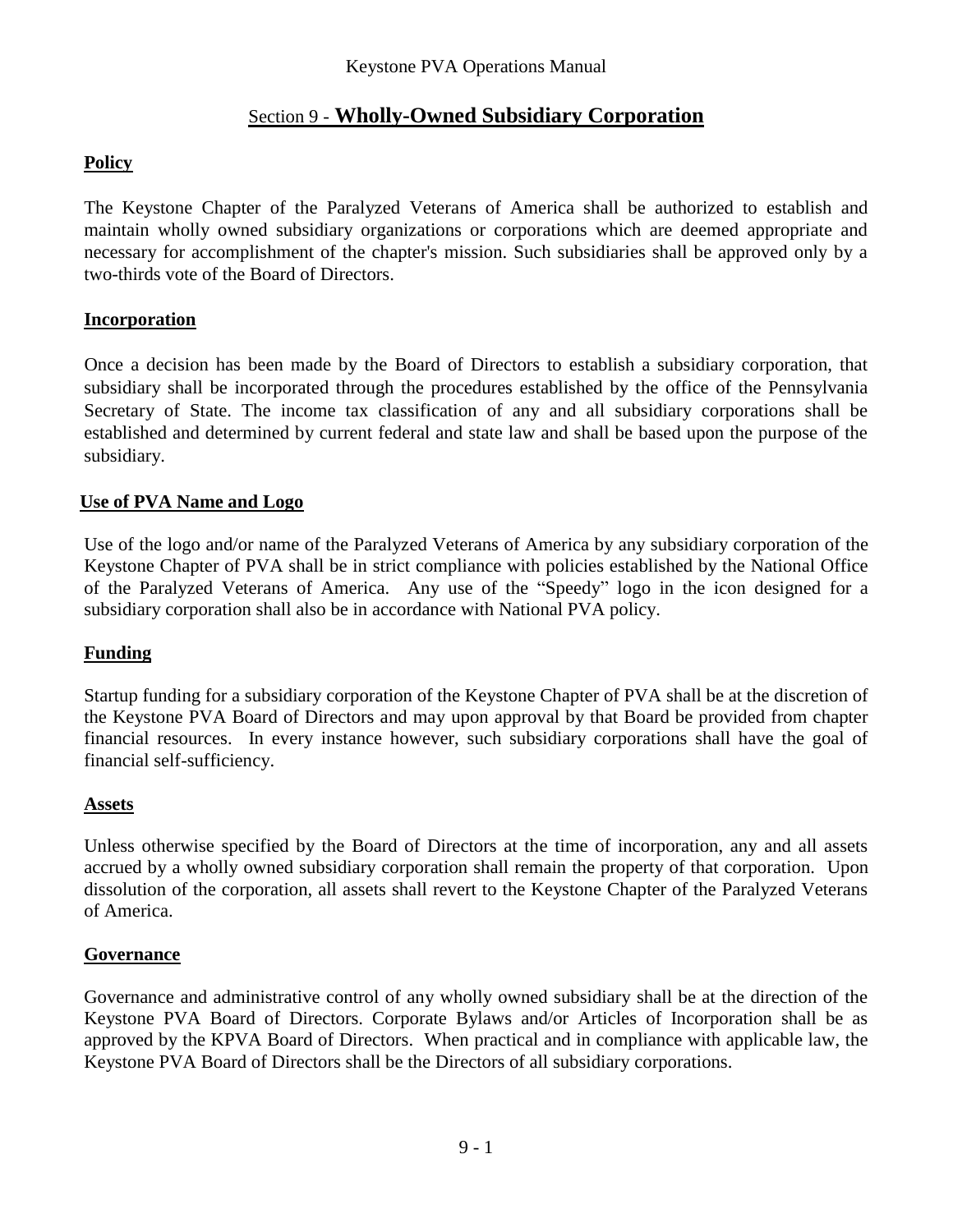# Section 9 - **Wholly-Owned Subsidiary Corporation**

## Policy

The Keystone Chapter of the Paralyzed Veterans of America shall be authorized to establish and maintain wholly owned subsidiary organizations or corporations which are deemed appropriate and necessary for accomplishment of the chapter's mission. Such subsidiaries shall be approved only by a two-thirds vote of the Board of Directors.

## Incorporation

Once a decision has been made by the Board of Directors to establish a subsidiary corporation, that subsidiary shall be incorporated through the procedures established by the office of the Pennsylvania Secretary of State. The income tax classification of any and all subsidiary corporations shall be established and determined by current federal and state law and shall be based upon the purpose of the subsidiary.

## Use of PVA Name and Logo

Use of the logo and/or name of the Paralyzed Veterans of America by any subsidiary corporation of the Keystone Chapter of PVA shall be in strict compliance with policies established by the National Office of the Paralyzed Veterans of America. Any use of the "Speedy" logo in the icon designed for a subsidiary corporation shall also be in accordance with National PVA policy.

## Funding

Startup funding for a subsidiary corporation of the Keystone Chapter of PVA shall be at the discretion of the Keystone PVA Board of Directors and may upon approval by that Board be provided from chapter financial resources. In every instance however, such subsidiary corporations shall have the goal of financial self-sufficiency.

## Assets

Unless otherwise specified by the Board of Directors at the time of incorporation, any and all assets accrued by a wholly owned subsidiary corporation shall remain the property of that corporation. Upon dissolution of the corporation, all assets shall revert to the Keystone Chapter of the Paralyzed Veterans of America.

## Governance

Governance and administrative control of any wholly owned subsidiary shall be at the direction of the Keystone PVA Board of Directors. Corporate Bylaws and/or Articles of Incorporation shall be as approved by the KPVA Board of Directors. When practical and in compliance with applicable law, the Keystone PVA Board of Directors shall be the Directors of all subsidiary corporations.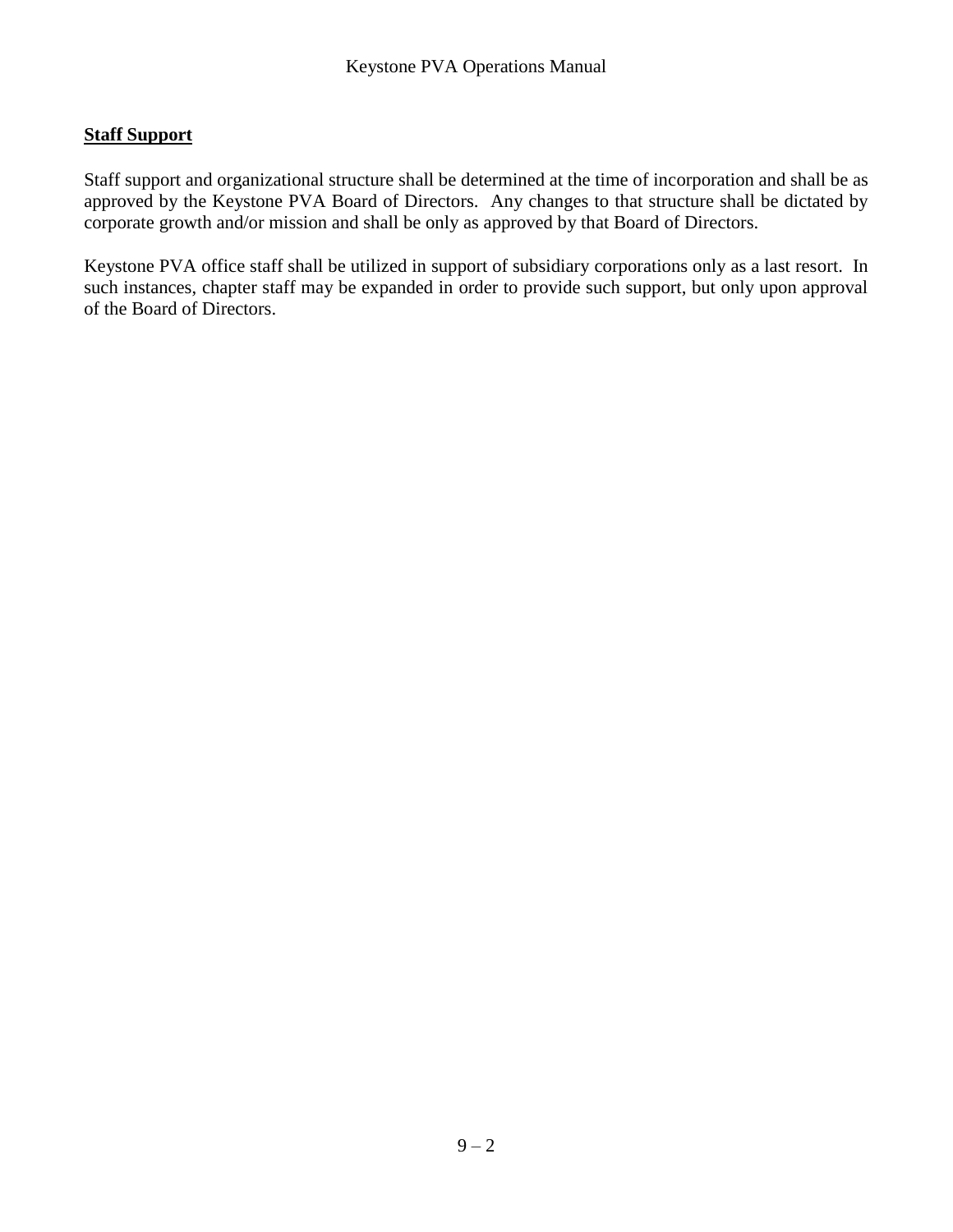## Staff Support

Staff support and organizational structure shall be determined at the time of incorporation and shall be as approved by the Keystone PVA Board of Directors. Any changes to that structure shall be dictated by corporate growth and/or mission and shall be only as approved by that Board of Directors.

Keystone PVA office staff shall be utilized in support of subsidiary corporations only as a last resort. In such instances, chapter staff may be expanded in order to provide such support, but only upon approval of the Board of Directors.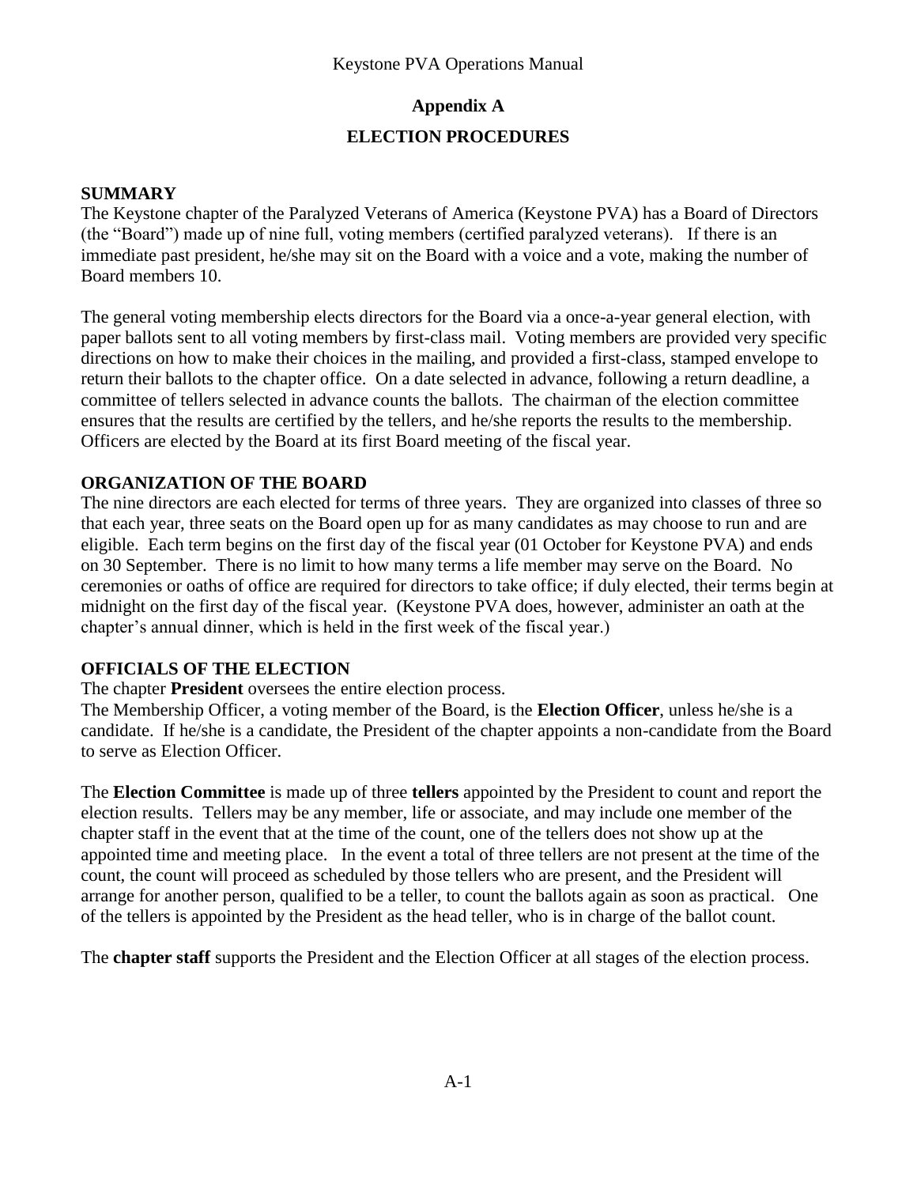# Appendix A

# ELECTION PROCEDURES

## SUMMARY

The Keystone chapter of the Paralyzed Veterans of America (Keystone PVA) has a Board of Directors (the "Board") made up of nine full, voting members (certified paralyzed veterans). If there is an immediate past president, he/she may sit on the Board with a voice and a vote, making the number of Board members 10.

The general voting membership elects directors for the Board via a once-a-year general election, with paper ballots sent to all voting members by first-class mail. Voting members are provided very specific directions on how to make their choices in the mailing, and provided a first-class, stamped envelope to return their ballots to the chapter office. On a date selected in advance, following a return deadline, a committee of tellers selected in advance counts the ballots. The chairman of the election committee ensures that the results are certified by the tellers, and he/she reports the results to the membership. Officers are elected by the Board at its first Board meeting of the fiscal year.

## ORGANIZATION OF THE BOARD

The nine directors are each elected for terms of three years. They are organized into classes of three so that each year, three seats on the Board open up for as many candidates as may choose to run and are eligible. Each term begins on the first day of the fiscal year (01 October for Keystone PVA) and ends on 30 September. There is no limit to how many terms a life member may serve on the Board. No ceremonies or oaths of office are required for directors to take office; if duly elected, their terms begin at midnight on the first day of the fiscal year. (Keystone PVA does, however, administer an oath at the chapter's annual dinner, which is held in the first week of the fiscal year.)

## OFFICIALS OF THE ELECTION

The chapter **President** oversees the entire election process.

The Membership Officer, a voting member of the Board, is the **Election Officer**, unless he/she is a candidate. If he/she is a candidate, the President of the chapter appoints a non-candidate from the Board to serve as Election Officer.

The **Election Committee** is made up of three **tellers** appointed by the President to count and report the election results. Tellers may be any member, life or associate, and may include one member of the chapter staff in the event that at the time of the count, one of the tellers does not show up at the appointed time and meeting place. In the event a total of three tellers are not present at the time of the count, the count will proceed as scheduled by those tellers who are present, and the President will arrange for another person, qualified to be a teller, to count the ballots again as soon as practical. One of the tellers is appointed by the President as the head teller, who is in charge of the ballot count.

The **chapter staff** supports the President and the Election Officer at all stages of the election process.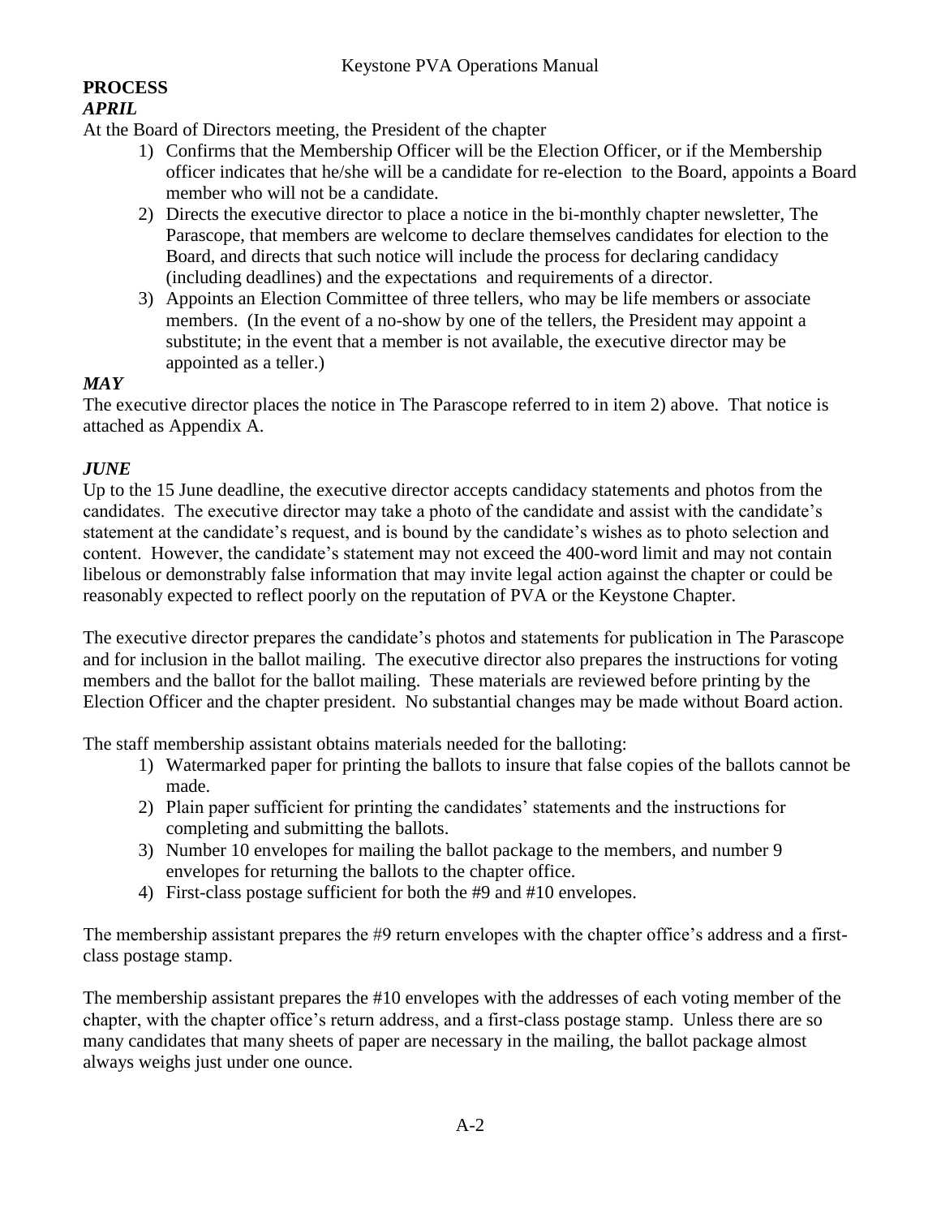## PROCESS

### *APRIL*

At the Board of Directors meeting, the President of the chapter

1) Confirms that the Membership Officer will be the Election Officer, or if the Membership officer indicates that he/she will be a candidate for re-election to the Board, appoints a Board member who will not be a candidate.
2) Directs the executive director to place a notice in the bi-monthly chapter newsletter, The Parascope, that members are welcome to declare themselves candidates for election to the Board, and directs that such notice will include the process for declaring candidacy (including deadlines) and the expectations and requirements of a director.
3) Appoints an Election Committee of three tellers, who may be life members or associate members. (In the event of a no-show by one of the tellers, the President may appoint a substitute; in the event that a member is not available, the executive director may be appointed as a teller.)

### *MAY*

The executive director places the notice in The Parascope referred to in item 2) above. That notice is attached as Appendix A.

### *JUNE*

Up to the 15 June deadline, the executive director accepts candidacy statements and photos from the candidates. The executive director may take a photo of the candidate and assist with the candidate's statement at the candidate's request, and is bound by the candidate's wishes as to photo selection and content. However, the candidate's statement may not exceed the 400-word limit and may not contain libelous or demonstrably false information that may invite legal action against the chapter or could be reasonably expected to reflect poorly on the reputation of PVA or the Keystone Chapter.

The executive director prepares the candidate's photos and statements for publication in The Parascope and for inclusion in the ballot mailing. The executive director also prepares the instructions for voting members and the ballot for the ballot mailing. These materials are reviewed before printing by the Election Officer and the chapter president. No substantial changes may be made without Board action.

The staff membership assistant obtains materials needed for the balloting:

1) Watermarked paper for printing the ballots to insure that false copies of the ballots cannot be made.
2) Plain paper sufficient for printing the candidates' statements and the instructions for completing and submitting the ballots.
3) Number 10 envelopes for mailing the ballot package to the members, and number 9 envelopes for returning the ballots to the chapter office.
4) First-class postage sufficient for both the #9 and #10 envelopes.

The membership assistant prepares the #9 return envelopes with the chapter office's address and a first-class postage stamp.

The membership assistant prepares the #10 envelopes with the addresses of each voting member of the chapter, with the chapter office's return address, and a first-class postage stamp. Unless there are so many candidates that many sheets of paper are necessary in the mailing, the ballot package almost always weighs just under one ounce.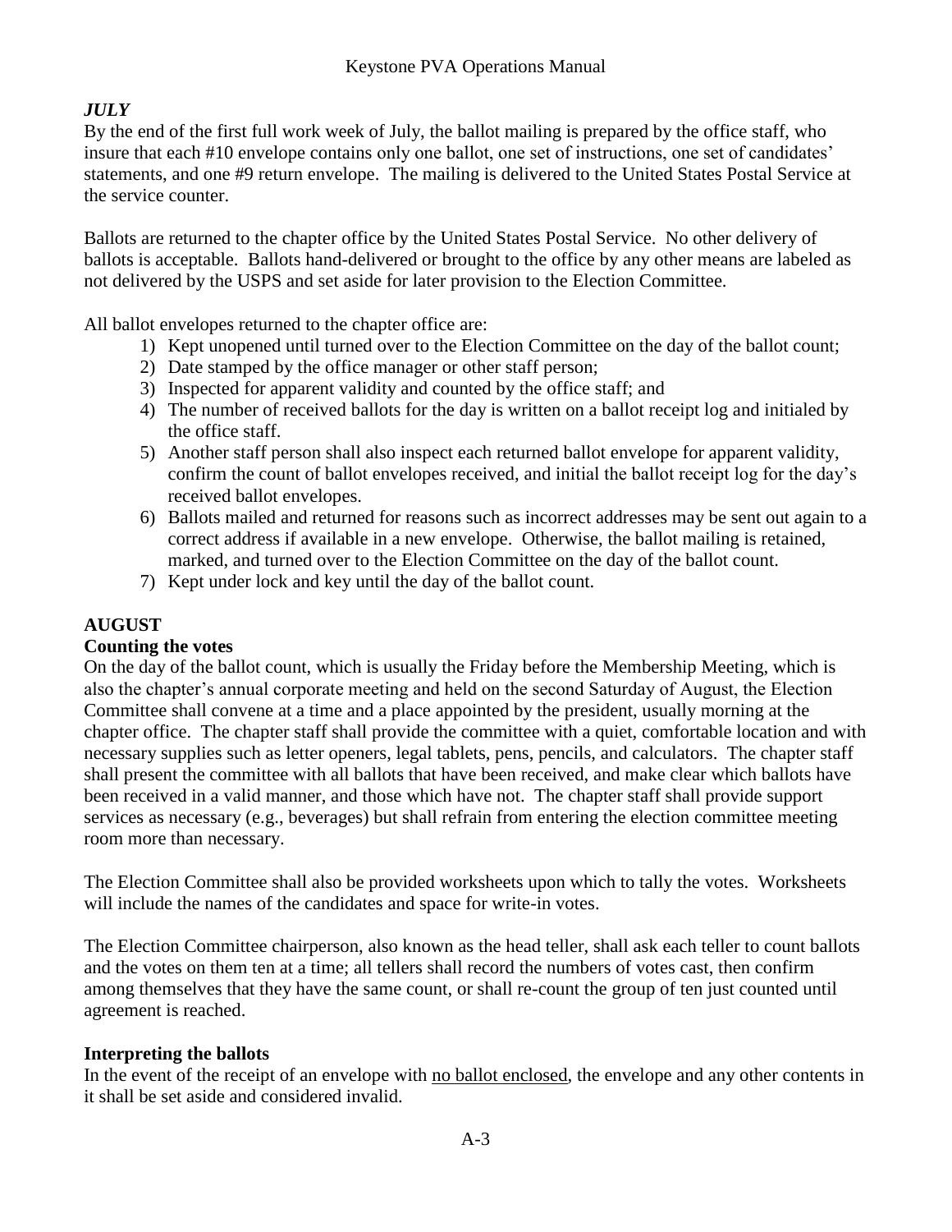## *JULY*

By the end of the first full work week of July, the ballot mailing is prepared by the office staff, who insure that each #10 envelope contains only one ballot, one set of instructions, one set of candidates' statements, and one #9 return envelope. The mailing is delivered to the United States Postal Service at the service counter.

Ballots are returned to the chapter office by the United States Postal Service. No other delivery of ballots is acceptable. Ballots hand-delivered or brought to the office by any other means are labeled as not delivered by the USPS and set aside for later provision to the Election Committee.

All ballot envelopes returned to the chapter office are:

1) Kept unopened until turned over to the Election Committee on the day of the ballot count;
2) Date stamped by the office manager or other staff person;
3) Inspected for apparent validity and counted by the office staff; and
4) The number of received ballots for the day is written on a ballot receipt log and initialed by the office staff.
5) Another staff person shall also inspect each returned ballot envelope for apparent validity, confirm the count of ballot envelopes received, and initial the ballot receipt log for the day's received ballot envelopes.
6) Ballots mailed and returned for reasons such as incorrect addresses may be sent out again to a correct address if available in a new envelope. Otherwise, the ballot mailing is retained, marked, and turned over to the Election Committee on the day of the ballot count.
7) Kept under lock and key until the day of the ballot count.

## AUGUST

### Counting the votes

On the day of the ballot count, which is usually the Friday before the Membership Meeting, which is also the chapter's annual corporate meeting and held on the second Saturday of August, the Election Committee shall convene at a time and a place appointed by the president, usually morning at the chapter office. The chapter staff shall provide the committee with a quiet, comfortable location and with necessary supplies such as letter openers, legal tablets, pens, pencils, and calculators. The chapter staff shall present the committee with all ballots that have been received, and make clear which ballots have been received in a valid manner, and those which have not. The chapter staff shall provide support services as necessary (e.g., beverages) but shall refrain from entering the election committee meeting room more than necessary.

The Election Committee shall also be provided worksheets upon which to tally the votes. Worksheets will include the names of the candidates and space for write-in votes.

The Election Committee chairperson, also known as the head teller, shall ask each teller to count ballots and the votes on them ten at a time; all tellers shall record the numbers of votes cast, then confirm among themselves that they have the same count, or shall re-count the group of ten just counted until agreement is reached.

### Interpreting the ballots

In the event of the receipt of an envelope with no ballot enclosed, the envelope and any other contents in it shall be set aside and considered invalid.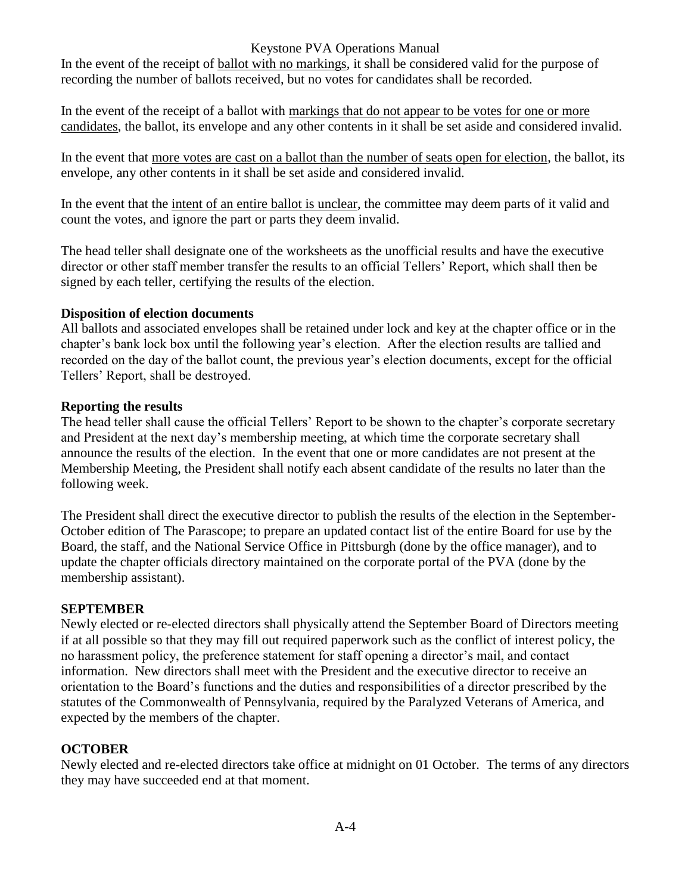In the event of the receipt of ballot with no markings, it shall be considered valid for the purpose of recording the number of ballots received, but no votes for candidates shall be recorded.

In the event of the receipt of a ballot with markings that do not appear to be votes for one or more candidates, the ballot, its envelope and any other contents in it shall be set aside and considered invalid.

In the event that more votes are cast on a ballot than the number of seats open for election, the ballot, its envelope, any other contents in it shall be set aside and considered invalid.

In the event that the intent of an entire ballot is unclear, the committee may deem parts of it valid and count the votes, and ignore the part or parts they deem invalid.

The head teller shall designate one of the worksheets as the unofficial results and have the executive director or other staff member transfer the results to an official Tellers' Report, which shall then be signed by each teller, certifying the results of the election.

**Disposition of election documents**

All ballots and associated envelopes shall be retained under lock and key at the chapter office or in the chapter's bank lock box until the following year's election. After the election results are tallied and recorded on the day of the ballot count, the previous year's election documents, except for the official Tellers' Report, shall be destroyed.

**Reporting the results**

The head teller shall cause the official Tellers' Report to be shown to the chapter's corporate secretary and President at the next day's membership meeting, at which time the corporate secretary shall announce the results of the election. In the event that one or more candidates are not present at the Membership Meeting, the President shall notify each absent candidate of the results no later than the following week.

The President shall direct the executive director to publish the results of the election in the September-October edition of The Parascope; to prepare an updated contact list of the entire Board for use by the Board, the staff, and the National Service Office in Pittsburgh (done by the office manager), and to update the chapter officials directory maintained on the corporate portal of the PVA (done by the membership assistant).

**SEPTEMBER**

Newly elected or re-elected directors shall physically attend the September Board of Directors meeting if at all possible so that they may fill out required paperwork such as the conflict of interest policy, the no harassment policy, the preference statement for staff opening a director's mail, and contact information. New directors shall meet with the President and the executive director to receive an orientation to the Board's functions and the duties and responsibilities of a director prescribed by the statutes of the Commonwealth of Pennsylvania, required by the Paralyzed Veterans of America, and expected by the members of the chapter.

**OCTOBER**

Newly elected and re-elected directors take office at midnight on 01 October. The terms of any directors they may have succeeded end at that moment.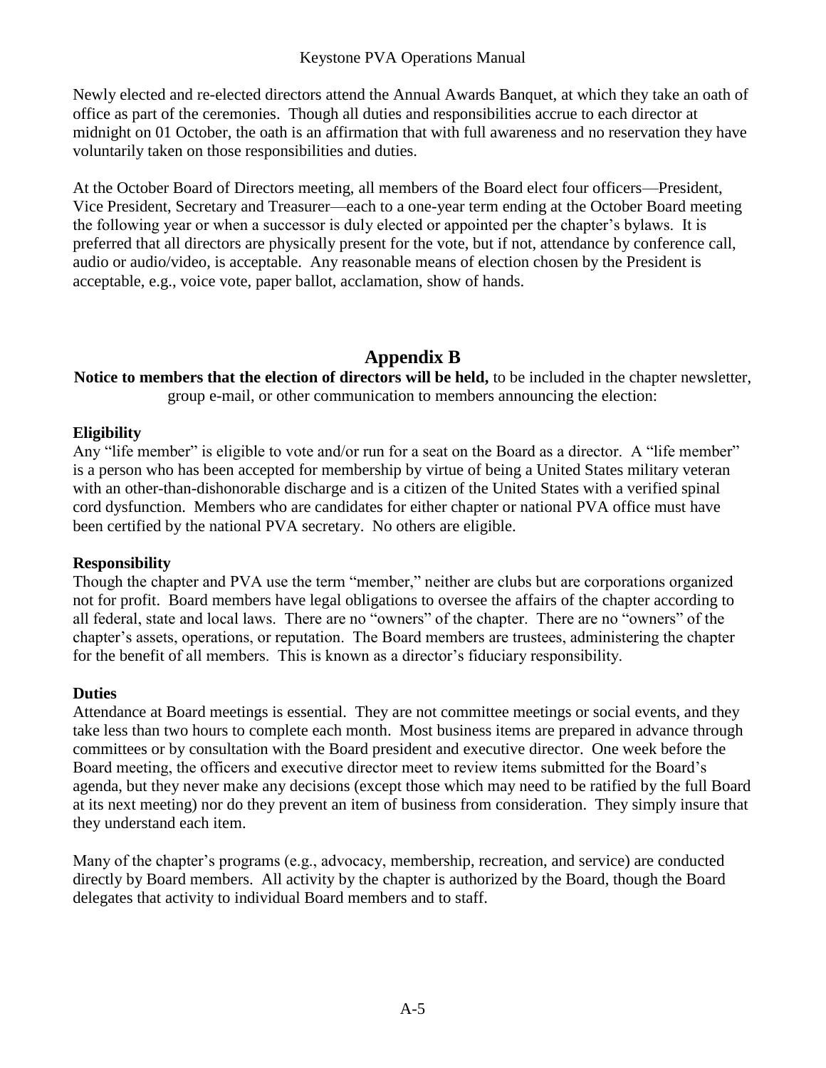Newly elected and re-elected directors attend the Annual Awards Banquet, at which they take an oath of office as part of the ceremonies. Though all duties and responsibilities accrue to each director at midnight on 01 October, the oath is an affirmation that with full awareness and no reservation they have voluntarily taken on those responsibilities and duties.

At the October Board of Directors meeting, all members of the Board elect four officers—President, Vice President, Secretary and Treasurer—each to a one-year term ending at the October Board meeting the following year or when a successor is duly elected or appointed per the chapter's bylaws. It is preferred that all directors are physically present for the vote, but if not, attendance by conference call, audio or audio/video, is acceptable. Any reasonable means of election chosen by the President is acceptable, e.g., voice vote, paper ballot, acclamation, show of hands.

# Appendix B

**Notice to members that the election of directors will be held,** to be included in the chapter newsletter, group e-mail, or other communication to members announcing the election:

**Eligibility**

Any "life member" is eligible to vote and/or run for a seat on the Board as a director. A "life member" is a person who has been accepted for membership by virtue of being a United States military veteran with an other-than-dishonorable discharge and is a citizen of the United States with a verified spinal cord dysfunction. Members who are candidates for either chapter or national PVA office must have been certified by the national PVA secretary. No others are eligible.

**Responsibility**

Though the chapter and PVA use the term "member," neither are clubs but are corporations organized not for profit. Board members have legal obligations to oversee the affairs of the chapter according to all federal, state and local laws. There are no "owners" of the chapter. There are no "owners" of the chapter's assets, operations, or reputation. The Board members are trustees, administering the chapter for the benefit of all members. This is known as a director's fiduciary responsibility.

**Duties**

Attendance at Board meetings is essential. They are not committee meetings or social events, and they take less than two hours to complete each month. Most business items are prepared in advance through committees or by consultation with the Board president and executive director. One week before the Board meeting, the officers and executive director meet to review items submitted for the Board's agenda, but they never make any decisions (except those which may need to be ratified by the full Board at its next meeting) nor do they prevent an item of business from consideration. They simply insure that they understand each item.

Many of the chapter's programs (e.g., advocacy, membership, recreation, and service) are conducted directly by Board members. All activity by the chapter is authorized by the Board, though the Board delegates that activity to individual Board members and to staff.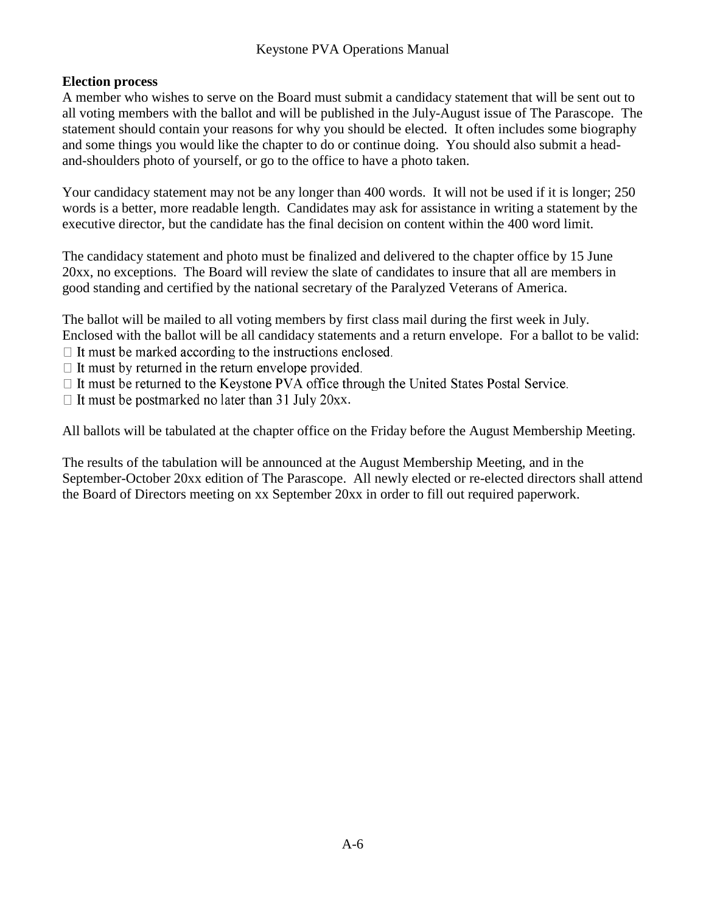**Election process**

A member who wishes to serve on the Board must submit a candidacy statement that will be sent out to all voting members with the ballot and will be published in the July-August issue of The Parascope. The statement should contain your reasons for why you should be elected. It often includes some biography and some things you would like the chapter to do or continue doing. You should also submit a head-and-shoulders photo of yourself, or go to the office to have a photo taken.

Your candidacy statement may not be any longer than 400 words. It will not be used if it is longer; 250 words is a better, more readable length. Candidates may ask for assistance in writing a statement by the executive director, but the candidate has the final decision on content within the 400 word limit.

The candidacy statement and photo must be finalized and delivered to the chapter office by 15 June 20xx, no exceptions. The Board will review the slate of candidates to insure that all are members in good standing and certified by the national secretary of the Paralyzed Veterans of America.

The ballot will be mailed to all voting members by first class mail during the first week in July. Enclosed with the ballot will be all candidacy statements and a return envelope. For a ballot to be valid:

- It must be marked according to the instructions enclosed.
- It must by returned in the return envelope provided.
- It must be returned to the Keystone PVA office through the United States Postal Service.
- It must be postmarked no later than 31 July 20xx.

All ballots will be tabulated at the chapter office on the Friday before the August Membership Meeting.

The results of the tabulation will be announced at the August Membership Meeting, and in the September-October 20xx edition of The Parascope. All newly elected or re-elected directors shall attend the Board of Directors meeting on xx September 20xx in order to fill out required paperwork.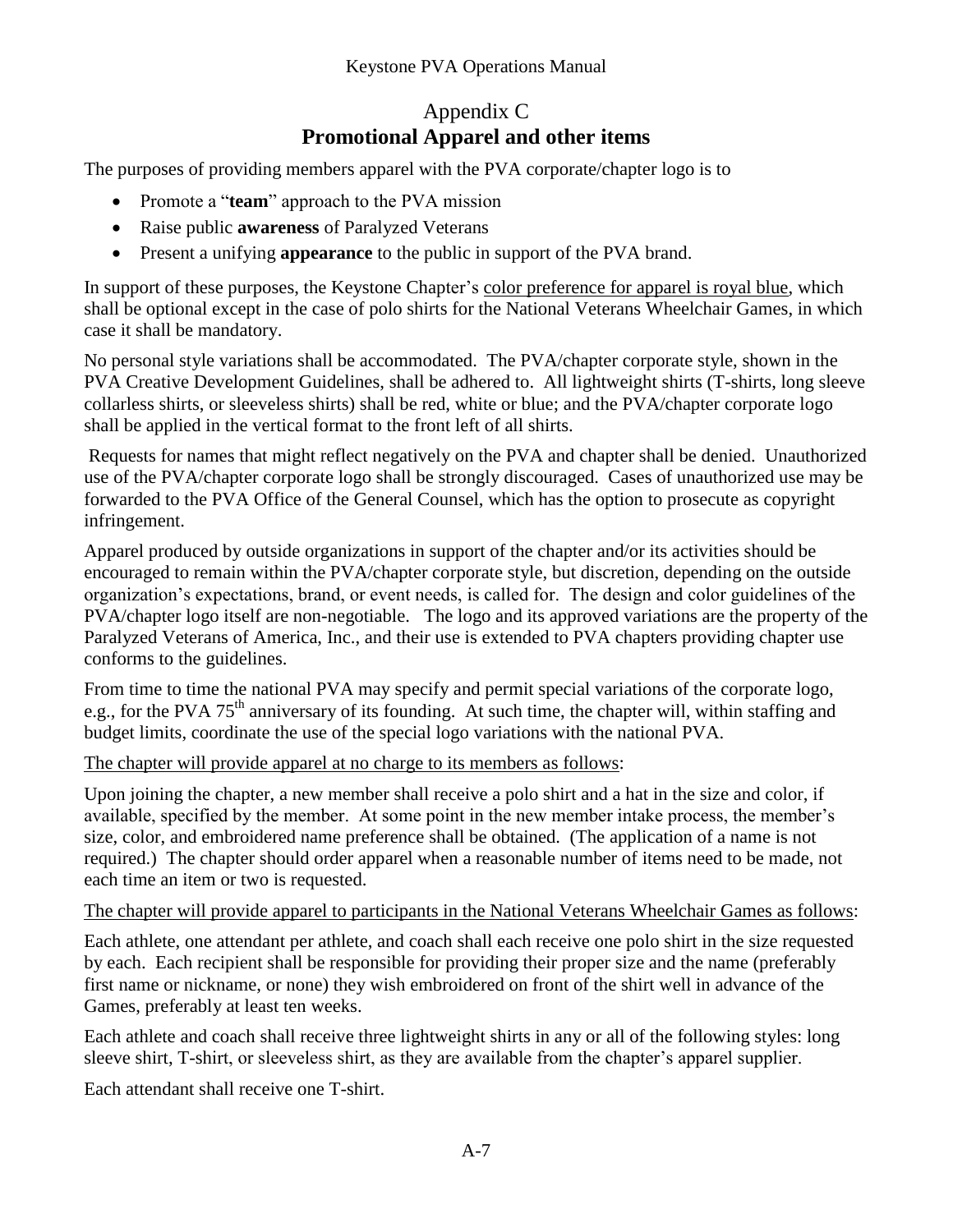# Appendix C
## Promotional Apparel and other items

The purposes of providing members apparel with the PVA corporate/chapter logo is to

- Promote a "**team**" approach to the PVA mission
- Raise public **awareness** of Paralyzed Veterans
- Present a unifying **appearance** to the public in support of the PVA brand.

In support of these purposes, the Keystone Chapter's color preference for apparel is royal blue, which shall be optional except in the case of polo shirts for the National Veterans Wheelchair Games, in which case it shall be mandatory.

No personal style variations shall be accommodated. The PVA/chapter corporate style, shown in the PVA Creative Development Guidelines, shall be adhered to. All lightweight shirts (T-shirts, long sleeve collarless shirts, or sleeveless shirts) shall be red, white or blue; and the PVA/chapter corporate logo shall be applied in the vertical format to the front left of all shirts.

Requests for names that might reflect negatively on the PVA and chapter shall be denied. Unauthorized use of the PVA/chapter corporate logo shall be strongly discouraged. Cases of unauthorized use may be forwarded to the PVA Office of the General Counsel, which has the option to prosecute as copyright infringement.

Apparel produced by outside organizations in support of the chapter and/or its activities should be encouraged to remain within the PVA/chapter corporate style, but discretion, depending on the outside organization's expectations, brand, or event needs, is called for. The design and color guidelines of the PVA/chapter logo itself are non-negotiable. The logo and its approved variations are the property of the Paralyzed Veterans of America, Inc., and their use is extended to PVA chapters providing chapter use conforms to the guidelines.

From time to time the national PVA may specify and permit special variations of the corporate logo, e.g., for the PVA 75th anniversary of its founding. At such time, the chapter will, within staffing and budget limits, coordinate the use of the special logo variations with the national PVA.

The chapter will provide apparel at no charge to its members as follows:

Upon joining the chapter, a new member shall receive a polo shirt and a hat in the size and color, if available, specified by the member. At some point in the new member intake process, the member's size, color, and embroidered name preference shall be obtained. (The application of a name is not required.) The chapter should order apparel when a reasonable number of items need to be made, not each time an item or two is requested.

The chapter will provide apparel to participants in the National Veterans Wheelchair Games as follows:

Each athlete, one attendant per athlete, and coach shall each receive one polo shirt in the size requested by each. Each recipient shall be responsible for providing their proper size and the name (preferably first name or nickname, or none) they wish embroidered on front of the shirt well in advance of the Games, preferably at least ten weeks.

Each athlete and coach shall receive three lightweight shirts in any or all of the following styles: long sleeve shirt, T-shirt, or sleeveless shirt, as they are available from the chapter's apparel supplier.

Each attendant shall receive one T-shirt.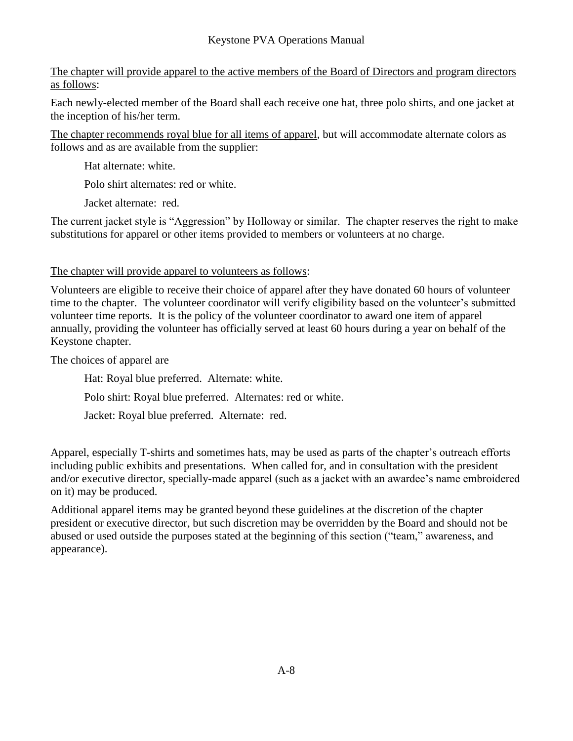<u>The chapter will provide apparel to the active members of the Board of Directors and program directors as follows</u>:

Each newly-elected member of the Board shall each receive one hat, three polo shirts, and one jacket at the inception of his/her term.

<u>The chapter recommends royal blue for all items of apparel</u>, but will accommodate alternate colors as follows and as are available from the supplier:

Hat alternate: white.

Polo shirt alternates: red or white.

Jacket alternate: red.

The current jacket style is "Aggression" by Holloway or similar. The chapter reserves the right to make substitutions for apparel or other items provided to members or volunteers at no charge.

<u>The chapter will provide apparel to volunteers as follows</u>:

Volunteers are eligible to receive their choice of apparel after they have donated 60 hours of volunteer time to the chapter. The volunteer coordinator will verify eligibility based on the volunteer's submitted volunteer time reports. It is the policy of the volunteer coordinator to award one item of apparel annually, providing the volunteer has officially served at least 60 hours during a year on behalf of the Keystone chapter.

The choices of apparel are

Hat: Royal blue preferred. Alternate: white.

Polo shirt: Royal blue preferred. Alternates: red or white.

Jacket: Royal blue preferred. Alternate: red.

Apparel, especially T-shirts and sometimes hats, may be used as parts of the chapter's outreach efforts including public exhibits and presentations. When called for, and in consultation with the president and/or executive director, specially-made apparel (such as a jacket with an awardee's name embroidered on it) may be produced.

Additional apparel items may be granted beyond these guidelines at the discretion of the chapter president or executive director, but such discretion may be overridden by the Board and should not be abused or used outside the purposes stated at the beginning of this section ("team," awareness, and appearance).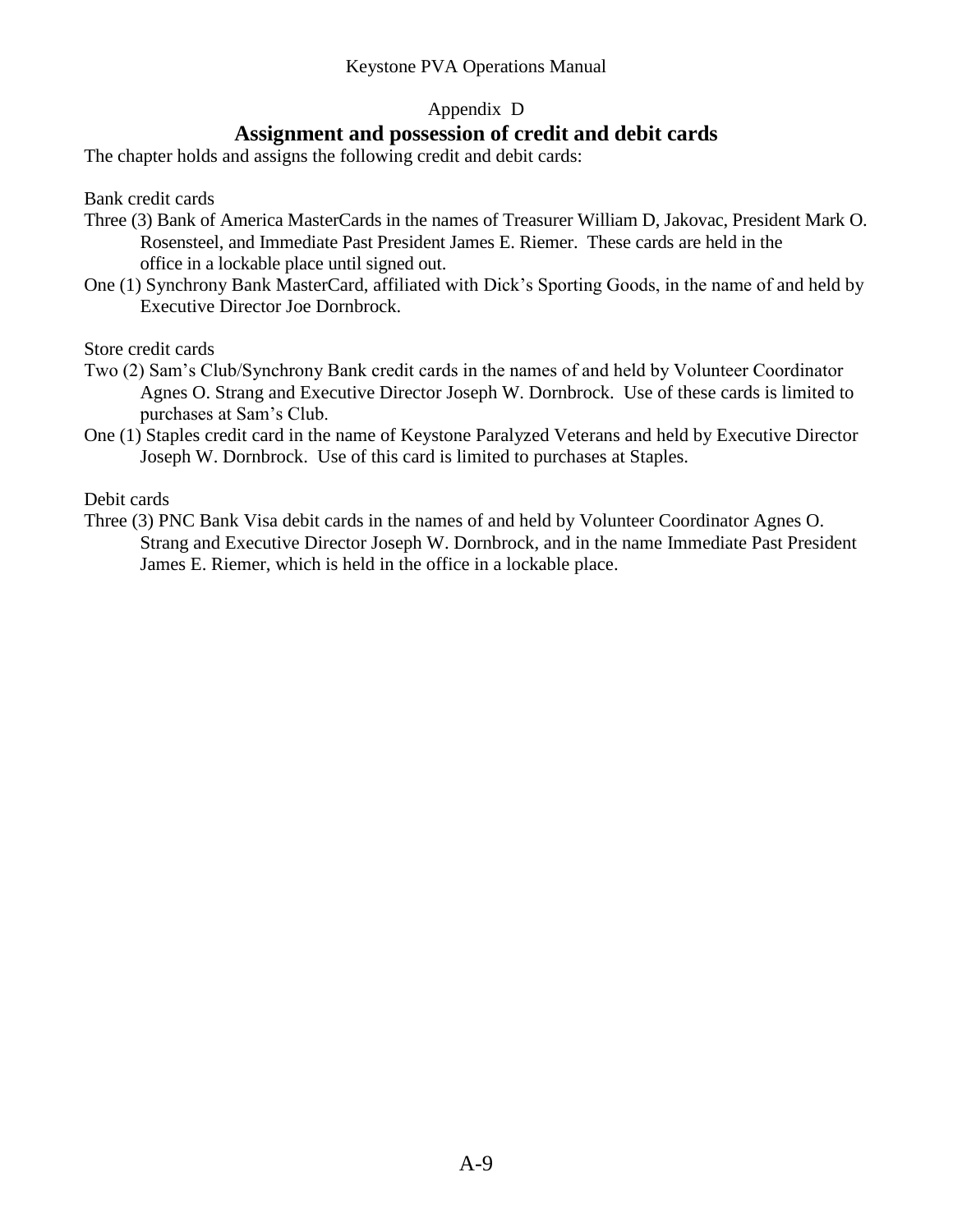Appendix D

## Assignment and possession of credit and debit cards

The chapter holds and assigns the following credit and debit cards:

Bank credit cards

Three (3) Bank of America MasterCards in the names of Treasurer William D, Jakovac, President Mark O. Rosensteel, and Immediate Past President James E. Riemer. These cards are held in the office in a lockable place until signed out.

One (1) Synchrony Bank MasterCard, affiliated with Dick's Sporting Goods, in the name of and held by Executive Director Joe Dornbrock.

Store credit cards

Two (2) Sam's Club/Synchrony Bank credit cards in the names of and held by Volunteer Coordinator Agnes O. Strang and Executive Director Joseph W. Dornbrock. Use of these cards is limited to purchases at Sam's Club.

One (1) Staples credit card in the name of Keystone Paralyzed Veterans and held by Executive Director Joseph W. Dornbrock. Use of this card is limited to purchases at Staples.

Debit cards

Three (3) PNC Bank Visa debit cards in the names of and held by Volunteer Coordinator Agnes O. Strang and Executive Director Joseph W. Dornbrock, and in the name Immediate Past President James E. Riemer, which is held in the office in a lockable place.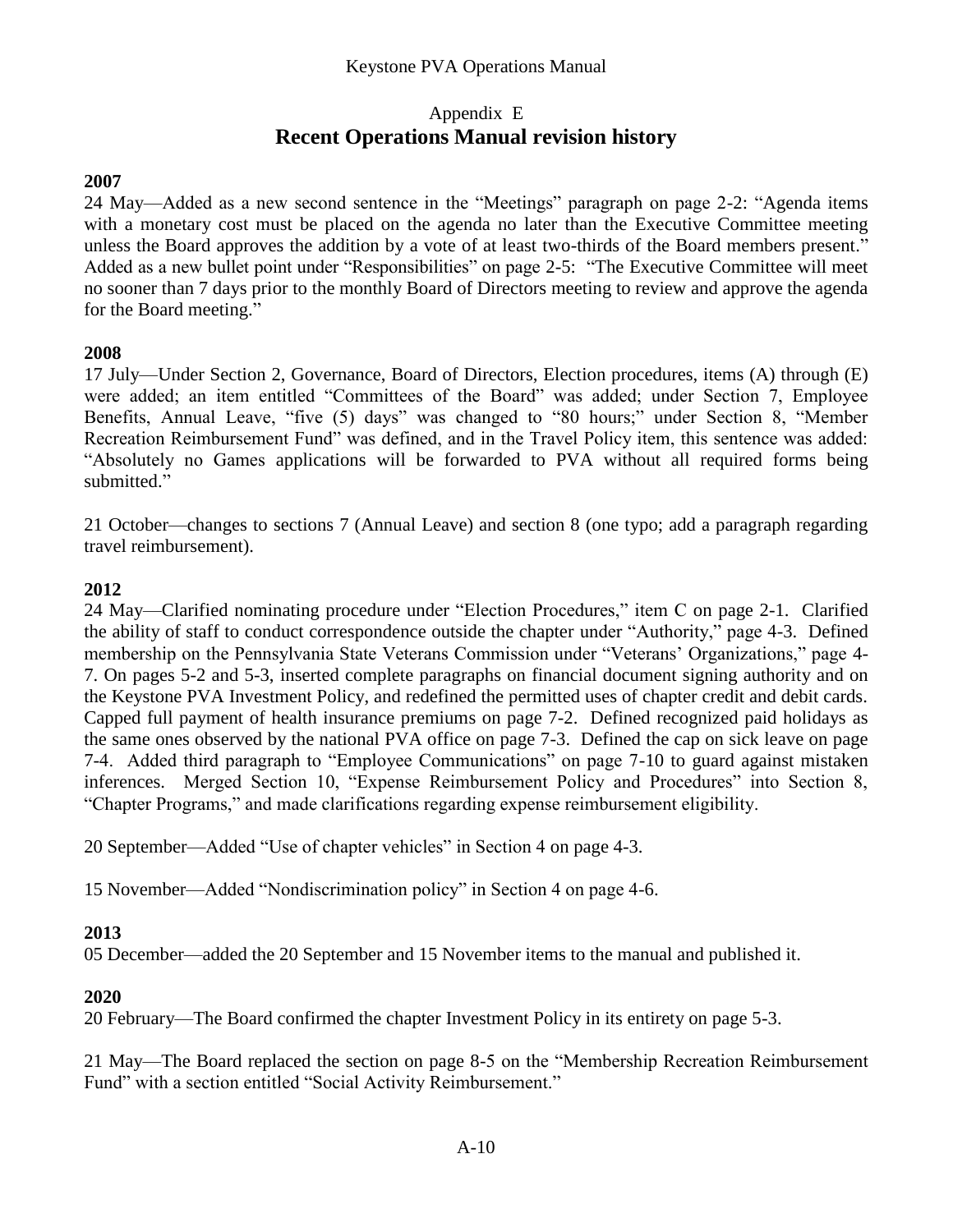Appendix E

# Recent Operations Manual revision history

**2007**

24 May—Added as a new second sentence in the "Meetings" paragraph on page 2-2: "Agenda items with a monetary cost must be placed on the agenda no later than the Executive Committee meeting unless the Board approves the addition by a vote of at least two-thirds of the Board members present." Added as a new bullet point under "Responsibilities" on page 2-5: "The Executive Committee will meet no sooner than 7 days prior to the monthly Board of Directors meeting to review and approve the agenda for the Board meeting."

**2008**

17 July—Under Section 2, Governance, Board of Directors, Election procedures, items (A) through (E) were added; an item entitled "Committees of the Board" was added; under Section 7, Employee Benefits, Annual Leave, "five (5) days" was changed to "80 hours;" under Section 8, "Member Recreation Reimbursement Fund" was defined, and in the Travel Policy item, this sentence was added: "Absolutely no Games applications will be forwarded to PVA without all required forms being submitted."

21 October—changes to sections 7 (Annual Leave) and section 8 (one typo; add a paragraph regarding travel reimbursement).

**2012**

24 May—Clarified nominating procedure under "Election Procedures," item C on page 2-1. Clarified the ability of staff to conduct correspondence outside the chapter under "Authority," page 4-3. Defined membership on the Pennsylvania State Veterans Commission under "Veterans' Organizations," page 4-7. On pages 5-2 and 5-3, inserted complete paragraphs on financial document signing authority and on the Keystone PVA Investment Policy, and redefined the permitted uses of chapter credit and debit cards. Capped full payment of health insurance premiums on page 7-2. Defined recognized paid holidays as the same ones observed by the national PVA office on page 7-3. Defined the cap on sick leave on page 7-4. Added third paragraph to "Employee Communications" on page 7-10 to guard against mistaken inferences. Merged Section 10, "Expense Reimbursement Policy and Procedures" into Section 8, "Chapter Programs," and made clarifications regarding expense reimbursement eligibility.

20 September—Added "Use of chapter vehicles" in Section 4 on page 4-3.

15 November—Added "Nondiscrimination policy" in Section 4 on page 4-6.

**2013**

05 December—added the 20 September and 15 November items to the manual and published it.

**2020**

20 February—The Board confirmed the chapter Investment Policy in its entirety on page 5-3.

21 May—The Board replaced the section on page 8-5 on the "Membership Recreation Reimbursement Fund" with a section entitled "Social Activity Reimbursement."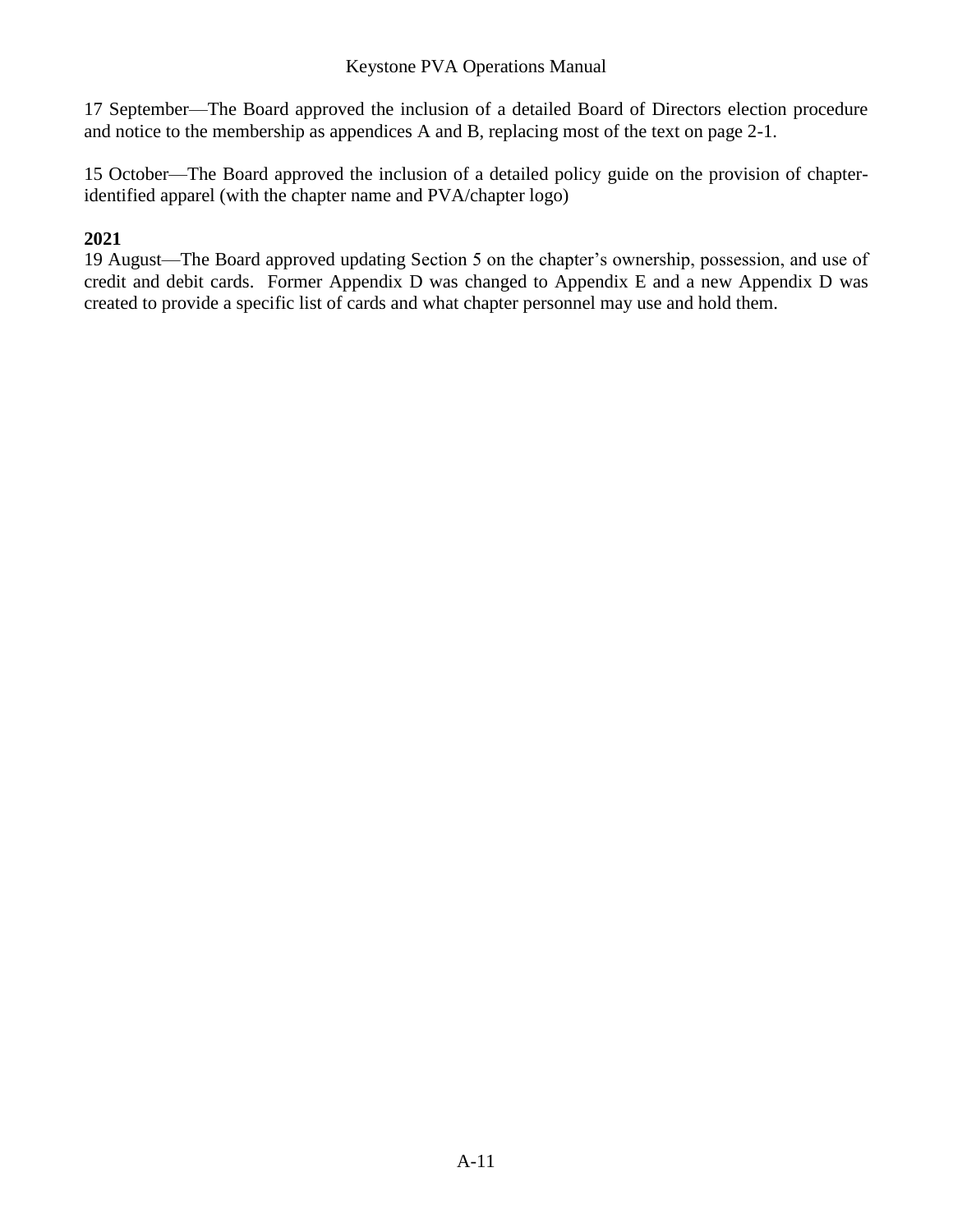17 September—The Board approved the inclusion of a detailed Board of Directors election procedure and notice to the membership as appendices A and B, replacing most of the text on page 2-1.

15 October—The Board approved the inclusion of a detailed policy guide on the provision of chapter-identified apparel (with the chapter name and PVA/chapter logo)

**2021**

19 August—The Board approved updating Section 5 on the chapter's ownership, possession, and use of credit and debit cards. Former Appendix D was changed to Appendix E and a new Appendix D was created to provide a specific list of cards and what chapter personnel may use and hold them.